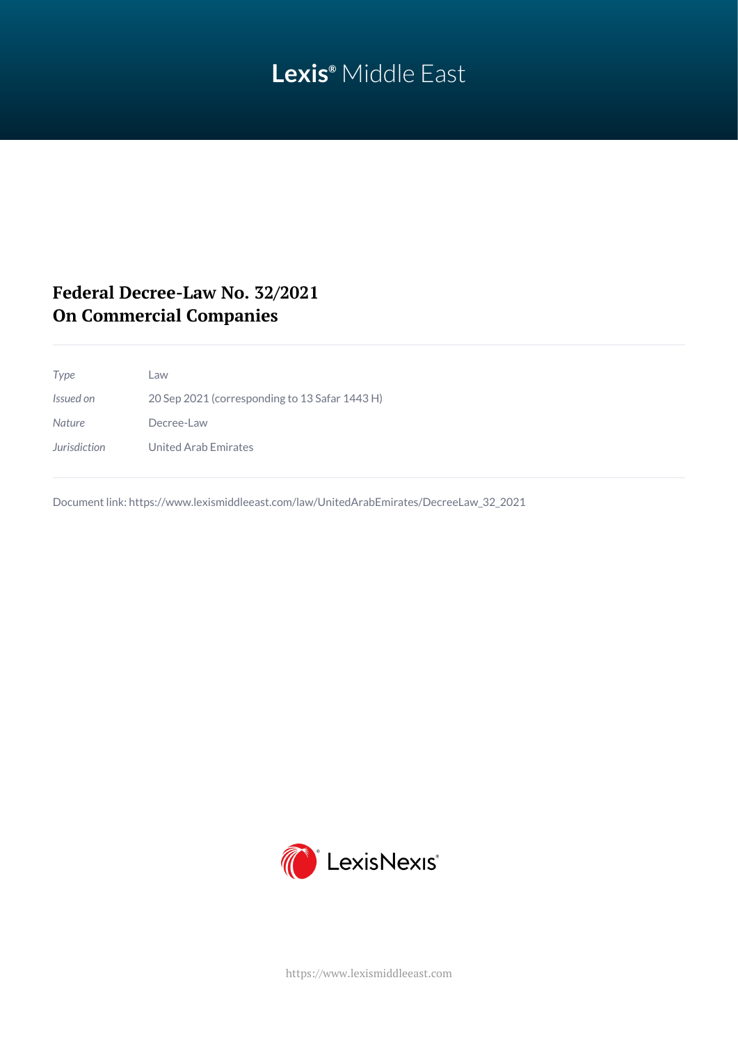# Federal Decree-Law No. 32/2021
# On Commercial Companies

| | |
|---|---|
| *Type* | Law |
| *Issued on* | 20 Sep 2021 (corresponding to 13 Safar 1443 H) |
| *Nature* | Decree-Law |
| *Jurisdiction* | United Arab Emirates |

Document link: https://www.lexismiddleeast.com/law/UnitedArabEmirates/DecreeLaw_32_2021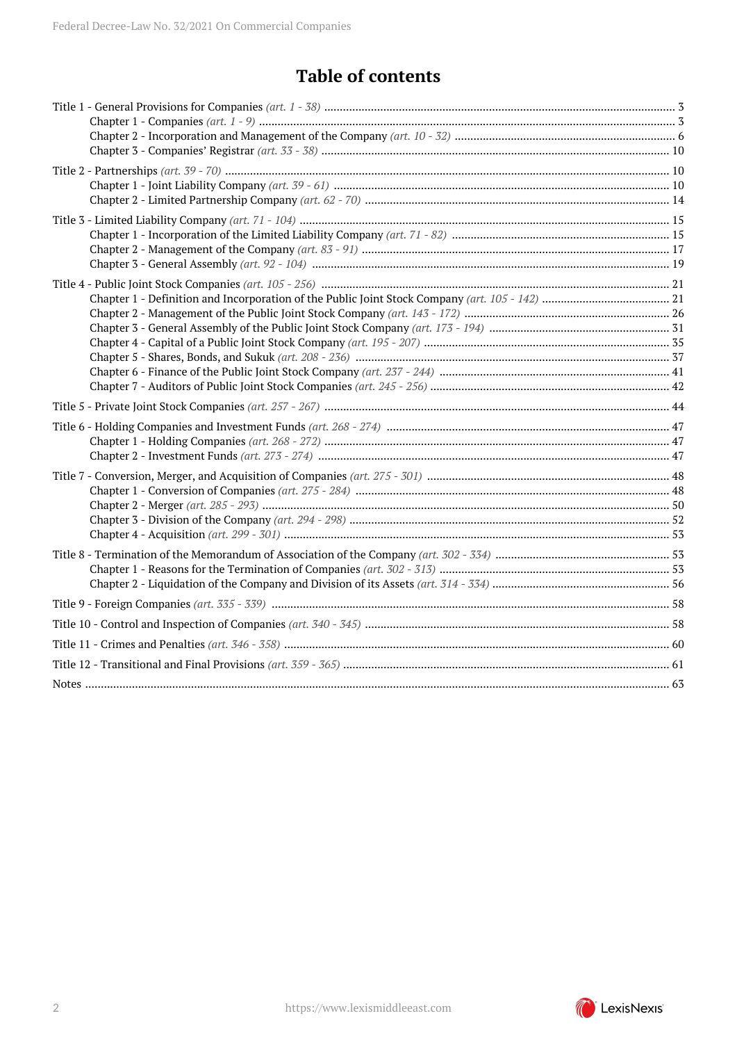# Table of contents

Title 1 - General Provisions for Companies *(art. 1 - 38)* ..... 3
- Chapter 1 - Companies *(art. 1 - 9)* ..... 3
- Chapter 2 - Incorporation and Management of the Company *(art. 10 - 32)* ..... 6
- Chapter 3 - Companies' Registrar *(art. 33 - 38)* ..... 10

Title 2 - Partnerships *(art. 39 - 70)* ..... 10
- Chapter 1 - Joint Liability Company *(art. 39 - 61)* ..... 10
- Chapter 2 - Limited Partnership Company *(art. 62 - 70)* ..... 14

Title 3 - Limited Liability Company *(art. 71 - 104)* ..... 15
- Chapter 1 - Incorporation of the Limited Liability Company *(art. 71 - 82)* ..... 15
- Chapter 2 - Management of the Company *(art. 83 - 91)* ..... 17
- Chapter 3 - General Assembly *(art. 92 - 104)* ..... 19

Title 4 - Public Joint Stock Companies *(art. 105 - 256)* ..... 21
- Chapter 1 - Definition and Incorporation of the Public Joint Stock Company *(art. 105 - 142)* ..... 21
- Chapter 2 - Management of the Public Joint Stock Company *(art. 143 - 172)* ..... 26
- Chapter 3 - General Assembly of the Public Joint Stock Company *(art. 173 - 194)* ..... 31
- Chapter 4 - Capital of a Public Joint Stock Company *(art. 195 - 207)* ..... 35
- Chapter 5 - Shares, Bonds, and Sukuk *(art. 208 - 236)* ..... 37
- Chapter 6 - Finance of the Public Joint Stock Company *(art. 237 - 244)* ..... 41
- Chapter 7 - Auditors of Public Joint Stock Companies *(art. 245 - 256)* ..... 42

Title 5 - Private Joint Stock Companies *(art. 257 - 267)* ..... 44

Title 6 - Holding Companies and Investment Funds *(art. 268 - 274)* ..... 47
- Chapter 1 - Holding Companies *(art. 268 - 272)* ..... 47
- Chapter 2 - Investment Funds *(art. 273 - 274)* ..... 47

Title 7 - Conversion, Merger, and Acquisition of Companies *(art. 275 - 301)* ..... 48
- Chapter 1 - Conversion of Companies *(art. 275 - 284)* ..... 48
- Chapter 2 - Merger *(art. 285 - 293)* ..... 50
- Chapter 3 - Division of the Company *(art. 294 - 298)* ..... 52
- Chapter 4 - Acquisition *(art. 299 - 301)* ..... 53

Title 8 - Termination of the Memorandum of Association of the Company *(art. 302 - 334)* ..... 53
- Chapter 1 - Reasons for the Termination of Companies *(art. 302 - 313)* ..... 53
- Chapter 2 - Liquidation of the Company and Division of its Assets *(art. 314 - 334)* ..... 56

Title 9 - Foreign Companies *(art. 335 - 339)* ..... 58

Title 10 - Control and Inspection of Companies *(art. 340 - 345)* ..... 58

Title 11 - Crimes and Penalties *(art. 346 - 358)* ..... 60

Title 12 - Transitional and Final Provisions *(art. 359 - 365)* ..... 61

Notes ..... 63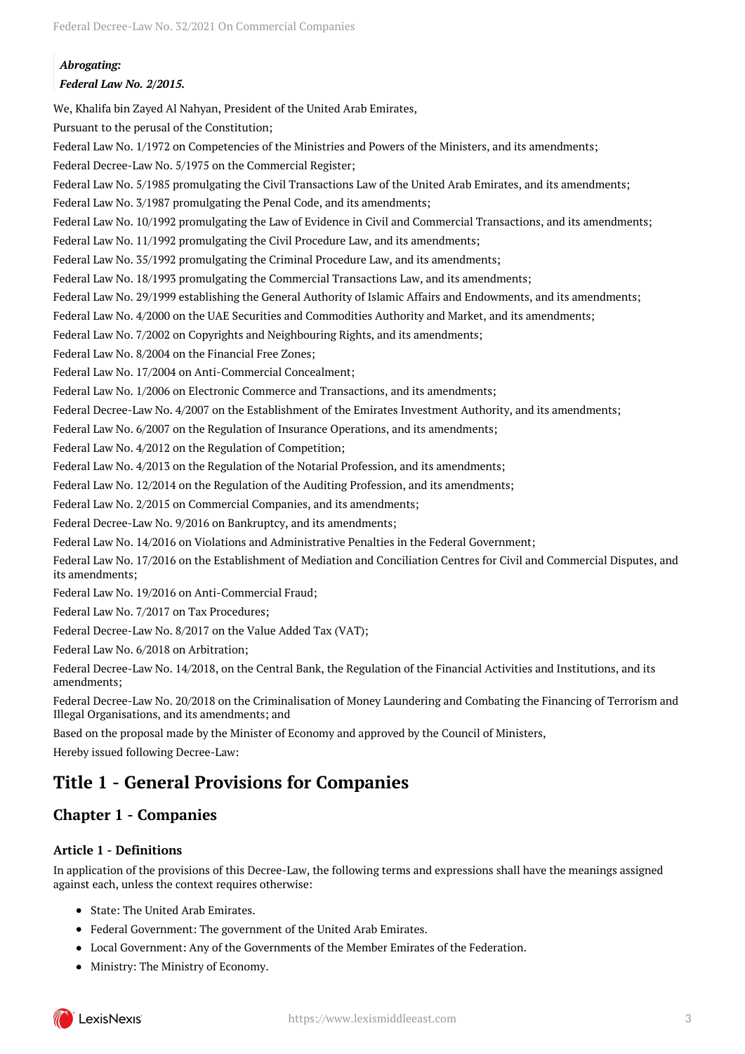*Abrogating:*

***Federal Law No. 2/2015.***

We, Khalifa bin Zayed Al Nahyan, President of the United Arab Emirates,

Pursuant to the perusal of the Constitution;

Federal Law No. 1/1972 on Competencies of the Ministries and Powers of the Ministers, and its amendments;

Federal Decree-Law No. 5/1975 on the Commercial Register;

Federal Law No. 5/1985 promulgating the Civil Transactions Law of the United Arab Emirates, and its amendments;

Federal Law No. 3/1987 promulgating the Penal Code, and its amendments;

Federal Law No. 10/1992 promulgating the Law of Evidence in Civil and Commercial Transactions, and its amendments;

Federal Law No. 11/1992 promulgating the Civil Procedure Law, and its amendments;

Federal Law No. 35/1992 promulgating the Criminal Procedure Law, and its amendments;

Federal Law No. 18/1993 promulgating the Commercial Transactions Law, and its amendments;

Federal Law No. 29/1999 establishing the General Authority of Islamic Affairs and Endowments, and its amendments;

Federal Law No. 4/2000 on the UAE Securities and Commodities Authority and Market, and its amendments;

Federal Law No. 7/2002 on Copyrights and Neighbouring Rights, and its amendments;

Federal Law No. 8/2004 on the Financial Free Zones;

Federal Law No. 17/2004 on Anti-Commercial Concealment;

Federal Law No. 1/2006 on Electronic Commerce and Transactions, and its amendments;

Federal Decree-Law No. 4/2007 on the Establishment of the Emirates Investment Authority, and its amendments;

Federal Law No. 6/2007 on the Regulation of Insurance Operations, and its amendments;

Federal Law No. 4/2012 on the Regulation of Competition;

Federal Law No. 4/2013 on the Regulation of the Notarial Profession, and its amendments;

Federal Law No. 12/2014 on the Regulation of the Auditing Profession, and its amendments;

Federal Law No. 2/2015 on Commercial Companies, and its amendments;

Federal Decree-Law No. 9/2016 on Bankruptcy, and its amendments;

Federal Law No. 14/2016 on Violations and Administrative Penalties in the Federal Government;

Federal Law No. 17/2016 on the Establishment of Mediation and Conciliation Centres for Civil and Commercial Disputes, and its amendments;

Federal Law No. 19/2016 on Anti-Commercial Fraud;

Federal Law No. 7/2017 on Tax Procedures;

Federal Decree-Law No. 8/2017 on the Value Added Tax (VAT);

Federal Law No. 6/2018 on Arbitration;

Federal Decree-Law No. 14/2018, on the Central Bank, the Regulation of the Financial Activities and Institutions, and its amendments;

Federal Decree-Law No. 20/2018 on the Criminalisation of Money Laundering and Combating the Financing of Terrorism and Illegal Organisations, and its amendments; and

Based on the proposal made by the Minister of Economy and approved by the Council of Ministers,

Hereby issued following Decree-Law:

## Title 1 - General Provisions for Companies

### Chapter 1 - Companies

#### Article 1 - Definitions

In application of the provisions of this Decree-Law, the following terms and expressions shall have the meanings assigned against each, unless the context requires otherwise:

- State: The United Arab Emirates.
- Federal Government: The government of the United Arab Emirates.
- Local Government: Any of the Governments of the Member Emirates of the Federation.
- Ministry: The Ministry of Economy.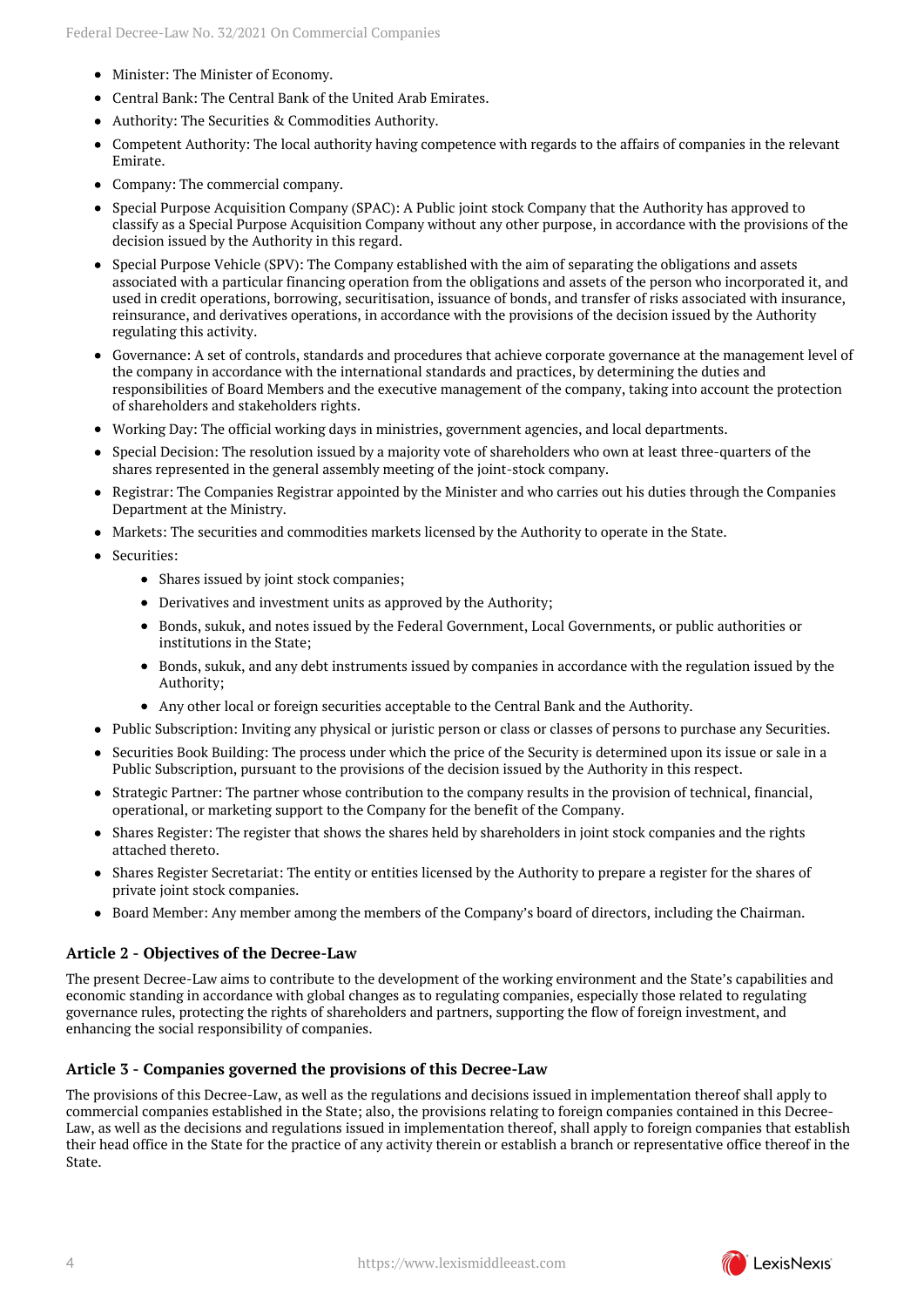- Minister: The Minister of Economy.
- Central Bank: The Central Bank of the United Arab Emirates.
- Authority: The Securities & Commodities Authority.
- Competent Authority: The local authority having competence with regards to the affairs of companies in the relevant Emirate.
- Company: The commercial company.
- Special Purpose Acquisition Company (SPAC): A Public joint stock Company that the Authority has approved to classify as a Special Purpose Acquisition Company without any other purpose, in accordance with the provisions of the decision issued by the Authority in this regard.
- Special Purpose Vehicle (SPV): The Company established with the aim of separating the obligations and assets associated with a particular financing operation from the obligations and assets of the person who incorporated it, and used in credit operations, borrowing, securitisation, issuance of bonds, and transfer of risks associated with insurance, reinsurance, and derivatives operations, in accordance with the provisions of the decision issued by the Authority regulating this activity.
- Governance: A set of controls, standards and procedures that achieve corporate governance at the management level of the company in accordance with the international standards and practices, by determining the duties and responsibilities of Board Members and the executive management of the company, taking into account the protection of shareholders and stakeholders rights.
- Working Day: The official working days in ministries, government agencies, and local departments.
- Special Decision: The resolution issued by a majority vote of shareholders who own at least three-quarters of the shares represented in the general assembly meeting of the joint-stock company.
- Registrar: The Companies Registrar appointed by the Minister and who carries out his duties through the Companies Department at the Ministry.
- Markets: The securities and commodities markets licensed by the Authority to operate in the State.
- Securities:
  - Shares issued by joint stock companies;
  - Derivatives and investment units as approved by the Authority;
  - Bonds, sukuk, and notes issued by the Federal Government, Local Governments, or public authorities or institutions in the State;
  - Bonds, sukuk, and any debt instruments issued by companies in accordance with the regulation issued by the Authority;
  - Any other local or foreign securities acceptable to the Central Bank and the Authority.
- Public Subscription: Inviting any physical or juristic person or class or classes of persons to purchase any Securities.
- Securities Book Building: The process under which the price of the Security is determined upon its issue or sale in a Public Subscription, pursuant to the provisions of the decision issued by the Authority in this respect.
- Strategic Partner: The partner whose contribution to the company results in the provision of technical, financial, operational, or marketing support to the Company for the benefit of the Company.
- Shares Register: The register that shows the shares held by shareholders in joint stock companies and the rights attached thereto.
- Shares Register Secretariat: The entity or entities licensed by the Authority to prepare a register for the shares of private joint stock companies.
- Board Member: Any member among the members of the Company's board of directors, including the Chairman.

### Article 2 - Objectives of the Decree-Law

The present Decree-Law aims to contribute to the development of the working environment and the State's capabilities and economic standing in accordance with global changes as to regulating companies, especially those related to regulating governance rules, protecting the rights of shareholders and partners, supporting the flow of foreign investment, and enhancing the social responsibility of companies.

### Article 3 - Companies governed the provisions of this Decree-Law

The provisions of this Decree-Law, as well as the regulations and decisions issued in implementation thereof shall apply to commercial companies established in the State; also, the provisions relating to foreign companies contained in this Decree-Law, as well as the decisions and regulations issued in implementation thereof, shall apply to foreign companies that establish their head office in the State for the practice of any activity therein or establish a branch or representative office thereof in the State.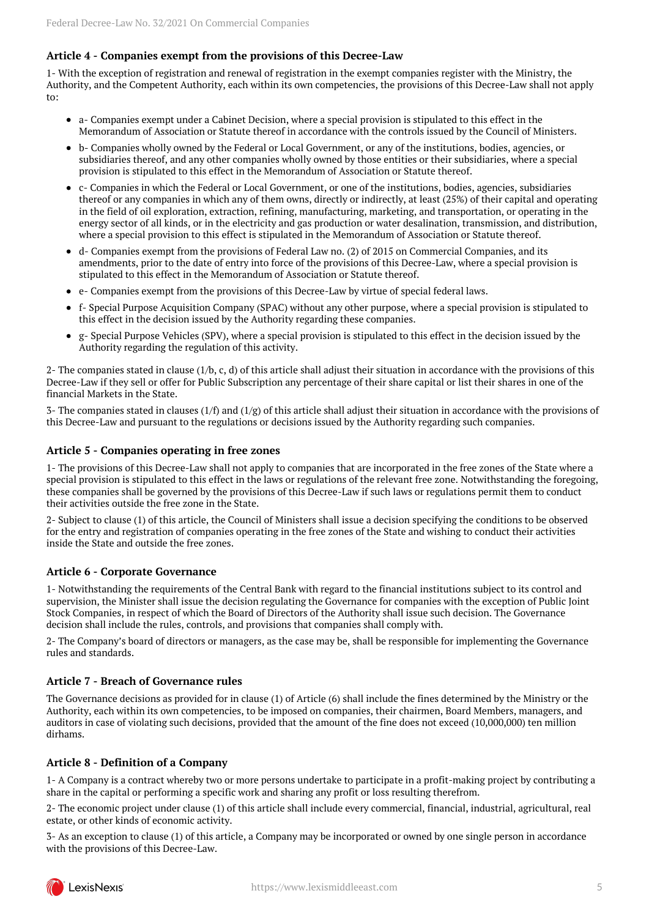### Article 4 - Companies exempt from the provisions of this Decree-Law

1- With the exception of registration and renewal of registration in the exempt companies register with the Ministry, the Authority, and the Competent Authority, each within its own competencies, the provisions of this Decree-Law shall not apply to:

- a- Companies exempt under a Cabinet Decision, where a special provision is stipulated to this effect in the Memorandum of Association or Statute thereof in accordance with the controls issued by the Council of Ministers.
- b- Companies wholly owned by the Federal or Local Government, or any of the institutions, bodies, agencies, or subsidiaries thereof, and any other companies wholly owned by those entities or their subsidiaries, where a special provision is stipulated to this effect in the Memorandum of Association or Statute thereof.
- c- Companies in which the Federal or Local Government, or one of the institutions, bodies, agencies, subsidiaries thereof or any companies in which any of them owns, directly or indirectly, at least (25%) of their capital and operating in the field of oil exploration, extraction, refining, manufacturing, marketing, and transportation, or operating in the energy sector of all kinds, or in the electricity and gas production or water desalination, transmission, and distribution, where a special provision to this effect is stipulated in the Memorandum of Association or Statute thereof.
- d- Companies exempt from the provisions of Federal Law no. (2) of 2015 on Commercial Companies, and its amendments, prior to the date of entry into force of the provisions of this Decree-Law, where a special provision is stipulated to this effect in the Memorandum of Association or Statute thereof.
- e- Companies exempt from the provisions of this Decree-Law by virtue of special federal laws.
- f- Special Purpose Acquisition Company (SPAC) without any other purpose, where a special provision is stipulated to this effect in the decision issued by the Authority regarding these companies.
- g- Special Purpose Vehicles (SPV), where a special provision is stipulated to this effect in the decision issued by the Authority regarding the regulation of this activity.

2- The companies stated in clause (1/b, c, d) of this article shall adjust their situation in accordance with the provisions of this Decree-Law if they sell or offer for Public Subscription any percentage of their share capital or list their shares in one of the financial Markets in the State.

3- The companies stated in clauses (1/f) and (1/g) of this article shall adjust their situation in accordance with the provisions of this Decree-Law and pursuant to the regulations or decisions issued by the Authority regarding such companies.

### Article 5 - Companies operating in free zones

1- The provisions of this Decree-Law shall not apply to companies that are incorporated in the free zones of the State where a special provision is stipulated to this effect in the laws or regulations of the relevant free zone. Notwithstanding the foregoing, these companies shall be governed by the provisions of this Decree-Law if such laws or regulations permit them to conduct their activities outside the free zone in the State.

2- Subject to clause (1) of this article, the Council of Ministers shall issue a decision specifying the conditions to be observed for the entry and registration of companies operating in the free zones of the State and wishing to conduct their activities inside the State and outside the free zones.

### Article 6 - Corporate Governance

1- Notwithstanding the requirements of the Central Bank with regard to the financial institutions subject to its control and supervision, the Minister shall issue the decision regulating the Governance for companies with the exception of Public Joint Stock Companies, in respect of which the Board of Directors of the Authority shall issue such decision. The Governance decision shall include the rules, controls, and provisions that companies shall comply with.

2- The Company's board of directors or managers, as the case may be, shall be responsible for implementing the Governance rules and standards.

### Article 7 - Breach of Governance rules

The Governance decisions as provided for in clause (1) of Article (6) shall include the fines determined by the Ministry or the Authority, each within its own competencies, to be imposed on companies, their chairmen, Board Members, managers, and auditors in case of violating such decisions, provided that the amount of the fine does not exceed (10,000,000) ten million dirhams.

### Article 8 - Definition of a Company

1- A Company is a contract whereby two or more persons undertake to participate in a profit-making project by contributing a share in the capital or performing a specific work and sharing any profit or loss resulting therefrom.

2- The economic project under clause (1) of this article shall include every commercial, financial, industrial, agricultural, real estate, or other kinds of economic activity.

3- As an exception to clause (1) of this article, a Company may be incorporated or owned by one single person in accordance with the provisions of this Decree-Law.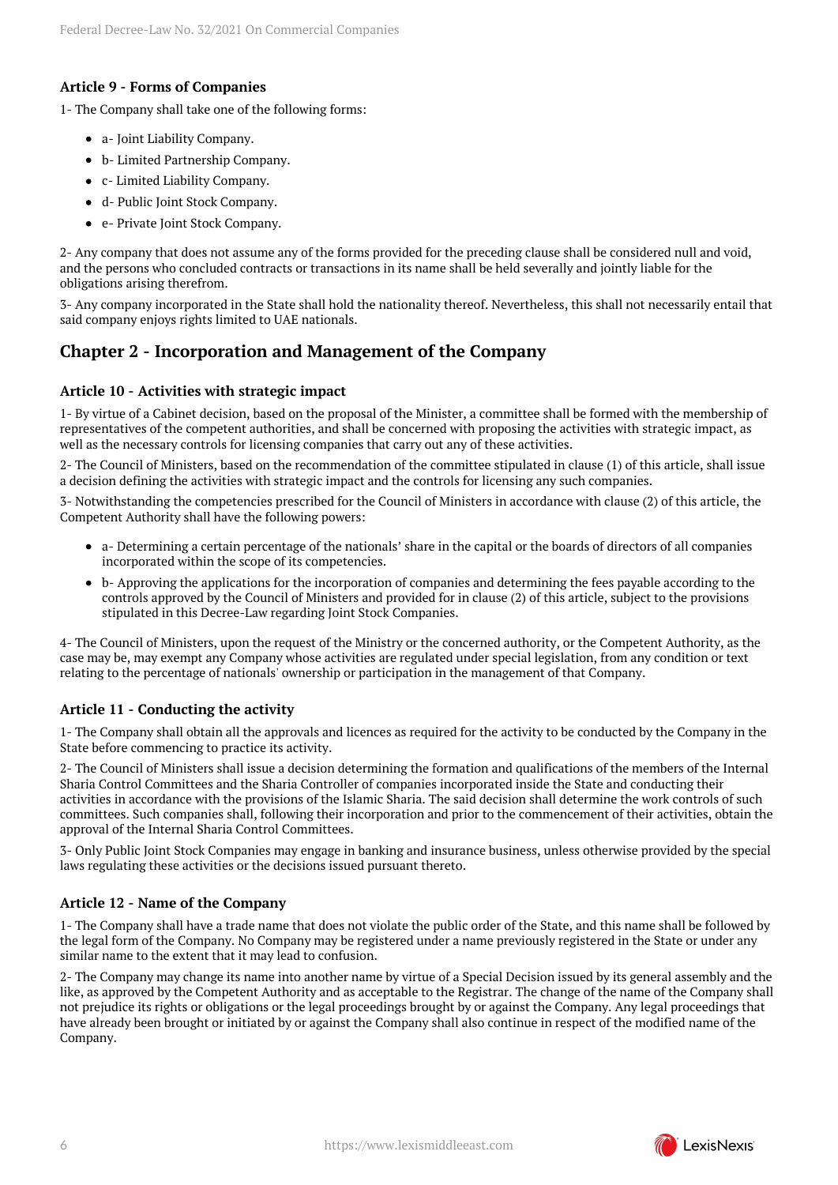### Article 9 - Forms of Companies

1- The Company shall take one of the following forms:

- a- Joint Liability Company.
- b- Limited Partnership Company.
- c- Limited Liability Company.
- d- Public Joint Stock Company.
- e- Private Joint Stock Company.

2- Any company that does not assume any of the forms provided for the preceding clause shall be considered null and void, and the persons who concluded contracts or transactions in its name shall be held severally and jointly liable for the obligations arising therefrom.

3- Any company incorporated in the State shall hold the nationality thereof. Nevertheless, this shall not necessarily entail that said company enjoys rights limited to UAE nationals.

## Chapter 2 - Incorporation and Management of the Company

### Article 10 - Activities with strategic impact

1- By virtue of a Cabinet decision, based on the proposal of the Minister, a committee shall be formed with the membership of representatives of the competent authorities, and shall be concerned with proposing the activities with strategic impact, as well as the necessary controls for licensing companies that carry out any of these activities.

2- The Council of Ministers, based on the recommendation of the committee stipulated in clause (1) of this article, shall issue a decision defining the activities with strategic impact and the controls for licensing any such companies.

3- Notwithstanding the competencies prescribed for the Council of Ministers in accordance with clause (2) of this article, the Competent Authority shall have the following powers:

- a- Determining a certain percentage of the nationals' share in the capital or the boards of directors of all companies incorporated within the scope of its competencies.
- b- Approving the applications for the incorporation of companies and determining the fees payable according to the controls approved by the Council of Ministers and provided for in clause (2) of this article, subject to the provisions stipulated in this Decree-Law regarding Joint Stock Companies.

4- The Council of Ministers, upon the request of the Ministry or the concerned authority, or the Competent Authority, as the case may be, may exempt any Company whose activities are regulated under special legislation, from any condition or text relating to the percentage of nationals' ownership or participation in the management of that Company.

### Article 11 - Conducting the activity

1- The Company shall obtain all the approvals and licences as required for the activity to be conducted by the Company in the State before commencing to practice its activity.

2- The Council of Ministers shall issue a decision determining the formation and qualifications of the members of the Internal Sharia Control Committees and the Sharia Controller of companies incorporated inside the State and conducting their activities in accordance with the provisions of the Islamic Sharia. The said decision shall determine the work controls of such committees. Such companies shall, following their incorporation and prior to the commencement of their activities, obtain the approval of the Internal Sharia Control Committees.

3- Only Public Joint Stock Companies may engage in banking and insurance business, unless otherwise provided by the special laws regulating these activities or the decisions issued pursuant thereto.

### Article 12 - Name of the Company

1- The Company shall have a trade name that does not violate the public order of the State, and this name shall be followed by the legal form of the Company. No Company may be registered under a name previously registered in the State or under any similar name to the extent that it may lead to confusion.

2- The Company may change its name into another name by virtue of a Special Decision issued by its general assembly and the like, as approved by the Competent Authority and as acceptable to the Registrar. The change of the name of the Company shall not prejudice its rights or obligations or the legal proceedings brought by or against the Company. Any legal proceedings that have already been brought or initiated by or against the Company shall also continue in respect of the modified name of the Company.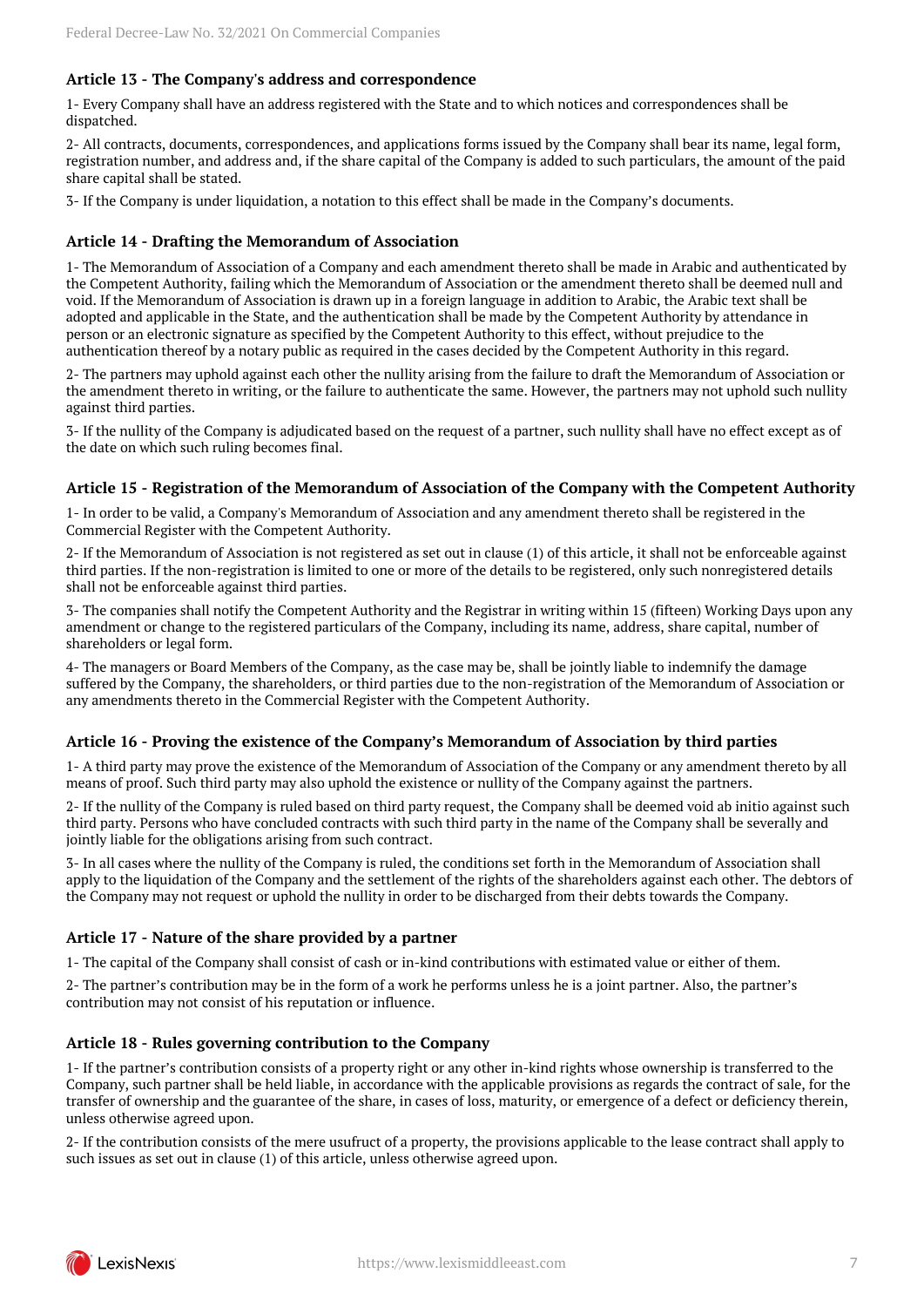### Article 13 - The Company's address and correspondence

1- Every Company shall have an address registered with the State and to which notices and correspondences shall be dispatched.

2- All contracts, documents, correspondences, and applications forms issued by the Company shall bear its name, legal form, registration number, and address and, if the share capital of the Company is added to such particulars, the amount of the paid share capital shall be stated.

3- If the Company is under liquidation, a notation to this effect shall be made in the Company's documents.

### Article 14 - Drafting the Memorandum of Association

1- The Memorandum of Association of a Company and each amendment thereto shall be made in Arabic and authenticated by the Competent Authority, failing which the Memorandum of Association or the amendment thereto shall be deemed null and void. If the Memorandum of Association is drawn up in a foreign language in addition to Arabic, the Arabic text shall be adopted and applicable in the State, and the authentication shall be made by the Competent Authority by attendance in person or an electronic signature as specified by the Competent Authority to this effect, without prejudice to the authentication thereof by a notary public as required in the cases decided by the Competent Authority in this regard.

2- The partners may uphold against each other the nullity arising from the failure to draft the Memorandum of Association or the amendment thereto in writing, or the failure to authenticate the same. However, the partners may not uphold such nullity against third parties.

3- If the nullity of the Company is adjudicated based on the request of a partner, such nullity shall have no effect except as of the date on which such ruling becomes final.

### Article 15 - Registration of the Memorandum of Association of the Company with the Competent Authority

1- In order to be valid, a Company's Memorandum of Association and any amendment thereto shall be registered in the Commercial Register with the Competent Authority.

2- If the Memorandum of Association is not registered as set out in clause (1) of this article, it shall not be enforceable against third parties. If the non-registration is limited to one or more of the details to be registered, only such nonregistered details shall not be enforceable against third parties.

3- The companies shall notify the Competent Authority and the Registrar in writing within 15 (fifteen) Working Days upon any amendment or change to the registered particulars of the Company, including its name, address, share capital, number of shareholders or legal form.

4- The managers or Board Members of the Company, as the case may be, shall be jointly liable to indemnify the damage suffered by the Company, the shareholders, or third parties due to the non-registration of the Memorandum of Association or any amendments thereto in the Commercial Register with the Competent Authority.

### Article 16 - Proving the existence of the Company's Memorandum of Association by third parties

1- A third party may prove the existence of the Memorandum of Association of the Company or any amendment thereto by all means of proof. Such third party may also uphold the existence or nullity of the Company against the partners.

2- If the nullity of the Company is ruled based on third party request, the Company shall be deemed void ab initio against such third party. Persons who have concluded contracts with such third party in the name of the Company shall be severally and jointly liable for the obligations arising from such contract.

3- In all cases where the nullity of the Company is ruled, the conditions set forth in the Memorandum of Association shall apply to the liquidation of the Company and the settlement of the rights of the shareholders against each other. The debtors of the Company may not request or uphold the nullity in order to be discharged from their debts towards the Company.

### Article 17 - Nature of the share provided by a partner

1- The capital of the Company shall consist of cash or in-kind contributions with estimated value or either of them.

2- The partner's contribution may be in the form of a work he performs unless he is a joint partner. Also, the partner's contribution may not consist of his reputation or influence.

### Article 18 - Rules governing contribution to the Company

1- If the partner's contribution consists of a property right or any other in-kind rights whose ownership is transferred to the Company, such partner shall be held liable, in accordance with the applicable provisions as regards the contract of sale, for the transfer of ownership and the guarantee of the share, in cases of loss, maturity, or emergence of a defect or deficiency therein, unless otherwise agreed upon.

2- If the contribution consists of the mere usufruct of a property, the provisions applicable to the lease contract shall apply to such issues as set out in clause (1) of this article, unless otherwise agreed upon.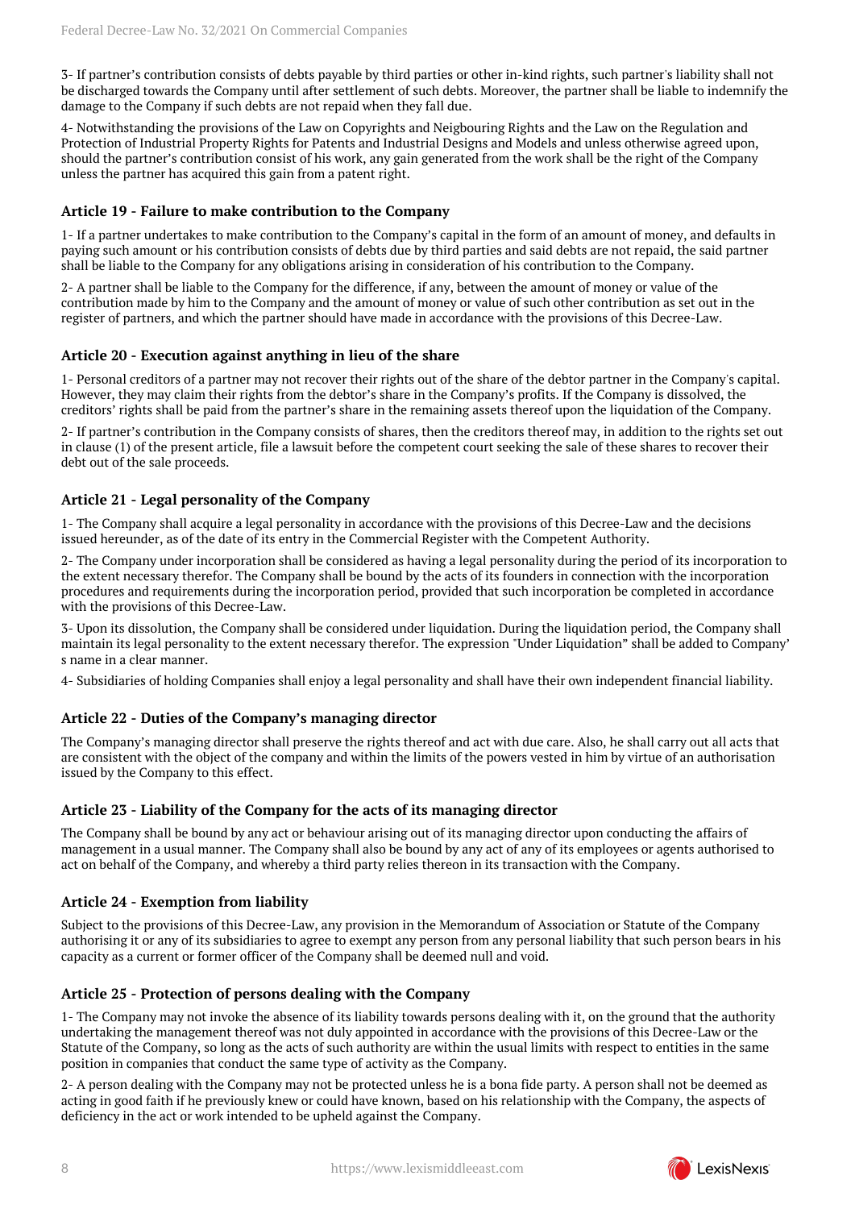3- If partner's contribution consists of debts payable by third parties or other in-kind rights, such partner's liability shall not be discharged towards the Company until after settlement of such debts. Moreover, the partner shall be liable to indemnify the damage to the Company if such debts are not repaid when they fall due.

4- Notwithstanding the provisions of the Law on Copyrights and Neigbouring Rights and the Law on the Regulation and Protection of Industrial Property Rights for Patents and Industrial Designs and Models and unless otherwise agreed upon, should the partner's contribution consist of his work, any gain generated from the work shall be the right of the Company unless the partner has acquired this gain from a patent right.

### Article 19 - Failure to make contribution to the Company

1- If a partner undertakes to make contribution to the Company's capital in the form of an amount of money, and defaults in paying such amount or his contribution consists of debts due by third parties and said debts are not repaid, the said partner shall be liable to the Company for any obligations arising in consideration of his contribution to the Company.

2- A partner shall be liable to the Company for the difference, if any, between the amount of money or value of the contribution made by him to the Company and the amount of money or value of such other contribution as set out in the register of partners, and which the partner should have made in accordance with the provisions of this Decree-Law.

### Article 20 - Execution against anything in lieu of the share

1- Personal creditors of a partner may not recover their rights out of the share of the debtor partner in the Company's capital. However, they may claim their rights from the debtor's share in the Company's profits. If the Company is dissolved, the creditors' rights shall be paid from the partner's share in the remaining assets thereof upon the liquidation of the Company.

2- If partner's contribution in the Company consists of shares, then the creditors thereof may, in addition to the rights set out in clause (1) of the present article, file a lawsuit before the competent court seeking the sale of these shares to recover their debt out of the sale proceeds.

### Article 21 - Legal personality of the Company

1- The Company shall acquire a legal personality in accordance with the provisions of this Decree-Law and the decisions issued hereunder, as of the date of its entry in the Commercial Register with the Competent Authority.

2- The Company under incorporation shall be considered as having a legal personality during the period of its incorporation to the extent necessary therefor. The Company shall be bound by the acts of its founders in connection with the incorporation procedures and requirements during the incorporation period, provided that such incorporation be completed in accordance with the provisions of this Decree-Law.

3- Upon its dissolution, the Company shall be considered under liquidation. During the liquidation period, the Company shall maintain its legal personality to the extent necessary therefor. The expression "Under Liquidation" shall be added to Company' s name in a clear manner.

4- Subsidiaries of holding Companies shall enjoy a legal personality and shall have their own independent financial liability.

### Article 22 - Duties of the Company's managing director

The Company's managing director shall preserve the rights thereof and act with due care. Also, he shall carry out all acts that are consistent with the object of the company and within the limits of the powers vested in him by virtue of an authorisation issued by the Company to this effect.

### Article 23 - Liability of the Company for the acts of its managing director

The Company shall be bound by any act or behaviour arising out of its managing director upon conducting the affairs of management in a usual manner. The Company shall also be bound by any act of any of its employees or agents authorised to act on behalf of the Company, and whereby a third party relies thereon in its transaction with the Company.

### Article 24 - Exemption from liability

Subject to the provisions of this Decree-Law, any provision in the Memorandum of Association or Statute of the Company authorising it or any of its subsidiaries to agree to exempt any person from any personal liability that such person bears in his capacity as a current or former officer of the Company shall be deemed null and void.

### Article 25 - Protection of persons dealing with the Company

1- The Company may not invoke the absence of its liability towards persons dealing with it, on the ground that the authority undertaking the management thereof was not duly appointed in accordance with the provisions of this Decree-Law or the Statute of the Company, so long as the acts of such authority are within the usual limits with respect to entities in the same position in companies that conduct the same type of activity as the Company.

2- A person dealing with the Company may not be protected unless he is a bona fide party. A person shall not be deemed as acting in good faith if he previously knew or could have known, based on his relationship with the Company, the aspects of deficiency in the act or work intended to be upheld against the Company.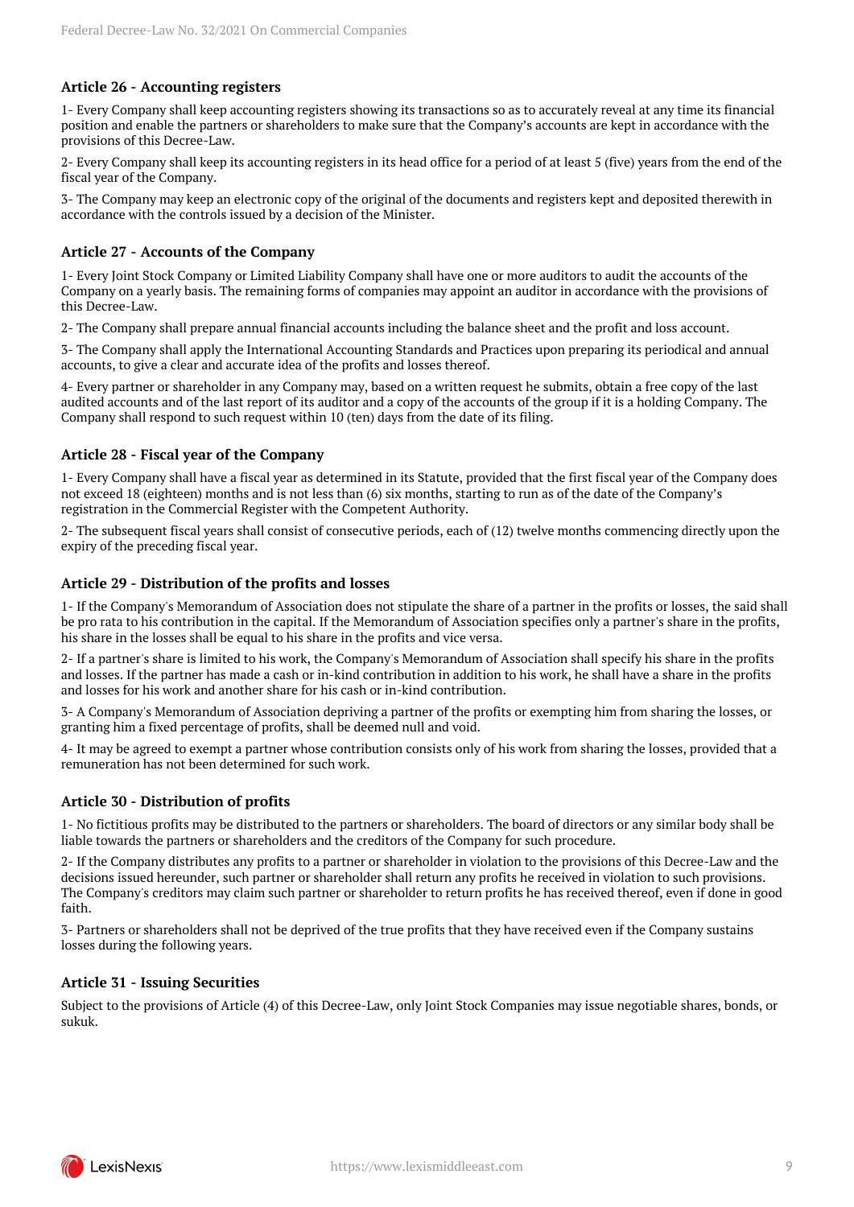### Article 26 - Accounting registers

1- Every Company shall keep accounting registers showing its transactions so as to accurately reveal at any time its financial position and enable the partners or shareholders to make sure that the Company's accounts are kept in accordance with the provisions of this Decree-Law.

2- Every Company shall keep its accounting registers in its head office for a period of at least 5 (five) years from the end of the fiscal year of the Company.

3- The Company may keep an electronic copy of the original of the documents and registers kept and deposited therewith in accordance with the controls issued by a decision of the Minister.

### Article 27 - Accounts of the Company

1- Every Joint Stock Company or Limited Liability Company shall have one or more auditors to audit the accounts of the Company on a yearly basis. The remaining forms of companies may appoint an auditor in accordance with the provisions of this Decree-Law.

2- The Company shall prepare annual financial accounts including the balance sheet and the profit and loss account.

3- The Company shall apply the International Accounting Standards and Practices upon preparing its periodical and annual accounts, to give a clear and accurate idea of the profits and losses thereof.

4- Every partner or shareholder in any Company may, based on a written request he submits, obtain a free copy of the last audited accounts and of the last report of its auditor and a copy of the accounts of the group if it is a holding Company. The Company shall respond to such request within 10 (ten) days from the date of its filing.

### Article 28 - Fiscal year of the Company

1- Every Company shall have a fiscal year as determined in its Statute, provided that the first fiscal year of the Company does not exceed 18 (eighteen) months and is not less than (6) six months, starting to run as of the date of the Company's registration in the Commercial Register with the Competent Authority.

2- The subsequent fiscal years shall consist of consecutive periods, each of (12) twelve months commencing directly upon the expiry of the preceding fiscal year.

### Article 29 - Distribution of the profits and losses

1- If the Company's Memorandum of Association does not stipulate the share of a partner in the profits or losses, the said shall be pro rata to his contribution in the capital. If the Memorandum of Association specifies only a partner's share in the profits, his share in the losses shall be equal to his share in the profits and vice versa.

2- If a partner's share is limited to his work, the Company's Memorandum of Association shall specify his share in the profits and losses. If the partner has made a cash or in-kind contribution in addition to his work, he shall have a share in the profits and losses for his work and another share for his cash or in-kind contribution.

3- A Company's Memorandum of Association depriving a partner of the profits or exempting him from sharing the losses, or granting him a fixed percentage of profits, shall be deemed null and void.

4- It may be agreed to exempt a partner whose contribution consists only of his work from sharing the losses, provided that a remuneration has not been determined for such work.

### Article 30 - Distribution of profits

1- No fictitious profits may be distributed to the partners or shareholders. The board of directors or any similar body shall be liable towards the partners or shareholders and the creditors of the Company for such procedure.

2- If the Company distributes any profits to a partner or shareholder in violation to the provisions of this Decree-Law and the decisions issued hereunder, such partner or shareholder shall return any profits he received in violation to such provisions. The Company's creditors may claim such partner or shareholder to return profits he has received thereof, even if done in good faith.

3- Partners or shareholders shall not be deprived of the true profits that they have received even if the Company sustains losses during the following years.

### Article 31 - Issuing Securities

Subject to the provisions of Article (4) of this Decree-Law, only Joint Stock Companies may issue negotiable shares, bonds, or sukuk.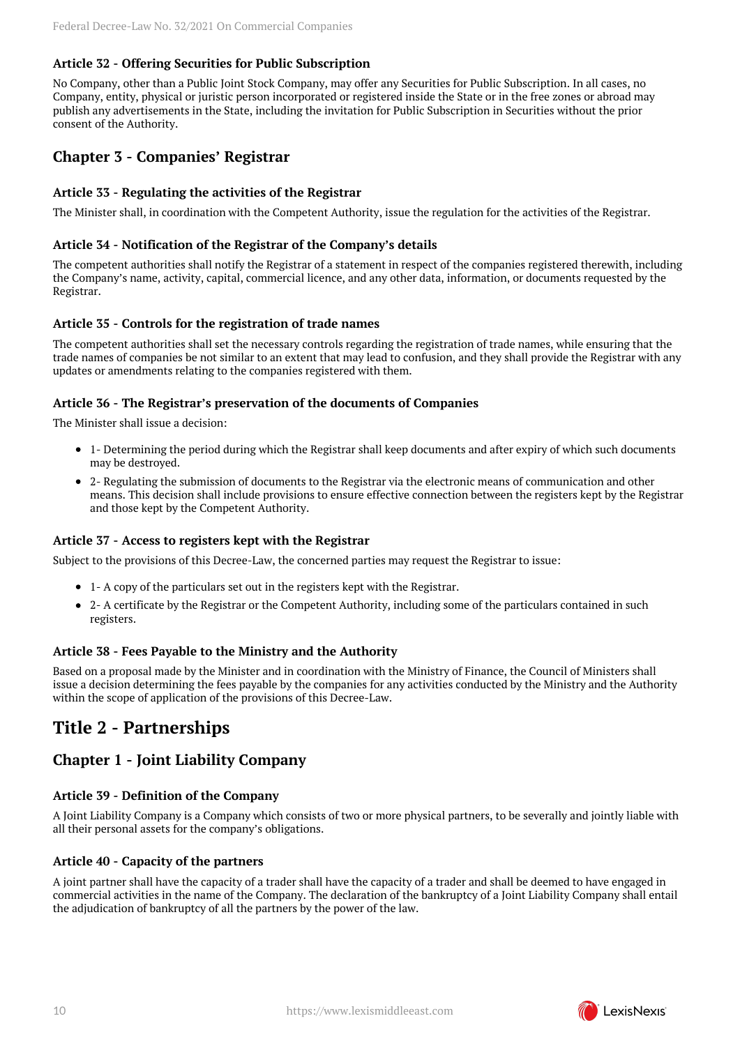### Article 32 - Offering Securities for Public Subscription

No Company, other than a Public Joint Stock Company, may offer any Securities for Public Subscription. In all cases, no Company, entity, physical or juristic person incorporated or registered inside the State or in the free zones or abroad may publish any advertisements in the State, including the invitation for Public Subscription in Securities without the prior consent of the Authority.

## Chapter 3 - Companies' Registrar

### Article 33 - Regulating the activities of the Registrar

The Minister shall, in coordination with the Competent Authority, issue the regulation for the activities of the Registrar.

### Article 34 - Notification of the Registrar of the Company's details

The competent authorities shall notify the Registrar of a statement in respect of the companies registered therewith, including the Company's name, activity, capital, commercial licence, and any other data, information, or documents requested by the Registrar.

### Article 35 - Controls for the registration of trade names

The competent authorities shall set the necessary controls regarding the registration of trade names, while ensuring that the trade names of companies be not similar to an extent that may lead to confusion, and they shall provide the Registrar with any updates or amendments relating to the companies registered with them.

### Article 36 - The Registrar's preservation of the documents of Companies

The Minister shall issue a decision:

- 1- Determining the period during which the Registrar shall keep documents and after expiry of which such documents may be destroyed.
- 2- Regulating the submission of documents to the Registrar via the electronic means of communication and other means. This decision shall include provisions to ensure effective connection between the registers kept by the Registrar and those kept by the Competent Authority.

### Article 37 - Access to registers kept with the Registrar

Subject to the provisions of this Decree-Law, the concerned parties may request the Registrar to issue:

- 1- A copy of the particulars set out in the registers kept with the Registrar.
- 2- A certificate by the Registrar or the Competent Authority, including some of the particulars contained in such registers.

### Article 38 - Fees Payable to the Ministry and the Authority

Based on a proposal made by the Minister and in coordination with the Ministry of Finance, the Council of Ministers shall issue a decision determining the fees payable by the companies for any activities conducted by the Ministry and the Authority within the scope of application of the provisions of this Decree-Law.

# Title 2 - Partnerships

## Chapter 1 - Joint Liability Company

### Article 39 - Definition of the Company

A Joint Liability Company is a Company which consists of two or more physical partners, to be severally and jointly liable with all their personal assets for the company's obligations.

### Article 40 - Capacity of the partners

A joint partner shall have the capacity of a trader shall have the capacity of a trader and shall be deemed to have engaged in commercial activities in the name of the Company. The declaration of the bankruptcy of a Joint Liability Company shall entail the adjudication of bankruptcy of all the partners by the power of the law.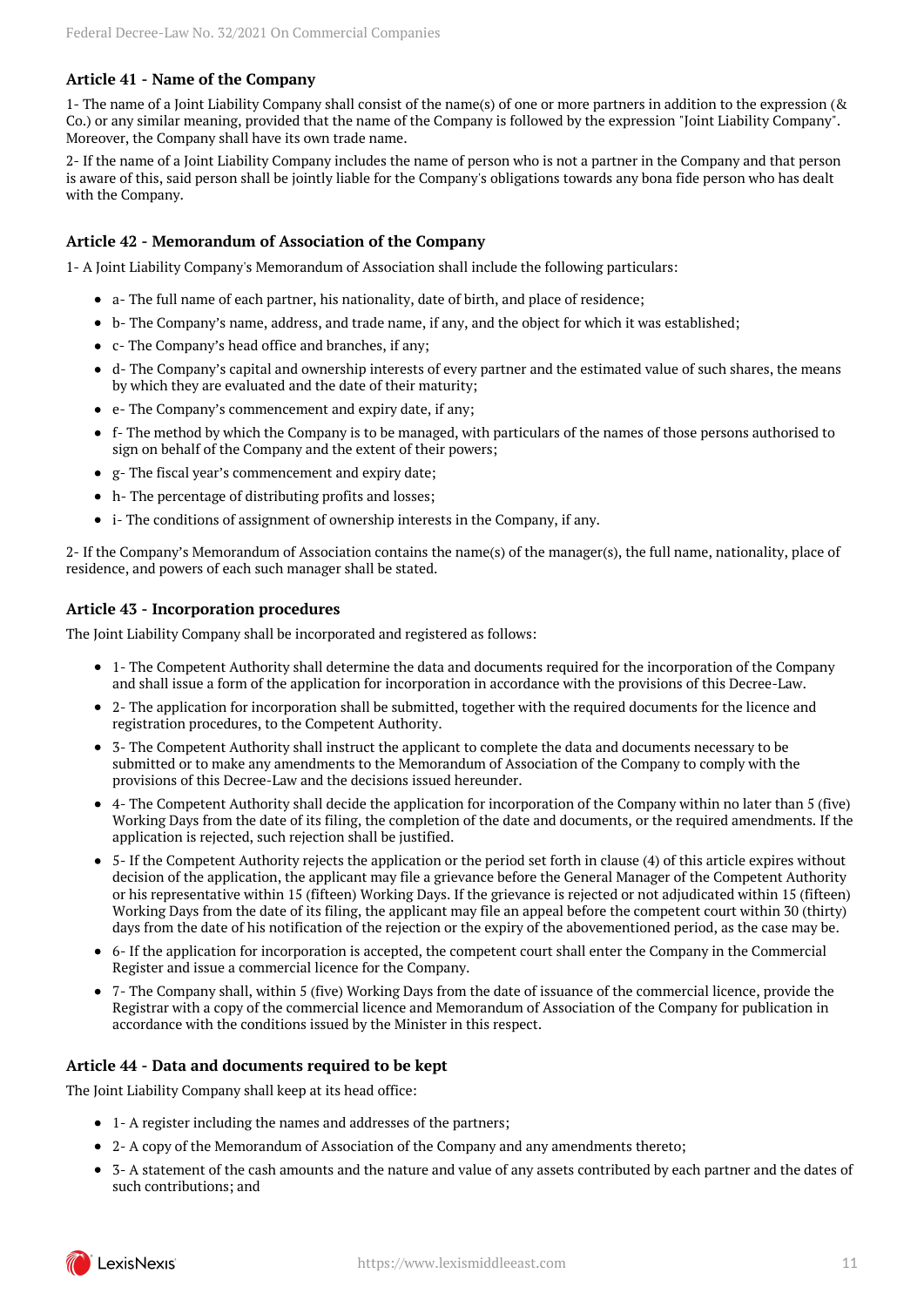### Article 41 - Name of the Company

1- The name of a Joint Liability Company shall consist of the name(s) of one or more partners in addition to the expression (& Co.) or any similar meaning, provided that the name of the Company is followed by the expression "Joint Liability Company". Moreover, the Company shall have its own trade name.

2- If the name of a Joint Liability Company includes the name of person who is not a partner in the Company and that person is aware of this, said person shall be jointly liable for the Company's obligations towards any bona fide person who has dealt with the Company.

### Article 42 - Memorandum of Association of the Company

1- A Joint Liability Company's Memorandum of Association shall include the following particulars:

- a- The full name of each partner, his nationality, date of birth, and place of residence;
- b- The Company's name, address, and trade name, if any, and the object for which it was established;
- c- The Company's head office and branches, if any;
- d- The Company's capital and ownership interests of every partner and the estimated value of such shares, the means by which they are evaluated and the date of their maturity;
- e- The Company's commencement and expiry date, if any;
- f- The method by which the Company is to be managed, with particulars of the names of those persons authorised to sign on behalf of the Company and the extent of their powers;
- g- The fiscal year's commencement and expiry date;
- h- The percentage of distributing profits and losses;
- i- The conditions of assignment of ownership interests in the Company, if any.

2- If the Company's Memorandum of Association contains the name(s) of the manager(s), the full name, nationality, place of residence, and powers of each such manager shall be stated.

### Article 43 - Incorporation procedures

The Joint Liability Company shall be incorporated and registered as follows:

- 1- The Competent Authority shall determine the data and documents required for the incorporation of the Company and shall issue a form of the application for incorporation in accordance with the provisions of this Decree-Law.
- 2- The application for incorporation shall be submitted, together with the required documents for the licence and registration procedures, to the Competent Authority.
- 3- The Competent Authority shall instruct the applicant to complete the data and documents necessary to be submitted or to make any amendments to the Memorandum of Association of the Company to comply with the provisions of this Decree-Law and the decisions issued hereunder.
- 4- The Competent Authority shall decide the application for incorporation of the Company within no later than 5 (five) Working Days from the date of its filing, the completion of the date and documents, or the required amendments. If the application is rejected, such rejection shall be justified.
- 5- If the Competent Authority rejects the application or the period set forth in clause (4) of this article expires without decision of the application, the applicant may file a grievance before the General Manager of the Competent Authority or his representative within 15 (fifteen) Working Days. If the grievance is rejected or not adjudicated within 15 (fifteen) Working Days from the date of its filing, the applicant may file an appeal before the competent court within 30 (thirty) days from the date of his notification of the rejection or the expiry of the abovementioned period, as the case may be.
- 6- If the application for incorporation is accepted, the competent court shall enter the Company in the Commercial Register and issue a commercial licence for the Company.
- 7- The Company shall, within 5 (five) Working Days from the date of issuance of the commercial licence, provide the Registrar with a copy of the commercial licence and Memorandum of Association of the Company for publication in accordance with the conditions issued by the Minister in this respect.

### Article 44 - Data and documents required to be kept

The Joint Liability Company shall keep at its head office:

- 1- A register including the names and addresses of the partners;
- 2- A copy of the Memorandum of Association of the Company and any amendments thereto;
- 3- A statement of the cash amounts and the nature and value of any assets contributed by each partner and the dates of such contributions; and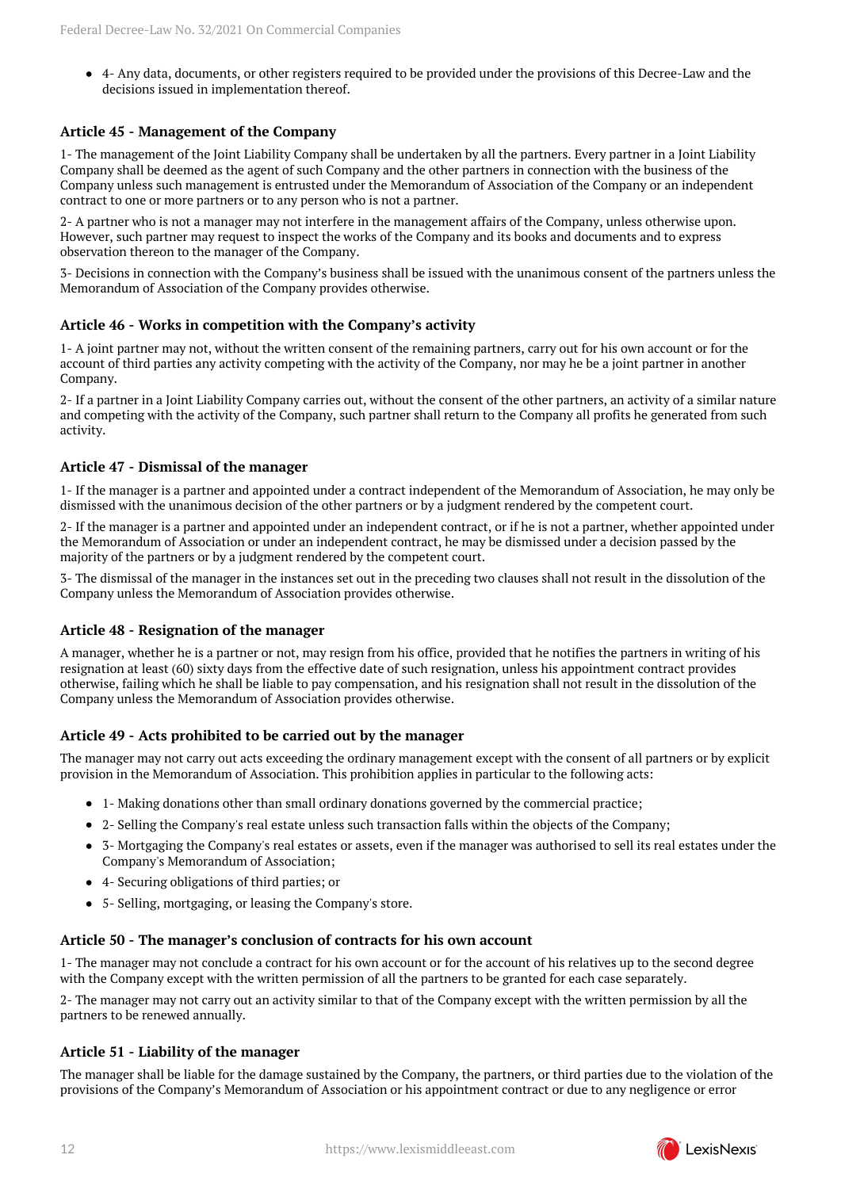- 4- Any data, documents, or other registers required to be provided under the provisions of this Decree-Law and the decisions issued in implementation thereof.

### Article 45 - Management of the Company

1- The management of the Joint Liability Company shall be undertaken by all the partners. Every partner in a Joint Liability Company shall be deemed as the agent of such Company and the other partners in connection with the business of the Company unless such management is entrusted under the Memorandum of Association of the Company or an independent contract to one or more partners or to any person who is not a partner.

2- A partner who is not a manager may not interfere in the management affairs of the Company, unless otherwise upon. However, such partner may request to inspect the works of the Company and its books and documents and to express observation thereon to the manager of the Company.

3- Decisions in connection with the Company's business shall be issued with the unanimous consent of the partners unless the Memorandum of Association of the Company provides otherwise.

### Article 46 - Works in competition with the Company's activity

1- A joint partner may not, without the written consent of the remaining partners, carry out for his own account or for the account of third parties any activity competing with the activity of the Company, nor may he be a joint partner in another Company.

2- If a partner in a Joint Liability Company carries out, without the consent of the other partners, an activity of a similar nature and competing with the activity of the Company, such partner shall return to the Company all profits he generated from such activity.

### Article 47 - Dismissal of the manager

1- If the manager is a partner and appointed under a contract independent of the Memorandum of Association, he may only be dismissed with the unanimous decision of the other partners or by a judgment rendered by the competent court.

2- If the manager is a partner and appointed under an independent contract, or if he is not a partner, whether appointed under the Memorandum of Association or under an independent contract, he may be dismissed under a decision passed by the majority of the partners or by a judgment rendered by the competent court.

3- The dismissal of the manager in the instances set out in the preceding two clauses shall not result in the dissolution of the Company unless the Memorandum of Association provides otherwise.

### Article 48 - Resignation of the manager

A manager, whether he is a partner or not, may resign from his office, provided that he notifies the partners in writing of his resignation at least (60) sixty days from the effective date of such resignation, unless his appointment contract provides otherwise, failing which he shall be liable to pay compensation, and his resignation shall not result in the dissolution of the Company unless the Memorandum of Association provides otherwise.

### Article 49 - Acts prohibited to be carried out by the manager

The manager may not carry out acts exceeding the ordinary management except with the consent of all partners or by explicit provision in the Memorandum of Association. This prohibition applies in particular to the following acts:

- 1- Making donations other than small ordinary donations governed by the commercial practice;
- 2- Selling the Company's real estate unless such transaction falls within the objects of the Company;
- 3- Mortgaging the Company's real estates or assets, even if the manager was authorised to sell its real estates under the Company's Memorandum of Association;
- 4- Securing obligations of third parties; or
- 5- Selling, mortgaging, or leasing the Company's store.

### Article 50 - The manager's conclusion of contracts for his own account

1- The manager may not conclude a contract for his own account or for the account of his relatives up to the second degree with the Company except with the written permission of all the partners to be granted for each case separately.

2- The manager may not carry out an activity similar to that of the Company except with the written permission by all the partners to be renewed annually.

### Article 51 - Liability of the manager

The manager shall be liable for the damage sustained by the Company, the partners, or third parties due to the violation of the provisions of the Company's Memorandum of Association or his appointment contract or due to any negligence or error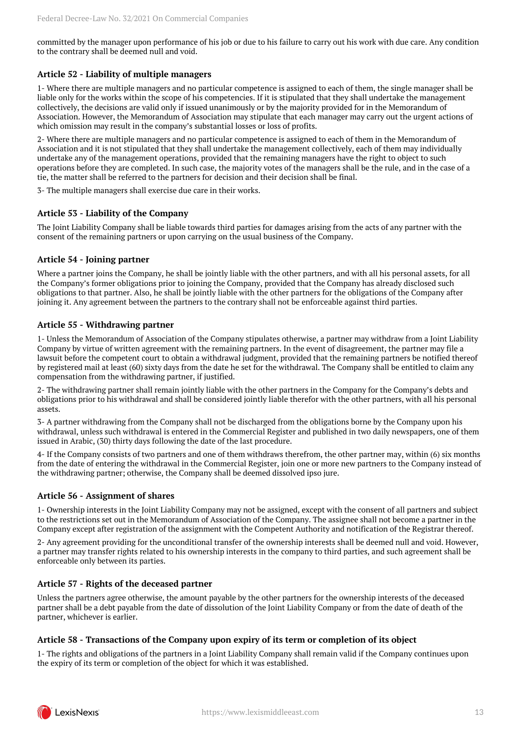committed by the manager upon performance of his job or due to his failure to carry out his work with due care. Any condition to the contrary shall be deemed null and void.

### Article 52 - Liability of multiple managers

1- Where there are multiple managers and no particular competence is assigned to each of them, the single manager shall be liable only for the works within the scope of his competencies. If it is stipulated that they shall undertake the management collectively, the decisions are valid only if issued unanimously or by the majority provided for in the Memorandum of Association. However, the Memorandum of Association may stipulate that each manager may carry out the urgent actions of which omission may result in the company's substantial losses or loss of profits.

2- Where there are multiple managers and no particular competence is assigned to each of them in the Memorandum of Association and it is not stipulated that they shall undertake the management collectively, each of them may individually undertake any of the management operations, provided that the remaining managers have the right to object to such operations before they are completed. In such case, the majority votes of the managers shall be the rule, and in the case of a tie, the matter shall be referred to the partners for decision and their decision shall be final.

3- The multiple managers shall exercise due care in their works.

### Article 53 - Liability of the Company

The Joint Liability Company shall be liable towards third parties for damages arising from the acts of any partner with the consent of the remaining partners or upon carrying on the usual business of the Company.

### Article 54 - Joining partner

Where a partner joins the Company, he shall be jointly liable with the other partners, and with all his personal assets, for all the Company's former obligations prior to joining the Company, provided that the Company has already disclosed such obligations to that partner. Also, he shall be jointly liable with the other partners for the obligations of the Company after joining it. Any agreement between the partners to the contrary shall not be enforceable against third parties.

### Article 55 - Withdrawing partner

1- Unless the Memorandum of Association of the Company stipulates otherwise, a partner may withdraw from a Joint Liability Company by virtue of written agreement with the remaining partners. In the event of disagreement, the partner may file a lawsuit before the competent court to obtain a withdrawal judgment, provided that the remaining partners be notified thereof by registered mail at least (60) sixty days from the date he set for the withdrawal. The Company shall be entitled to claim any compensation from the withdrawing partner, if justified.

2- The withdrawing partner shall remain jointly liable with the other partners in the Company for the Company's debts and obligations prior to his withdrawal and shall be considered jointly liable therefor with the other partners, with all his personal assets.

3- A partner withdrawing from the Company shall not be discharged from the obligations borne by the Company upon his withdrawal, unless such withdrawal is entered in the Commercial Register and published in two daily newspapers, one of them issued in Arabic, (30) thirty days following the date of the last procedure.

4- If the Company consists of two partners and one of them withdraws therefrom, the other partner may, within (6) six months from the date of entering the withdrawal in the Commercial Register, join one or more new partners to the Company instead of the withdrawing partner; otherwise, the Company shall be deemed dissolved ipso jure.

### Article 56 - Assignment of shares

1- Ownership interests in the Joint Liability Company may not be assigned, except with the consent of all partners and subject to the restrictions set out in the Memorandum of Association of the Company. The assignee shall not become a partner in the Company except after registration of the assignment with the Competent Authority and notification of the Registrar thereof.

2- Any agreement providing for the unconditional transfer of the ownership interests shall be deemed null and void. However, a partner may transfer rights related to his ownership interests in the company to third parties, and such agreement shall be enforceable only between its parties.

### Article 57 - Rights of the deceased partner

Unless the partners agree otherwise, the amount payable by the other partners for the ownership interests of the deceased partner shall be a debt payable from the date of dissolution of the Joint Liability Company or from the date of death of the partner, whichever is earlier.

### Article 58 - Transactions of the Company upon expiry of its term or completion of its object

1- The rights and obligations of the partners in a Joint Liability Company shall remain valid if the Company continues upon the expiry of its term or completion of the object for which it was established.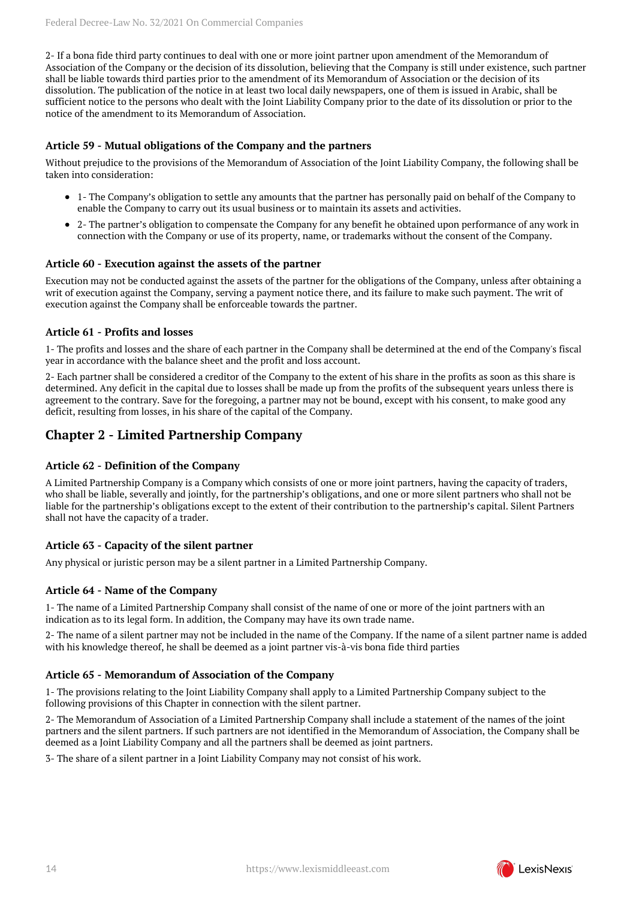2- If a bona fide third party continues to deal with one or more joint partner upon amendment of the Memorandum of Association of the Company or the decision of its dissolution, believing that the Company is still under existence, such partner shall be liable towards third parties prior to the amendment of its Memorandum of Association or the decision of its dissolution. The publication of the notice in at least two local daily newspapers, one of them is issued in Arabic, shall be sufficient notice to the persons who dealt with the Joint Liability Company prior to the date of its dissolution or prior to the notice of the amendment to its Memorandum of Association.

### Article 59 - Mutual obligations of the Company and the partners

Without prejudice to the provisions of the Memorandum of Association of the Joint Liability Company, the following shall be taken into consideration:

- 1- The Company's obligation to settle any amounts that the partner has personally paid on behalf of the Company to enable the Company to carry out its usual business or to maintain its assets and activities.
- 2- The partner's obligation to compensate the Company for any benefit he obtained upon performance of any work in connection with the Company or use of its property, name, or trademarks without the consent of the Company.

### Article 60 - Execution against the assets of the partner

Execution may not be conducted against the assets of the partner for the obligations of the Company, unless after obtaining a writ of execution against the Company, serving a payment notice there, and its failure to make such payment. The writ of execution against the Company shall be enforceable towards the partner.

### Article 61 - Profits and losses

1- The profits and losses and the share of each partner in the Company shall be determined at the end of the Company's fiscal year in accordance with the balance sheet and the profit and loss account.

2- Each partner shall be considered a creditor of the Company to the extent of his share in the profits as soon as this share is determined. Any deficit in the capital due to losses shall be made up from the profits of the subsequent years unless there is agreement to the contrary. Save for the foregoing, a partner may not be bound, except with his consent, to make good any deficit, resulting from losses, in his share of the capital of the Company.

## Chapter 2 - Limited Partnership Company

### Article 62 - Definition of the Company

A Limited Partnership Company is a Company which consists of one or more joint partners, having the capacity of traders, who shall be liable, severally and jointly, for the partnership's obligations, and one or more silent partners who shall not be liable for the partnership's obligations except to the extent of their contribution to the partnership's capital. Silent Partners shall not have the capacity of a trader.

### Article 63 - Capacity of the silent partner

Any physical or juristic person may be a silent partner in a Limited Partnership Company.

### Article 64 - Name of the Company

1- The name of a Limited Partnership Company shall consist of the name of one or more of the joint partners with an indication as to its legal form. In addition, the Company may have its own trade name.

2- The name of a silent partner may not be included in the name of the Company. If the name of a silent partner name is added with his knowledge thereof, he shall be deemed as a joint partner vis-à-vis bona fide third parties

### Article 65 - Memorandum of Association of the Company

1- The provisions relating to the Joint Liability Company shall apply to a Limited Partnership Company subject to the following provisions of this Chapter in connection with the silent partner.

2- The Memorandum of Association of a Limited Partnership Company shall include a statement of the names of the joint partners and the silent partners. If such partners are not identified in the Memorandum of Association, the Company shall be deemed as a Joint Liability Company and all the partners shall be deemed as joint partners.

3- The share of a silent partner in a Joint Liability Company may not consist of his work.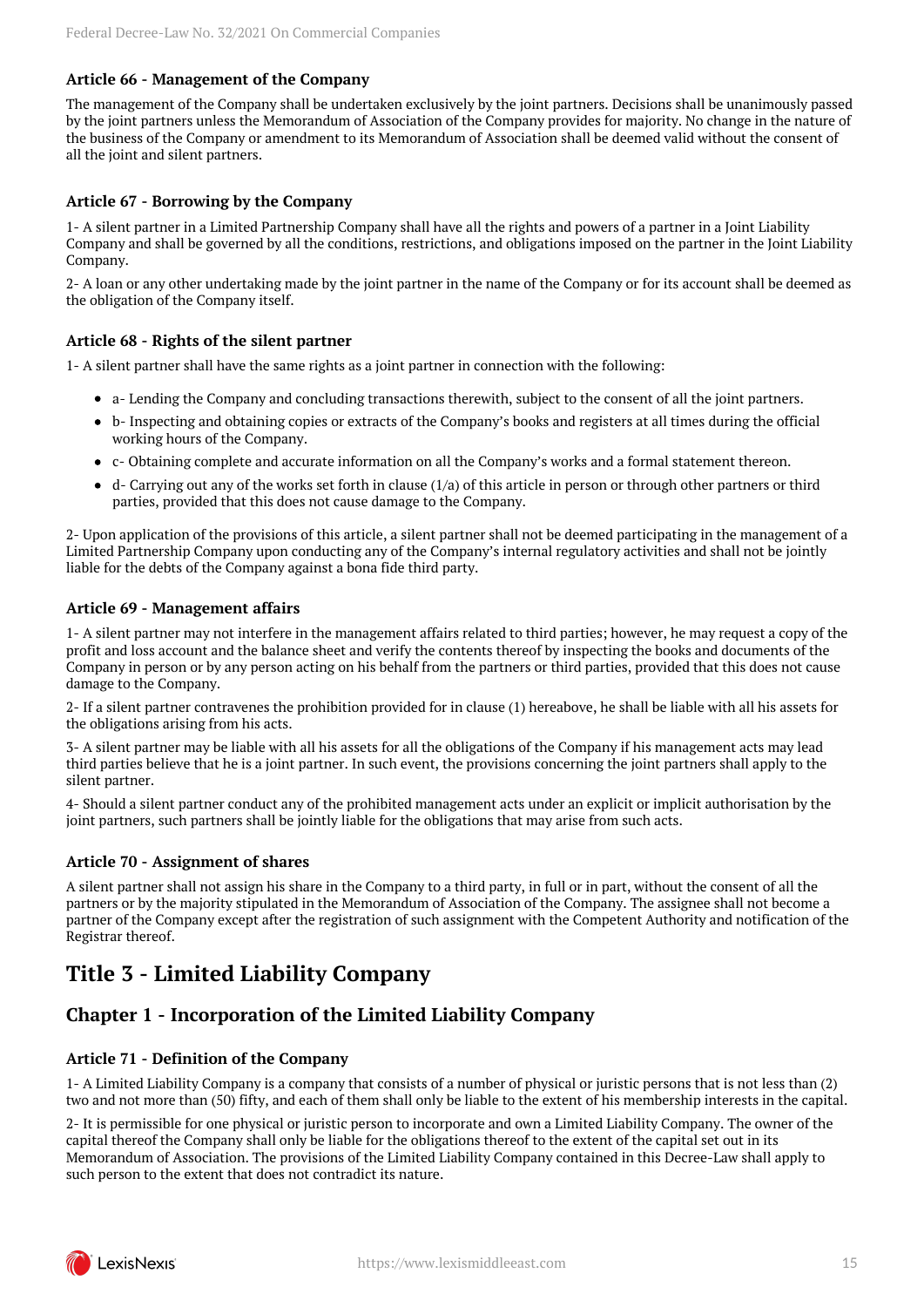### Article 66 - Management of the Company

The management of the Company shall be undertaken exclusively by the joint partners. Decisions shall be unanimously passed by the joint partners unless the Memorandum of Association of the Company provides for majority. No change in the nature of the business of the Company or amendment to its Memorandum of Association shall be deemed valid without the consent of all the joint and silent partners.

### Article 67 - Borrowing by the Company

1- A silent partner in a Limited Partnership Company shall have all the rights and powers of a partner in a Joint Liability Company and shall be governed by all the conditions, restrictions, and obligations imposed on the partner in the Joint Liability Company.

2- A loan or any other undertaking made by the joint partner in the name of the Company or for its account shall be deemed as the obligation of the Company itself.

### Article 68 - Rights of the silent partner

1- A silent partner shall have the same rights as a joint partner in connection with the following:

- a- Lending the Company and concluding transactions therewith, subject to the consent of all the joint partners.
- b- Inspecting and obtaining copies or extracts of the Company's books and registers at all times during the official working hours of the Company.
- c- Obtaining complete and accurate information on all the Company's works and a formal statement thereon.
- d- Carrying out any of the works set forth in clause (1/a) of this article in person or through other partners or third parties, provided that this does not cause damage to the Company.

2- Upon application of the provisions of this article, a silent partner shall not be deemed participating in the management of a Limited Partnership Company upon conducting any of the Company's internal regulatory activities and shall not be jointly liable for the debts of the Company against a bona fide third party.

### Article 69 - Management affairs

1- A silent partner may not interfere in the management affairs related to third parties; however, he may request a copy of the profit and loss account and the balance sheet and verify the contents thereof by inspecting the books and documents of the Company in person or by any person acting on his behalf from the partners or third parties, provided that this does not cause damage to the Company.

2- If a silent partner contravenes the prohibition provided for in clause (1) hereabove, he shall be liable with all his assets for the obligations arising from his acts.

3- A silent partner may be liable with all his assets for all the obligations of the Company if his management acts may lead third parties believe that he is a joint partner. In such event, the provisions concerning the joint partners shall apply to the silent partner.

4- Should a silent partner conduct any of the prohibited management acts under an explicit or implicit authorisation by the joint partners, such partners shall be jointly liable for the obligations that may arise from such acts.

### Article 70 - Assignment of shares

A silent partner shall not assign his share in the Company to a third party, in full or in part, without the consent of all the partners or by the majority stipulated in the Memorandum of Association of the Company. The assignee shall not become a partner of the Company except after the registration of such assignment with the Competent Authority and notification of the Registrar thereof.

# Title 3 - Limited Liability Company

## Chapter 1 - Incorporation of the Limited Liability Company

### Article 71 - Definition of the Company

1- A Limited Liability Company is a company that consists of a number of physical or juristic persons that is not less than (2) two and not more than (50) fifty, and each of them shall only be liable to the extent of his membership interests in the capital.

2- It is permissible for one physical or juristic person to incorporate and own a Limited Liability Company. The owner of the capital thereof the Company shall only be liable for the obligations thereof to the extent of the capital set out in its Memorandum of Association. The provisions of the Limited Liability Company contained in this Decree-Law shall apply to such person to the extent that does not contradict its nature.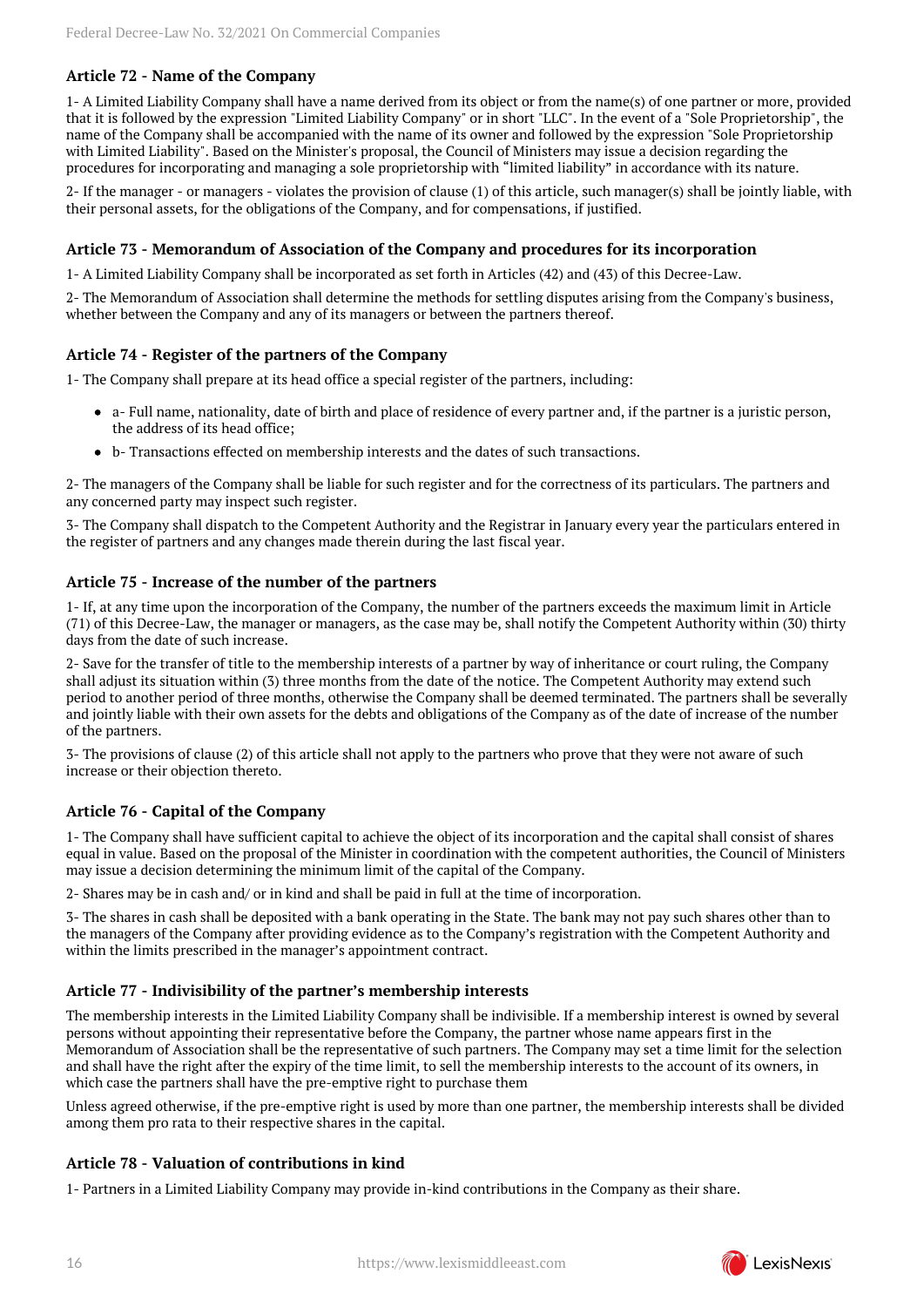### Article 72 - Name of the Company

1- A Limited Liability Company shall have a name derived from its object or from the name(s) of one partner or more, provided that it is followed by the expression "Limited Liability Company" or in short "LLC". In the event of a "Sole Proprietorship", the name of the Company shall be accompanied with the name of its owner and followed by the expression "Sole Proprietorship with Limited Liability". Based on the Minister's proposal, the Council of Ministers may issue a decision regarding the procedures for incorporating and managing a sole proprietorship with "limited liability" in accordance with its nature.

2- If the manager - or managers - violates the provision of clause (1) of this article, such manager(s) shall be jointly liable, with their personal assets, for the obligations of the Company, and for compensations, if justified.

### Article 73 - Memorandum of Association of the Company and procedures for its incorporation

1- A Limited Liability Company shall be incorporated as set forth in Articles (42) and (43) of this Decree-Law.

2- The Memorandum of Association shall determine the methods for settling disputes arising from the Company's business, whether between the Company and any of its managers or between the partners thereof.

### Article 74 - Register of the partners of the Company

1- The Company shall prepare at its head office a special register of the partners, including:

- a- Full name, nationality, date of birth and place of residence of every partner and, if the partner is a juristic person, the address of its head office;
- b- Transactions effected on membership interests and the dates of such transactions.

2- The managers of the Company shall be liable for such register and for the correctness of its particulars. The partners and any concerned party may inspect such register.

3- The Company shall dispatch to the Competent Authority and the Registrar in January every year the particulars entered in the register of partners and any changes made therein during the last fiscal year.

### Article 75 - Increase of the number of the partners

1- If, at any time upon the incorporation of the Company, the number of the partners exceeds the maximum limit in Article (71) of this Decree-Law, the manager or managers, as the case may be, shall notify the Competent Authority within (30) thirty days from the date of such increase.

2- Save for the transfer of title to the membership interests of a partner by way of inheritance or court ruling, the Company shall adjust its situation within (3) three months from the date of the notice. The Competent Authority may extend such period to another period of three months, otherwise the Company shall be deemed terminated. The partners shall be severally and jointly liable with their own assets for the debts and obligations of the Company as of the date of increase of the number of the partners.

3- The provisions of clause (2) of this article shall not apply to the partners who prove that they were not aware of such increase or their objection thereto.

### Article 76 - Capital of the Company

1- The Company shall have sufficient capital to achieve the object of its incorporation and the capital shall consist of shares equal in value. Based on the proposal of the Minister in coordination with the competent authorities, the Council of Ministers may issue a decision determining the minimum limit of the capital of the Company.

2- Shares may be in cash and/ or in kind and shall be paid in full at the time of incorporation.

3- The shares in cash shall be deposited with a bank operating in the State. The bank may not pay such shares other than to the managers of the Company after providing evidence as to the Company's registration with the Competent Authority and within the limits prescribed in the manager's appointment contract.

### Article 77 - Indivisibility of the partner's membership interests

The membership interests in the Limited Liability Company shall be indivisible. If a membership interest is owned by several persons without appointing their representative before the Company, the partner whose name appears first in the Memorandum of Association shall be the representative of such partners. The Company may set a time limit for the selection and shall have the right after the expiry of the time limit, to sell the membership interests to the account of its owners, in which case the partners shall have the pre-emptive right to purchase them

Unless agreed otherwise, if the pre-emptive right is used by more than one partner, the membership interests shall be divided among them pro rata to their respective shares in the capital.

### Article 78 - Valuation of contributions in kind

1- Partners in a Limited Liability Company may provide in-kind contributions in the Company as their share.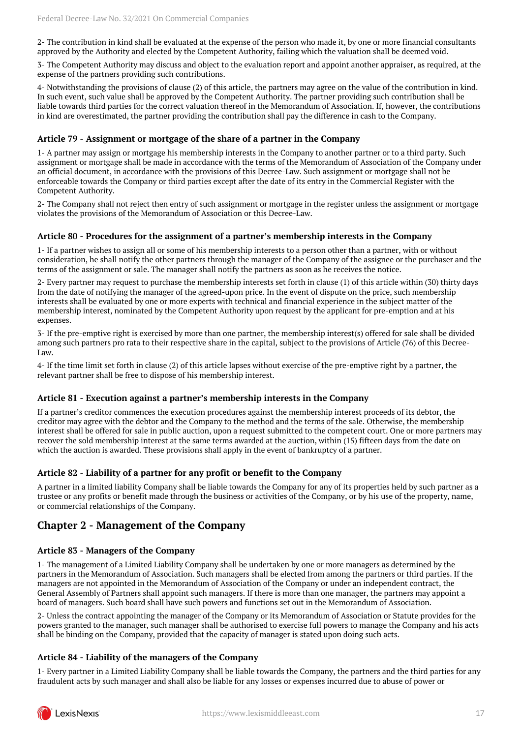2- The contribution in kind shall be evaluated at the expense of the person who made it, by one or more financial consultants approved by the Authority and elected by the Competent Authority, failing which the valuation shall be deemed void.

3- The Competent Authority may discuss and object to the evaluation report and appoint another appraiser, as required, at the expense of the partners providing such contributions.

4- Notwithstanding the provisions of clause (2) of this article, the partners may agree on the value of the contribution in kind. In such event, such value shall be approved by the Competent Authority. The partner providing such contribution shall be liable towards third parties for the correct valuation thereof in the Memorandum of Association. If, however, the contributions in kind are overestimated, the partner providing the contribution shall pay the difference in cash to the Company.

### Article 79 - Assignment or mortgage of the share of a partner in the Company

1- A partner may assign or mortgage his membership interests in the Company to another partner or to a third party. Such assignment or mortgage shall be made in accordance with the terms of the Memorandum of Association of the Company under an official document, in accordance with the provisions of this Decree-Law. Such assignment or mortgage shall not be enforceable towards the Company or third parties except after the date of its entry in the Commercial Register with the Competent Authority.

2- The Company shall not reject then entry of such assignment or mortgage in the register unless the assignment or mortgage violates the provisions of the Memorandum of Association or this Decree-Law.

### Article 80 - Procedures for the assignment of a partner's membership interests in the Company

1- If a partner wishes to assign all or some of his membership interests to a person other than a partner, with or without consideration, he shall notify the other partners through the manager of the Company of the assignee or the purchaser and the terms of the assignment or sale. The manager shall notify the partners as soon as he receives the notice.

2- Every partner may request to purchase the membership interests set forth in clause (1) of this article within (30) thirty days from the date of notifying the manager of the agreed-upon price. In the event of dispute on the price, such membership interests shall be evaluated by one or more experts with technical and financial experience in the subject matter of the membership interest, nominated by the Competent Authority upon request by the applicant for pre-emption and at his expenses.

3- If the pre-emptive right is exercised by more than one partner, the membership interest(s) offered for sale shall be divided among such partners pro rata to their respective share in the capital, subject to the provisions of Article (76) of this Decree-Law.

4- If the time limit set forth in clause (2) of this article lapses without exercise of the pre-emptive right by a partner, the relevant partner shall be free to dispose of his membership interest.

### Article 81 - Execution against a partner's membership interests in the Company

If a partner's creditor commences the execution procedures against the membership interest proceeds of its debtor, the creditor may agree with the debtor and the Company to the method and the terms of the sale. Otherwise, the membership interest shall be offered for sale in public auction, upon a request submitted to the competent court. One or more partners may recover the sold membership interest at the same terms awarded at the auction, within (15) fifteen days from the date on which the auction is awarded. These provisions shall apply in the event of bankruptcy of a partner.

### Article 82 - Liability of a partner for any profit or benefit to the Company

A partner in a limited liability Company shall be liable towards the Company for any of its properties held by such partner as a trustee or any profits or benefit made through the business or activities of the Company, or by his use of the property, name, or commercial relationships of the Company.

## Chapter 2 - Management of the Company

### Article 83 - Managers of the Company

1- The management of a Limited Liability Company shall be undertaken by one or more managers as determined by the partners in the Memorandum of Association. Such managers shall be elected from among the partners or third parties. If the managers are not appointed in the Memorandum of Association of the Company or under an independent contract, the General Assembly of Partners shall appoint such managers. If there is more than one manager, the partners may appoint a board of managers. Such board shall have such powers and functions set out in the Memorandum of Association.

2- Unless the contract appointing the manager of the Company or its Memorandum of Association or Statute provides for the powers granted to the manager, such manager shall be authorised to exercise full powers to manage the Company and his acts shall be binding on the Company, provided that the capacity of manager is stated upon doing such acts.

### Article 84 - Liability of the managers of the Company

1- Every partner in a Limited Liability Company shall be liable towards the Company, the partners and the third parties for any fraudulent acts by such manager and shall also be liable for any losses or expenses incurred due to abuse of power or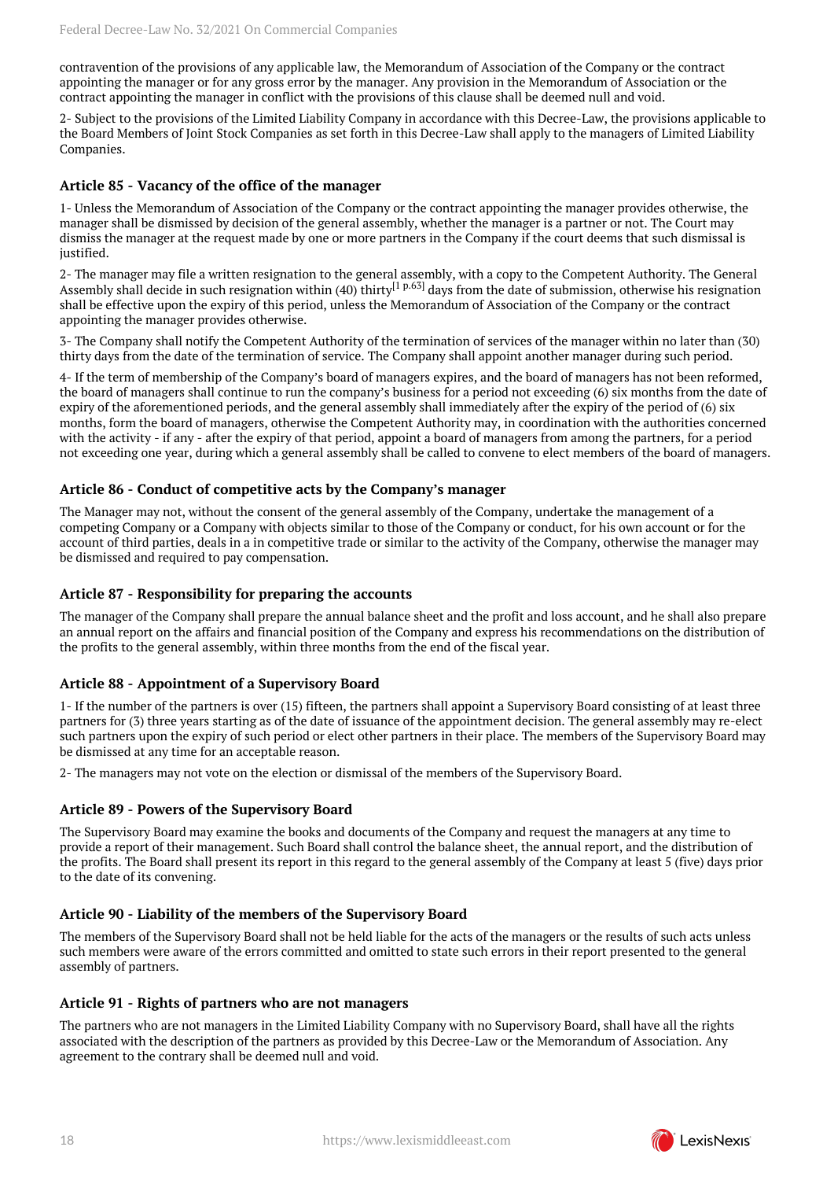contravention of the provisions of any applicable law, the Memorandum of Association of the Company or the contract appointing the manager or for any gross error by the manager. Any provision in the Memorandum of Association or the contract appointing the manager in conflict with the provisions of this clause shall be deemed null and void.

2- Subject to the provisions of the Limited Liability Company in accordance with this Decree-Law, the provisions applicable to the Board Members of Joint Stock Companies as set forth in this Decree-Law shall apply to the managers of Limited Liability Companies.

### Article 85 - Vacancy of the office of the manager

1- Unless the Memorandum of Association of the Company or the contract appointing the manager provides otherwise, the manager shall be dismissed by decision of the general assembly, whether the manager is a partner or not. The Court may dismiss the manager at the request made by one or more partners in the Company if the court deems that such dismissal is justified.

2- The manager may file a written resignation to the general assembly, with a copy to the Competent Authority. The General Assembly shall decide in such resignation within (40) thirty[1 p.63] days from the date of submission, otherwise his resignation shall be effective upon the expiry of this period, unless the Memorandum of Association of the Company or the contract appointing the manager provides otherwise.

3- The Company shall notify the Competent Authority of the termination of services of the manager within no later than (30) thirty days from the date of the termination of service. The Company shall appoint another manager during such period.

4- If the term of membership of the Company's board of managers expires, and the board of managers has not been reformed, the board of managers shall continue to run the company's business for a period not exceeding (6) six months from the date of expiry of the aforementioned periods, and the general assembly shall immediately after the expiry of the period of (6) six months, form the board of managers, otherwise the Competent Authority may, in coordination with the authorities concerned with the activity - if any - after the expiry of that period, appoint a board of managers from among the partners, for a period not exceeding one year, during which a general assembly shall be called to convene to elect members of the board of managers.

### Article 86 - Conduct of competitive acts by the Company's manager

The Manager may not, without the consent of the general assembly of the Company, undertake the management of a competing Company or a Company with objects similar to those of the Company or conduct, for his own account or for the account of third parties, deals in a in competitive trade or similar to the activity of the Company, otherwise the manager may be dismissed and required to pay compensation.

### Article 87 - Responsibility for preparing the accounts

The manager of the Company shall prepare the annual balance sheet and the profit and loss account, and he shall also prepare an annual report on the affairs and financial position of the Company and express his recommendations on the distribution of the profits to the general assembly, within three months from the end of the fiscal year.

### Article 88 - Appointment of a Supervisory Board

1- If the number of the partners is over (15) fifteen, the partners shall appoint a Supervisory Board consisting of at least three partners for (3) three years starting as of the date of issuance of the appointment decision. The general assembly may re-elect such partners upon the expiry of such period or elect other partners in their place. The members of the Supervisory Board may be dismissed at any time for an acceptable reason.

2- The managers may not vote on the election or dismissal of the members of the Supervisory Board.

### Article 89 - Powers of the Supervisory Board

The Supervisory Board may examine the books and documents of the Company and request the managers at any time to provide a report of their management. Such Board shall control the balance sheet, the annual report, and the distribution of the profits. The Board shall present its report in this regard to the general assembly of the Company at least 5 (five) days prior to the date of its convening.

### Article 90 - Liability of the members of the Supervisory Board

The members of the Supervisory Board shall not be held liable for the acts of the managers or the results of such acts unless such members were aware of the errors committed and omitted to state such errors in their report presented to the general assembly of partners.

### Article 91 - Rights of partners who are not managers

The partners who are not managers in the Limited Liability Company with no Supervisory Board, shall have all the rights associated with the description of the partners as provided by this Decree-Law or the Memorandum of Association. Any agreement to the contrary shall be deemed null and void.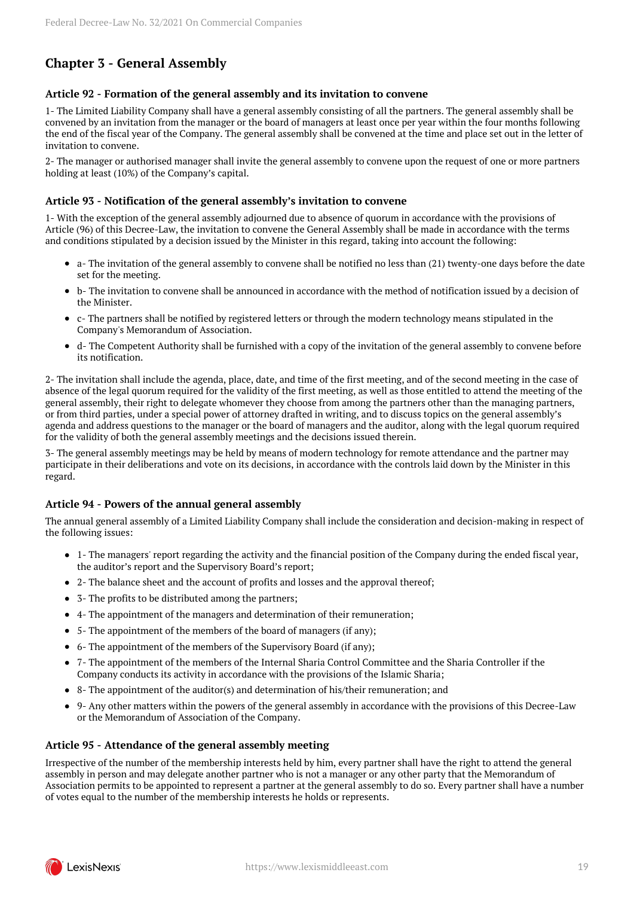## Chapter 3 - General Assembly

### Article 92 - Formation of the general assembly and its invitation to convene

1- The Limited Liability Company shall have a general assembly consisting of all the partners. The general assembly shall be convened by an invitation from the manager or the board of managers at least once per year within the four months following the end of the fiscal year of the Company. The general assembly shall be convened at the time and place set out in the letter of invitation to convene.

2- The manager or authorised manager shall invite the general assembly to convene upon the request of one or more partners holding at least (10%) of the Company's capital.

### Article 93 - Notification of the general assembly's invitation to convene

1- With the exception of the general assembly adjourned due to absence of quorum in accordance with the provisions of Article (96) of this Decree-Law, the invitation to convene the General Assembly shall be made in accordance with the terms and conditions stipulated by a decision issued by the Minister in this regard, taking into account the following:

- a- The invitation of the general assembly to convene shall be notified no less than (21) twenty-one days before the date set for the meeting.
- b- The invitation to convene shall be announced in accordance with the method of notification issued by a decision of the Minister.
- c- The partners shall be notified by registered letters or through the modern technology means stipulated in the Company's Memorandum of Association.
- d- The Competent Authority shall be furnished with a copy of the invitation of the general assembly to convene before its notification.

2- The invitation shall include the agenda, place, date, and time of the first meeting, and of the second meeting in the case of absence of the legal quorum required for the validity of the first meeting, as well as those entitled to attend the meeting of the general assembly, their right to delegate whomever they choose from among the partners other than the managing partners, or from third parties, under a special power of attorney drafted in writing, and to discuss topics on the general assembly's agenda and address questions to the manager or the board of managers and the auditor, along with the legal quorum required for the validity of both the general assembly meetings and the decisions issued therein.

3- The general assembly meetings may be held by means of modern technology for remote attendance and the partner may participate in their deliberations and vote on its decisions, in accordance with the controls laid down by the Minister in this regard.

### Article 94 - Powers of the annual general assembly

The annual general assembly of a Limited Liability Company shall include the consideration and decision-making in respect of the following issues:

- 1- The managers' report regarding the activity and the financial position of the Company during the ended fiscal year, the auditor's report and the Supervisory Board's report;
- 2- The balance sheet and the account of profits and losses and the approval thereof;
- 3- The profits to be distributed among the partners;
- 4- The appointment of the managers and determination of their remuneration;
- 5- The appointment of the members of the board of managers (if any);
- 6- The appointment of the members of the Supervisory Board (if any);
- 7- The appointment of the members of the Internal Sharia Control Committee and the Sharia Controller if the Company conducts its activity in accordance with the provisions of the Islamic Sharia;
- 8- The appointment of the auditor(s) and determination of his/their remuneration; and
- 9- Any other matters within the powers of the general assembly in accordance with the provisions of this Decree-Law or the Memorandum of Association of the Company.

### Article 95 - Attendance of the general assembly meeting

Irrespective of the number of the membership interests held by him, every partner shall have the right to attend the general assembly in person and may delegate another partner who is not a manager or any other party that the Memorandum of Association permits to be appointed to represent a partner at the general assembly to do so. Every partner shall have a number of votes equal to the number of the membership interests he holds or represents.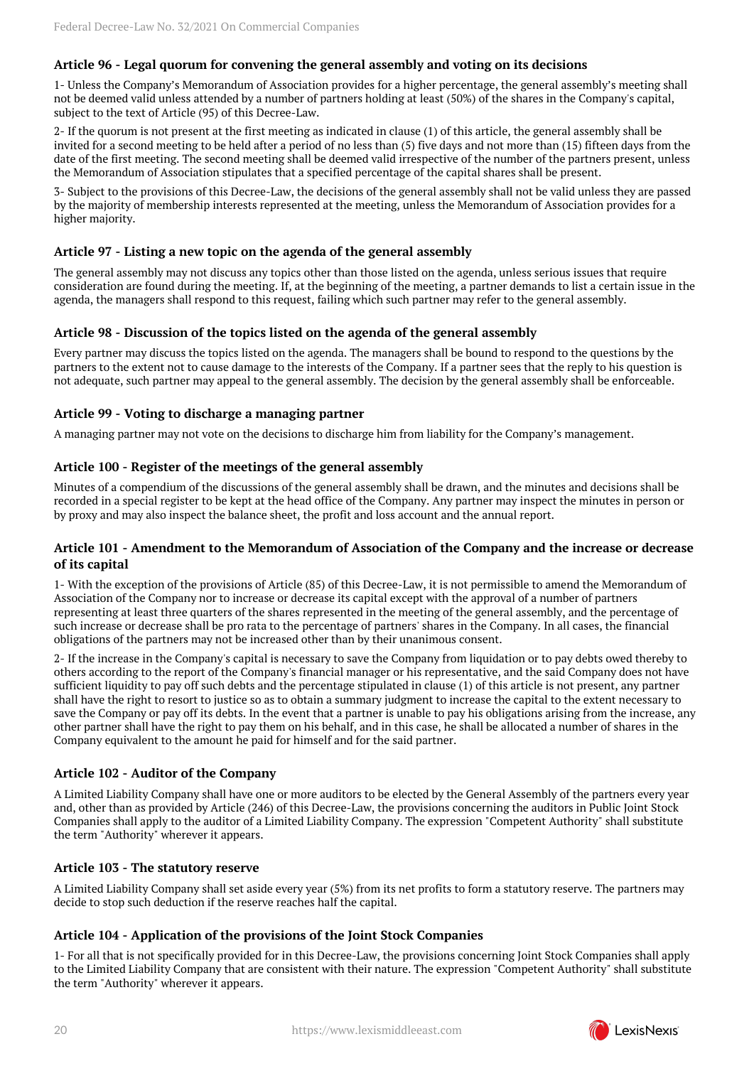### Article 96 - Legal quorum for convening the general assembly and voting on its decisions

1- Unless the Company's Memorandum of Association provides for a higher percentage, the general assembly's meeting shall not be deemed valid unless attended by a number of partners holding at least (50%) of the shares in the Company's capital, subject to the text of Article (95) of this Decree-Law.

2- If the quorum is not present at the first meeting as indicated in clause (1) of this article, the general assembly shall be invited for a second meeting to be held after a period of no less than (5) five days and not more than (15) fifteen days from the date of the first meeting. The second meeting shall be deemed valid irrespective of the number of the partners present, unless the Memorandum of Association stipulates that a specified percentage of the capital shares shall be present.

3- Subject to the provisions of this Decree-Law, the decisions of the general assembly shall not be valid unless they are passed by the majority of membership interests represented at the meeting, unless the Memorandum of Association provides for a higher majority.

### Article 97 - Listing a new topic on the agenda of the general assembly

The general assembly may not discuss any topics other than those listed on the agenda, unless serious issues that require consideration are found during the meeting. If, at the beginning of the meeting, a partner demands to list a certain issue in the agenda, the managers shall respond to this request, failing which such partner may refer to the general assembly.

### Article 98 - Discussion of the topics listed on the agenda of the general assembly

Every partner may discuss the topics listed on the agenda. The managers shall be bound to respond to the questions by the partners to the extent not to cause damage to the interests of the Company. If a partner sees that the reply to his question is not adequate, such partner may appeal to the general assembly. The decision by the general assembly shall be enforceable.

### Article 99 - Voting to discharge a managing partner

A managing partner may not vote on the decisions to discharge him from liability for the Company's management.

### Article 100 - Register of the meetings of the general assembly

Minutes of a compendium of the discussions of the general assembly shall be drawn, and the minutes and decisions shall be recorded in a special register to be kept at the head office of the Company. Any partner may inspect the minutes in person or by proxy and may also inspect the balance sheet, the profit and loss account and the annual report.

### Article 101 - Amendment to the Memorandum of Association of the Company and the increase or decrease of its capital

1- With the exception of the provisions of Article (85) of this Decree-Law, it is not permissible to amend the Memorandum of Association of the Company nor to increase or decrease its capital except with the approval of a number of partners representing at least three quarters of the shares represented in the meeting of the general assembly, and the percentage of such increase or decrease shall be pro rata to the percentage of partners' shares in the Company. In all cases, the financial obligations of the partners may not be increased other than by their unanimous consent.

2- If the increase in the Company's capital is necessary to save the Company from liquidation or to pay debts owed thereby to others according to the report of the Company's financial manager or his representative, and the said Company does not have sufficient liquidity to pay off such debts and the percentage stipulated in clause (1) of this article is not present, any partner shall have the right to resort to justice so as to obtain a summary judgment to increase the capital to the extent necessary to save the Company or pay off its debts. In the event that a partner is unable to pay his obligations arising from the increase, any other partner shall have the right to pay them on his behalf, and in this case, he shall be allocated a number of shares in the Company equivalent to the amount he paid for himself and for the said partner.

### Article 102 - Auditor of the Company

A Limited Liability Company shall have one or more auditors to be elected by the General Assembly of the partners every year and, other than as provided by Article (246) of this Decree-Law, the provisions concerning the auditors in Public Joint Stock Companies shall apply to the auditor of a Limited Liability Company. The expression "Competent Authority" shall substitute the term "Authority" wherever it appears.

### Article 103 - The statutory reserve

A Limited Liability Company shall set aside every year (5%) from its net profits to form a statutory reserve. The partners may decide to stop such deduction if the reserve reaches half the capital.

### Article 104 - Application of the provisions of the Joint Stock Companies

1- For all that is not specifically provided for in this Decree-Law, the provisions concerning Joint Stock Companies shall apply to the Limited Liability Company that are consistent with their nature. The expression "Competent Authority" shall substitute the term "Authority" wherever it appears.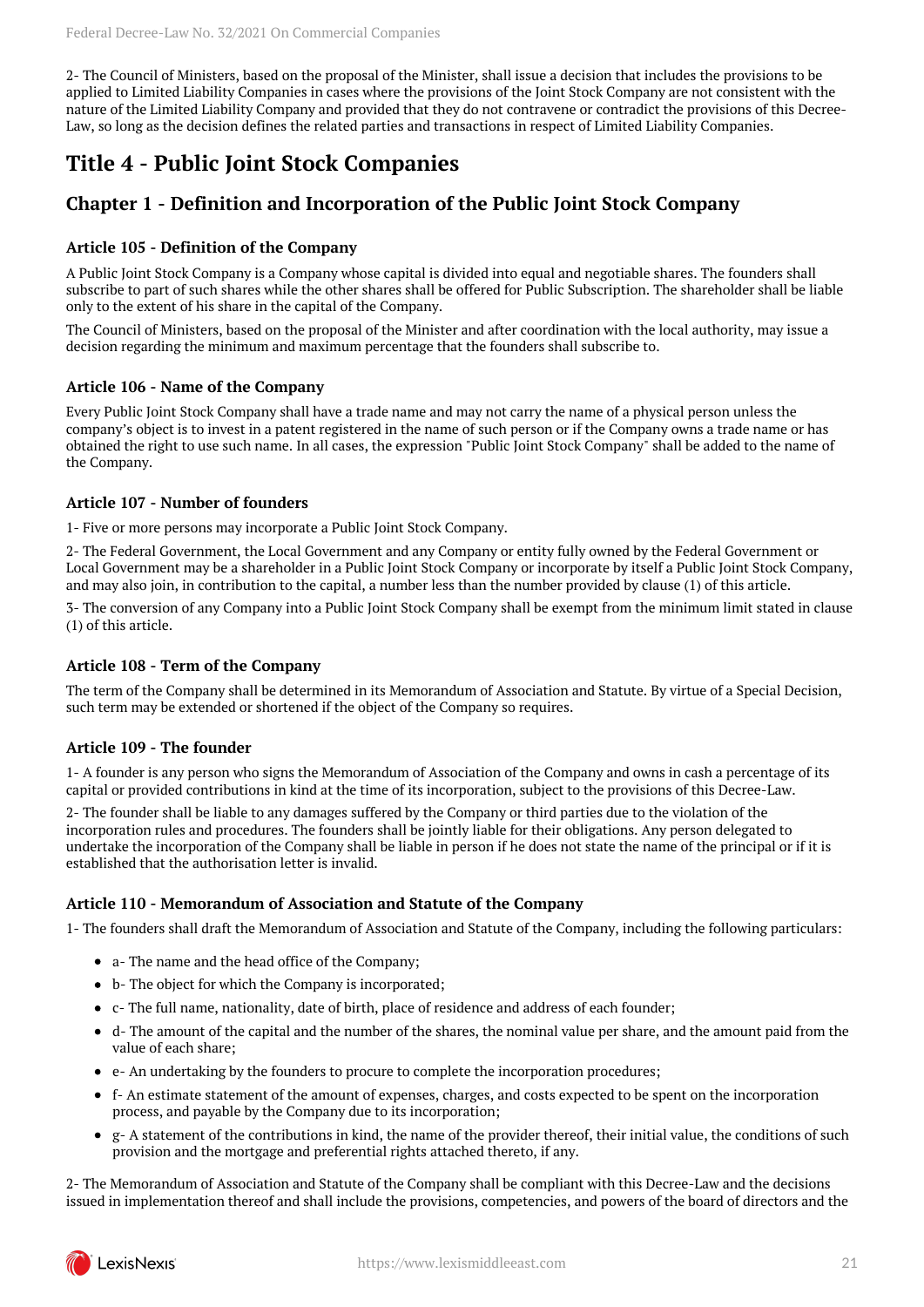2- The Council of Ministers, based on the proposal of the Minister, shall issue a decision that includes the provisions to be applied to Limited Liability Companies in cases where the provisions of the Joint Stock Company are not consistent with the nature of the Limited Liability Company and provided that they do not contravene or contradict the provisions of this Decree-Law, so long as the decision defines the related parties and transactions in respect of Limited Liability Companies.

# Title 4 - Public Joint Stock Companies

## Chapter 1 - Definition and Incorporation of the Public Joint Stock Company

### Article 105 - Definition of the Company

A Public Joint Stock Company is a Company whose capital is divided into equal and negotiable shares. The founders shall subscribe to part of such shares while the other shares shall be offered for Public Subscription. The shareholder shall be liable only to the extent of his share in the capital of the Company.

The Council of Ministers, based on the proposal of the Minister and after coordination with the local authority, may issue a decision regarding the minimum and maximum percentage that the founders shall subscribe to.

### Article 106 - Name of the Company

Every Public Joint Stock Company shall have a trade name and may not carry the name of a physical person unless the company's object is to invest in a patent registered in the name of such person or if the Company owns a trade name or has obtained the right to use such name. In all cases, the expression "Public Joint Stock Company" shall be added to the name of the Company.

### Article 107 - Number of founders

1- Five or more persons may incorporate a Public Joint Stock Company.

2- The Federal Government, the Local Government and any Company or entity fully owned by the Federal Government or Local Government may be a shareholder in a Public Joint Stock Company or incorporate by itself a Public Joint Stock Company, and may also join, in contribution to the capital, a number less than the number provided by clause (1) of this article.

3- The conversion of any Company into a Public Joint Stock Company shall be exempt from the minimum limit stated in clause (1) of this article.

### Article 108 - Term of the Company

The term of the Company shall be determined in its Memorandum of Association and Statute. By virtue of a Special Decision, such term may be extended or shortened if the object of the Company so requires.

### Article 109 - The founder

1- A founder is any person who signs the Memorandum of Association of the Company and owns in cash a percentage of its capital or provided contributions in kind at the time of its incorporation, subject to the provisions of this Decree-Law.

2- The founder shall be liable to any damages suffered by the Company or third parties due to the violation of the incorporation rules and procedures. The founders shall be jointly liable for their obligations. Any person delegated to undertake the incorporation of the Company shall be liable in person if he does not state the name of the principal or if it is established that the authorisation letter is invalid.

### Article 110 - Memorandum of Association and Statute of the Company

1- The founders shall draft the Memorandum of Association and Statute of the Company, including the following particulars:

- a- The name and the head office of the Company;
- b- The object for which the Company is incorporated;
- c- The full name, nationality, date of birth, place of residence and address of each founder;
- d- The amount of the capital and the number of the shares, the nominal value per share, and the amount paid from the value of each share;
- e- An undertaking by the founders to procure to complete the incorporation procedures;
- f- An estimate statement of the amount of expenses, charges, and costs expected to be spent on the incorporation process, and payable by the Company due to its incorporation;
- g- A statement of the contributions in kind, the name of the provider thereof, their initial value, the conditions of such provision and the mortgage and preferential rights attached thereto, if any.

2- The Memorandum of Association and Statute of the Company shall be compliant with this Decree-Law and the decisions issued in implementation thereof and shall include the provisions, competencies, and powers of the board of directors and the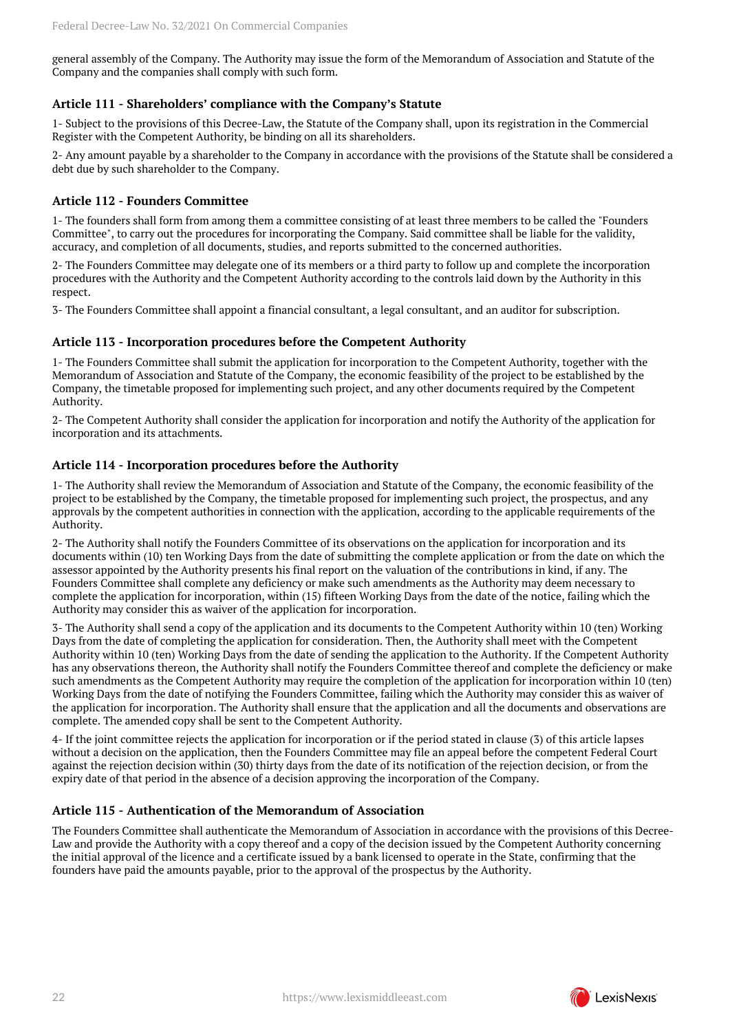general assembly of the Company. The Authority may issue the form of the Memorandum of Association and Statute of the Company and the companies shall comply with such form.

### Article 111 - Shareholders' compliance with the Company's Statute

1- Subject to the provisions of this Decree-Law, the Statute of the Company shall, upon its registration in the Commercial Register with the Competent Authority, be binding on all its shareholders.

2- Any amount payable by a shareholder to the Company in accordance with the provisions of the Statute shall be considered a debt due by such shareholder to the Company.

### Article 112 - Founders Committee

1- The founders shall form from among them a committee consisting of at least three members to be called the "Founders Committee", to carry out the procedures for incorporating the Company. Said committee shall be liable for the validity, accuracy, and completion of all documents, studies, and reports submitted to the concerned authorities.

2- The Founders Committee may delegate one of its members or a third party to follow up and complete the incorporation procedures with the Authority and the Competent Authority according to the controls laid down by the Authority in this respect.

3- The Founders Committee shall appoint a financial consultant, a legal consultant, and an auditor for subscription.

### Article 113 - Incorporation procedures before the Competent Authority

1- The Founders Committee shall submit the application for incorporation to the Competent Authority, together with the Memorandum of Association and Statute of the Company, the economic feasibility of the project to be established by the Company, the timetable proposed for implementing such project, and any other documents required by the Competent Authority.

2- The Competent Authority shall consider the application for incorporation and notify the Authority of the application for incorporation and its attachments.

### Article 114 - Incorporation procedures before the Authority

1- The Authority shall review the Memorandum of Association and Statute of the Company, the economic feasibility of the project to be established by the Company, the timetable proposed for implementing such project, the prospectus, and any approvals by the competent authorities in connection with the application, according to the applicable requirements of the Authority.

2- The Authority shall notify the Founders Committee of its observations on the application for incorporation and its documents within (10) ten Working Days from the date of submitting the complete application or from the date on which the assessor appointed by the Authority presents his final report on the valuation of the contributions in kind, if any. The Founders Committee shall complete any deficiency or make such amendments as the Authority may deem necessary to complete the application for incorporation, within (15) fifteen Working Days from the date of the notice, failing which the Authority may consider this as waiver of the application for incorporation.

3- The Authority shall send a copy of the application and its documents to the Competent Authority within 10 (ten) Working Days from the date of completing the application for consideration. Then, the Authority shall meet with the Competent Authority within 10 (ten) Working Days from the date of sending the application to the Authority. If the Competent Authority has any observations thereon, the Authority shall notify the Founders Committee thereof and complete the deficiency or make such amendments as the Competent Authority may require the completion of the application for incorporation within 10 (ten) Working Days from the date of notifying the Founders Committee, failing which the Authority may consider this as waiver of the application for incorporation. The Authority shall ensure that the application and all the documents and observations are complete. The amended copy shall be sent to the Competent Authority.

4- If the joint committee rejects the application for incorporation or if the period stated in clause (3) of this article lapses without a decision on the application, then the Founders Committee may file an appeal before the competent Federal Court against the rejection decision within (30) thirty days from the date of its notification of the rejection decision, or from the expiry date of that period in the absence of a decision approving the incorporation of the Company.

### Article 115 - Authentication of the Memorandum of Association

The Founders Committee shall authenticate the Memorandum of Association in accordance with the provisions of this Decree-Law and provide the Authority with a copy thereof and a copy of the decision issued by the Competent Authority concerning the initial approval of the licence and a certificate issued by a bank licensed to operate in the State, confirming that the founders have paid the amounts payable, prior to the approval of the prospectus by the Authority.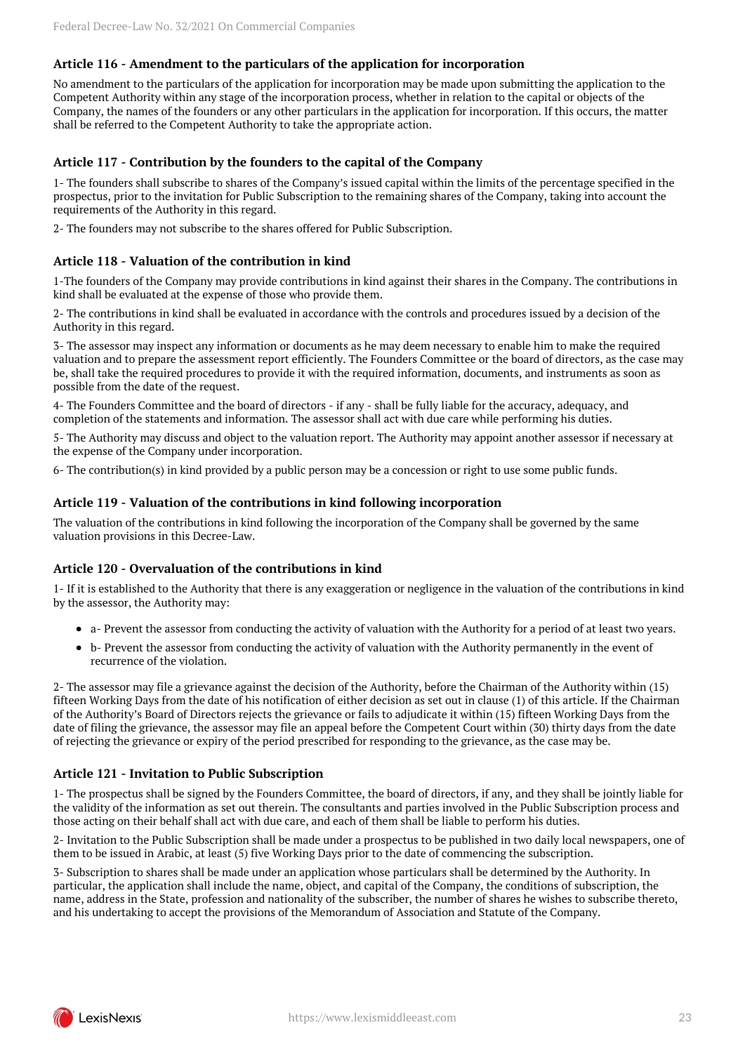### Article 116 - Amendment to the particulars of the application for incorporation

No amendment to the particulars of the application for incorporation may be made upon submitting the application to the Competent Authority within any stage of the incorporation process, whether in relation to the capital or objects of the Company, the names of the founders or any other particulars in the application for incorporation. If this occurs, the matter shall be referred to the Competent Authority to take the appropriate action.

### Article 117 - Contribution by the founders to the capital of the Company

1- The founders shall subscribe to shares of the Company's issued capital within the limits of the percentage specified in the prospectus, prior to the invitation for Public Subscription to the remaining shares of the Company, taking into account the requirements of the Authority in this regard.

2- The founders may not subscribe to the shares offered for Public Subscription.

### Article 118 - Valuation of the contribution in kind

1-The founders of the Company may provide contributions in kind against their shares in the Company. The contributions in kind shall be evaluated at the expense of those who provide them.

2- The contributions in kind shall be evaluated in accordance with the controls and procedures issued by a decision of the Authority in this regard.

3- The assessor may inspect any information or documents as he may deem necessary to enable him to make the required valuation and to prepare the assessment report efficiently. The Founders Committee or the board of directors, as the case may be, shall take the required procedures to provide it with the required information, documents, and instruments as soon as possible from the date of the request.

4- The Founders Committee and the board of directors - if any - shall be fully liable for the accuracy, adequacy, and completion of the statements and information. The assessor shall act with due care while performing his duties.

5- The Authority may discuss and object to the valuation report. The Authority may appoint another assessor if necessary at the expense of the Company under incorporation.

6- The contribution(s) in kind provided by a public person may be a concession or right to use some public funds.

### Article 119 - Valuation of the contributions in kind following incorporation

The valuation of the contributions in kind following the incorporation of the Company shall be governed by the same valuation provisions in this Decree-Law.

### Article 120 - Overvaluation of the contributions in kind

1- If it is established to the Authority that there is any exaggeration or negligence in the valuation of the contributions in kind by the assessor, the Authority may:

- a- Prevent the assessor from conducting the activity of valuation with the Authority for a period of at least two years.
- b- Prevent the assessor from conducting the activity of valuation with the Authority permanently in the event of recurrence of the violation.

2- The assessor may file a grievance against the decision of the Authority, before the Chairman of the Authority within (15) fifteen Working Days from the date of his notification of either decision as set out in clause (1) of this article. If the Chairman of the Authority's Board of Directors rejects the grievance or fails to adjudicate it within (15) fifteen Working Days from the date of filing the grievance, the assessor may file an appeal before the Competent Court within (30) thirty days from the date of rejecting the grievance or expiry of the period prescribed for responding to the grievance, as the case may be.

### Article 121 - Invitation to Public Subscription

1- The prospectus shall be signed by the Founders Committee, the board of directors, if any, and they shall be jointly liable for the validity of the information as set out therein. The consultants and parties involved in the Public Subscription process and those acting on their behalf shall act with due care, and each of them shall be liable to perform his duties.

2- Invitation to the Public Subscription shall be made under a prospectus to be published in two daily local newspapers, one of them to be issued in Arabic, at least (5) five Working Days prior to the date of commencing the subscription.

3- Subscription to shares shall be made under an application whose particulars shall be determined by the Authority. In particular, the application shall include the name, object, and capital of the Company, the conditions of subscription, the name, address in the State, profession and nationality of the subscriber, the number of shares he wishes to subscribe thereto, and his undertaking to accept the provisions of the Memorandum of Association and Statute of the Company.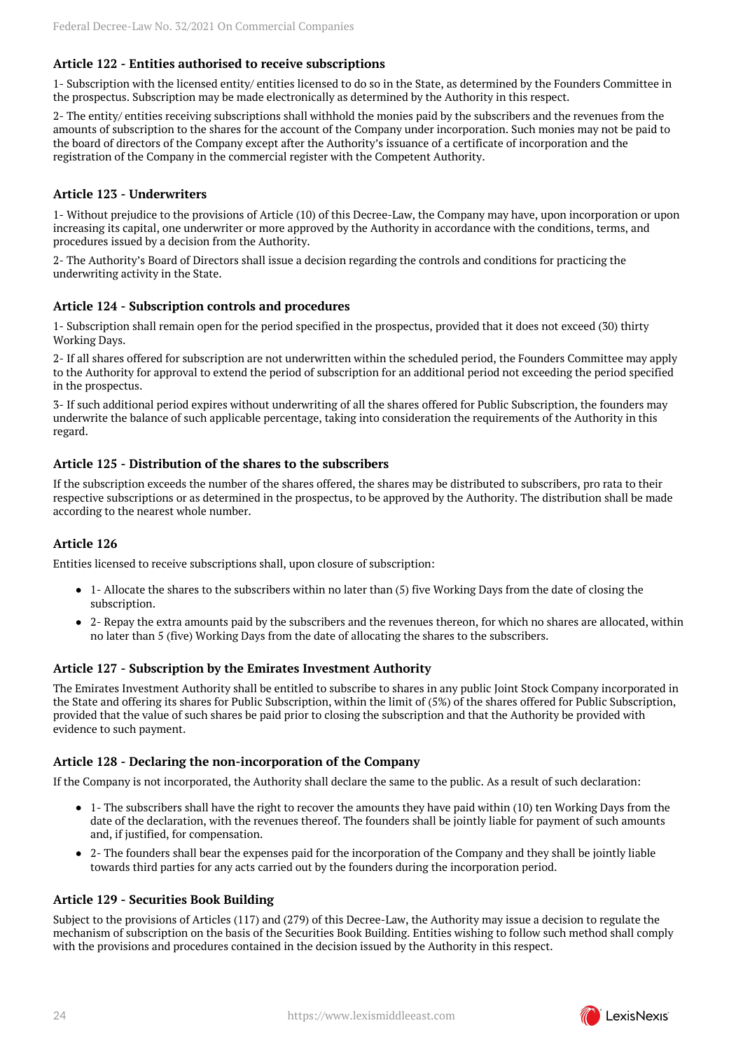### Article 122 - Entities authorised to receive subscriptions

1- Subscription with the licensed entity/ entities licensed to do so in the State, as determined by the Founders Committee in the prospectus. Subscription may be made electronically as determined by the Authority in this respect.

2- The entity/ entities receiving subscriptions shall withhold the monies paid by the subscribers and the revenues from the amounts of subscription to the shares for the account of the Company under incorporation. Such monies may not be paid to the board of directors of the Company except after the Authority's issuance of a certificate of incorporation and the registration of the Company in the commercial register with the Competent Authority.

### Article 123 - Underwriters

1- Without prejudice to the provisions of Article (10) of this Decree-Law, the Company may have, upon incorporation or upon increasing its capital, one underwriter or more approved by the Authority in accordance with the conditions, terms, and procedures issued by a decision from the Authority.

2- The Authority's Board of Directors shall issue a decision regarding the controls and conditions for practicing the underwriting activity in the State.

### Article 124 - Subscription controls and procedures

1- Subscription shall remain open for the period specified in the prospectus, provided that it does not exceed (30) thirty Working Days.

2- If all shares offered for subscription are not underwritten within the scheduled period, the Founders Committee may apply to the Authority for approval to extend the period of subscription for an additional period not exceeding the period specified in the prospectus.

3- If such additional period expires without underwriting of all the shares offered for Public Subscription, the founders may underwrite the balance of such applicable percentage, taking into consideration the requirements of the Authority in this regard.

### Article 125 - Distribution of the shares to the subscribers

If the subscription exceeds the number of the shares offered, the shares may be distributed to subscribers, pro rata to their respective subscriptions or as determined in the prospectus, to be approved by the Authority. The distribution shall be made according to the nearest whole number.

### Article 126

Entities licensed to receive subscriptions shall, upon closure of subscription:

- 1- Allocate the shares to the subscribers within no later than (5) five Working Days from the date of closing the subscription.
- 2- Repay the extra amounts paid by the subscribers and the revenues thereon, for which no shares are allocated, within no later than 5 (five) Working Days from the date of allocating the shares to the subscribers.

### Article 127 - Subscription by the Emirates Investment Authority

The Emirates Investment Authority shall be entitled to subscribe to shares in any public Joint Stock Company incorporated in the State and offering its shares for Public Subscription, within the limit of (5%) of the shares offered for Public Subscription, provided that the value of such shares be paid prior to closing the subscription and that the Authority be provided with evidence to such payment.

### Article 128 - Declaring the non-incorporation of the Company

If the Company is not incorporated, the Authority shall declare the same to the public. As a result of such declaration:

- 1- The subscribers shall have the right to recover the amounts they have paid within (10) ten Working Days from the date of the declaration, with the revenues thereof. The founders shall be jointly liable for payment of such amounts and, if justified, for compensation.
- 2- The founders shall bear the expenses paid for the incorporation of the Company and they shall be jointly liable towards third parties for any acts carried out by the founders during the incorporation period.

### Article 129 - Securities Book Building

Subject to the provisions of Articles (117) and (279) of this Decree-Law, the Authority may issue a decision to regulate the mechanism of subscription on the basis of the Securities Book Building. Entities wishing to follow such method shall comply with the provisions and procedures contained in the decision issued by the Authority in this respect.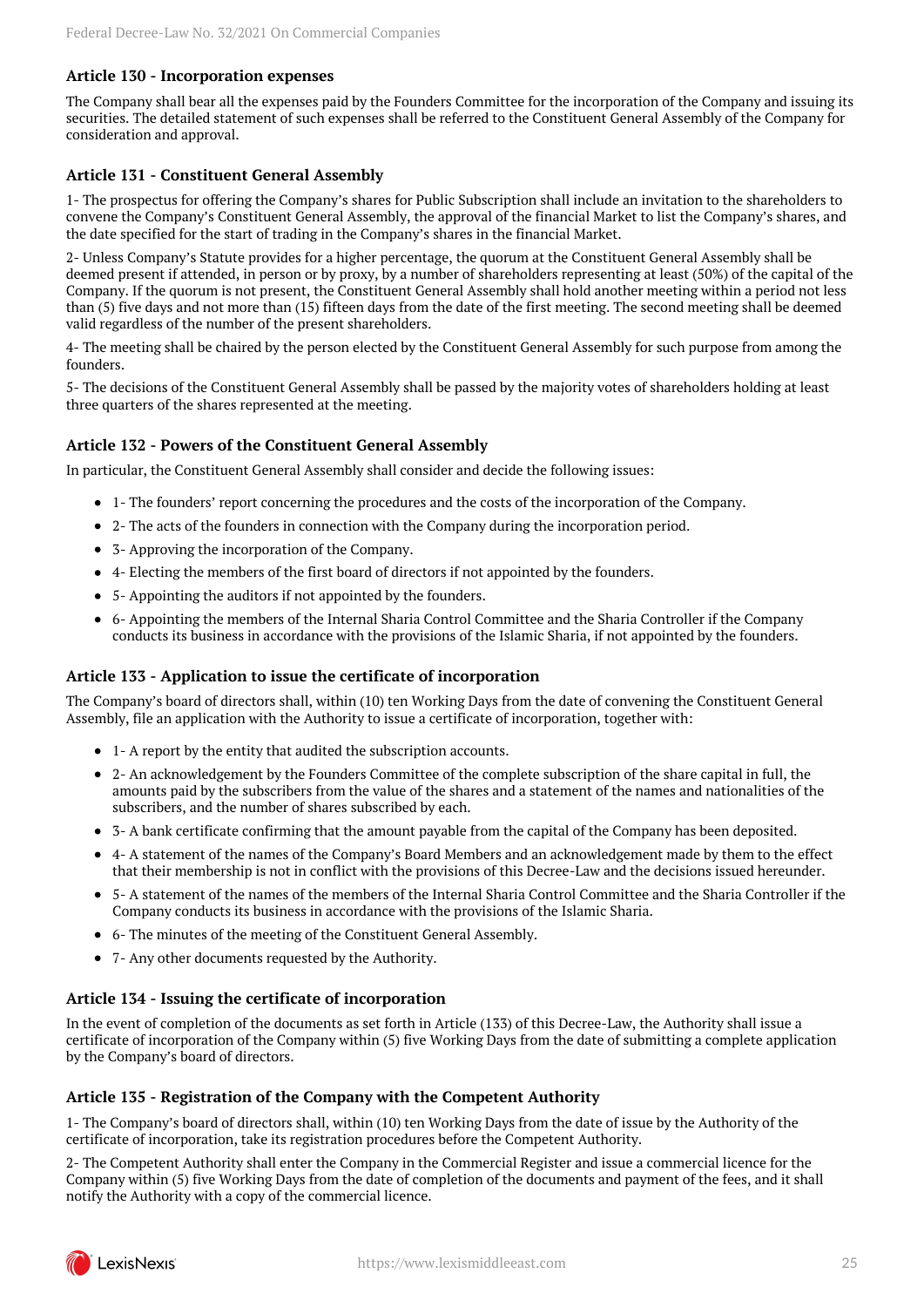### Article 130 - Incorporation expenses

The Company shall bear all the expenses paid by the Founders Committee for the incorporation of the Company and issuing its securities. The detailed statement of such expenses shall be referred to the Constituent General Assembly of the Company for consideration and approval.

### Article 131 - Constituent General Assembly

1- The prospectus for offering the Company's shares for Public Subscription shall include an invitation to the shareholders to convene the Company's Constituent General Assembly, the approval of the financial Market to list the Company's shares, and the date specified for the start of trading in the Company's shares in the financial Market.

2- Unless Company's Statute provides for a higher percentage, the quorum at the Constituent General Assembly shall be deemed present if attended, in person or by proxy, by a number of shareholders representing at least (50%) of the capital of the Company. If the quorum is not present, the Constituent General Assembly shall hold another meeting within a period not less than (5) five days and not more than (15) fifteen days from the date of the first meeting. The second meeting shall be deemed valid regardless of the number of the present shareholders.

4- The meeting shall be chaired by the person elected by the Constituent General Assembly for such purpose from among the founders.

5- The decisions of the Constituent General Assembly shall be passed by the majority votes of shareholders holding at least three quarters of the shares represented at the meeting.

### Article 132 - Powers of the Constituent General Assembly

In particular, the Constituent General Assembly shall consider and decide the following issues:

- 1- The founders' report concerning the procedures and the costs of the incorporation of the Company.
- 2- The acts of the founders in connection with the Company during the incorporation period.
- 3- Approving the incorporation of the Company.
- 4- Electing the members of the first board of directors if not appointed by the founders.
- 5- Appointing the auditors if not appointed by the founders.
- 6- Appointing the members of the Internal Sharia Control Committee and the Sharia Controller if the Company conducts its business in accordance with the provisions of the Islamic Sharia, if not appointed by the founders.

### Article 133 - Application to issue the certificate of incorporation

The Company's board of directors shall, within (10) ten Working Days from the date of convening the Constituent General Assembly, file an application with the Authority to issue a certificate of incorporation, together with:

- 1- A report by the entity that audited the subscription accounts.
- 2- An acknowledgement by the Founders Committee of the complete subscription of the share capital in full, the amounts paid by the subscribers from the value of the shares and a statement of the names and nationalities of the subscribers, and the number of shares subscribed by each.
- 3- A bank certificate confirming that the amount payable from the capital of the Company has been deposited.
- 4- A statement of the names of the Company's Board Members and an acknowledgement made by them to the effect that their membership is not in conflict with the provisions of this Decree-Law and the decisions issued hereunder.
- 5- A statement of the names of the members of the Internal Sharia Control Committee and the Sharia Controller if the Company conducts its business in accordance with the provisions of the Islamic Sharia.
- 6- The minutes of the meeting of the Constituent General Assembly.
- 7- Any other documents requested by the Authority.

### Article 134 - Issuing the certificate of incorporation

In the event of completion of the documents as set forth in Article (133) of this Decree-Law, the Authority shall issue a certificate of incorporation of the Company within (5) five Working Days from the date of submitting a complete application by the Company's board of directors.

### Article 135 - Registration of the Company with the Competent Authority

1- The Company's board of directors shall, within (10) ten Working Days from the date of issue by the Authority of the certificate of incorporation, take its registration procedures before the Competent Authority.

2- The Competent Authority shall enter the Company in the Commercial Register and issue a commercial licence for the Company within (5) five Working Days from the date of completion of the documents and payment of the fees, and it shall notify the Authority with a copy of the commercial licence.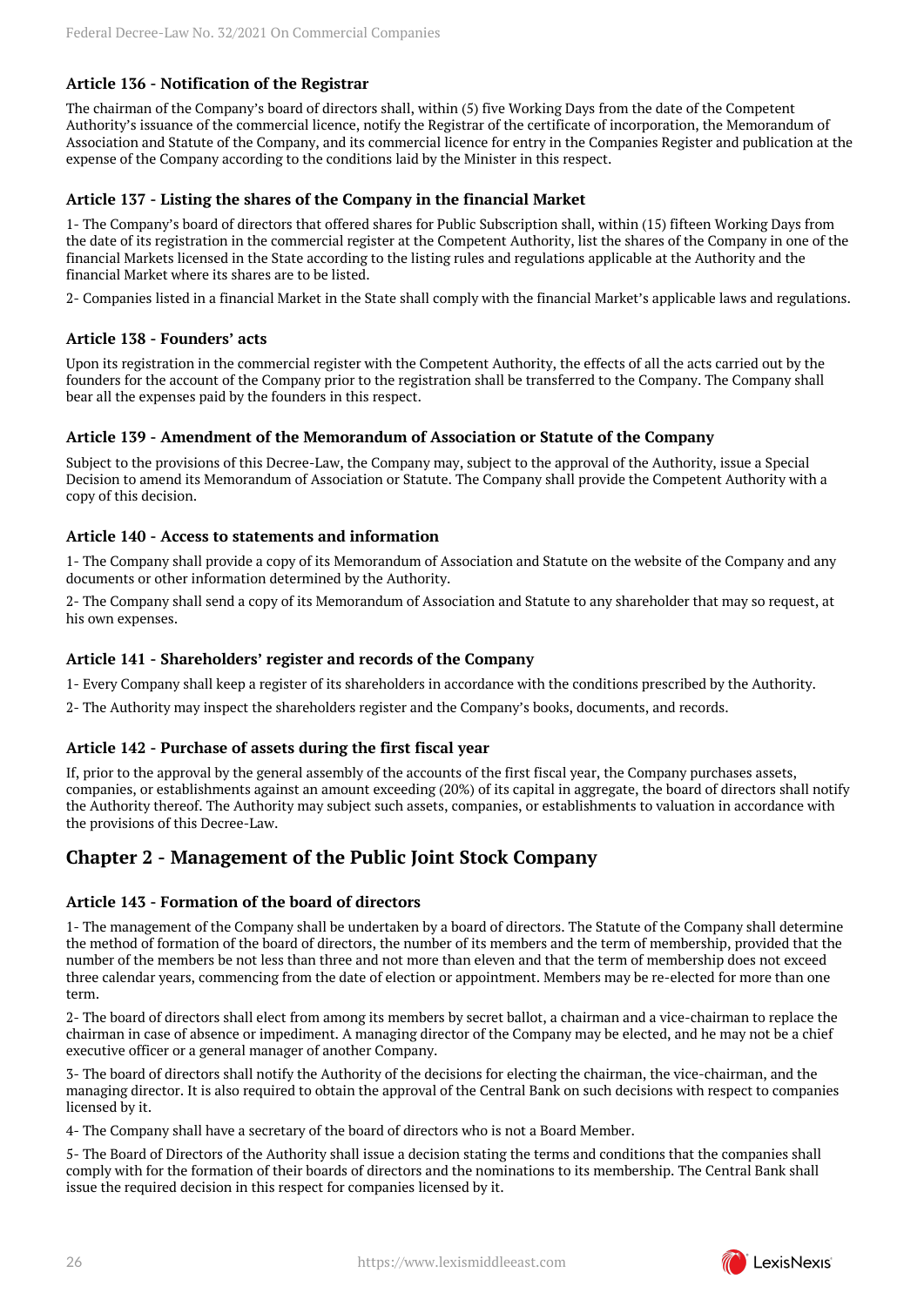### Article 136 - Notification of the Registrar

The chairman of the Company's board of directors shall, within (5) five Working Days from the date of the Competent Authority's issuance of the commercial licence, notify the Registrar of the certificate of incorporation, the Memorandum of Association and Statute of the Company, and its commercial licence for entry in the Companies Register and publication at the expense of the Company according to the conditions laid by the Minister in this respect.

### Article 137 - Listing the shares of the Company in the financial Market

1- The Company's board of directors that offered shares for Public Subscription shall, within (15) fifteen Working Days from the date of its registration in the commercial register at the Competent Authority, list the shares of the Company in one of the financial Markets licensed in the State according to the listing rules and regulations applicable at the Authority and the financial Market where its shares are to be listed.

2- Companies listed in a financial Market in the State shall comply with the financial Market's applicable laws and regulations.

### Article 138 - Founders' acts

Upon its registration in the commercial register with the Competent Authority, the effects of all the acts carried out by the founders for the account of the Company prior to the registration shall be transferred to the Company. The Company shall bear all the expenses paid by the founders in this respect.

### Article 139 - Amendment of the Memorandum of Association or Statute of the Company

Subject to the provisions of this Decree-Law, the Company may, subject to the approval of the Authority, issue a Special Decision to amend its Memorandum of Association or Statute. The Company shall provide the Competent Authority with a copy of this decision.

### Article 140 - Access to statements and information

1- The Company shall provide a copy of its Memorandum of Association and Statute on the website of the Company and any documents or other information determined by the Authority.

2- The Company shall send a copy of its Memorandum of Association and Statute to any shareholder that may so request, at his own expenses.

### Article 141 - Shareholders' register and records of the Company

1- Every Company shall keep a register of its shareholders in accordance with the conditions prescribed by the Authority.

2- The Authority may inspect the shareholders register and the Company's books, documents, and records.

### Article 142 - Purchase of assets during the first fiscal year

If, prior to the approval by the general assembly of the accounts of the first fiscal year, the Company purchases assets, companies, or establishments against an amount exceeding (20%) of its capital in aggregate, the board of directors shall notify the Authority thereof. The Authority may subject such assets, companies, or establishments to valuation in accordance with the provisions of this Decree-Law.

## Chapter 2 - Management of the Public Joint Stock Company

### Article 143 - Formation of the board of directors

1- The management of the Company shall be undertaken by a board of directors. The Statute of the Company shall determine the method of formation of the board of directors, the number of its members and the term of membership, provided that the number of the members be not less than three and not more than eleven and that the term of membership does not exceed three calendar years, commencing from the date of election or appointment. Members may be re-elected for more than one term.

2- The board of directors shall elect from among its members by secret ballot, a chairman and a vice-chairman to replace the chairman in case of absence or impediment. A managing director of the Company may be elected, and he may not be a chief executive officer or a general manager of another Company.

3- The board of directors shall notify the Authority of the decisions for electing the chairman, the vice-chairman, and the managing director. It is also required to obtain the approval of the Central Bank on such decisions with respect to companies licensed by it.

4- The Company shall have a secretary of the board of directors who is not a Board Member.

5- The Board of Directors of the Authority shall issue a decision stating the terms and conditions that the companies shall comply with for the formation of their boards of directors and the nominations to its membership. The Central Bank shall issue the required decision in this respect for companies licensed by it.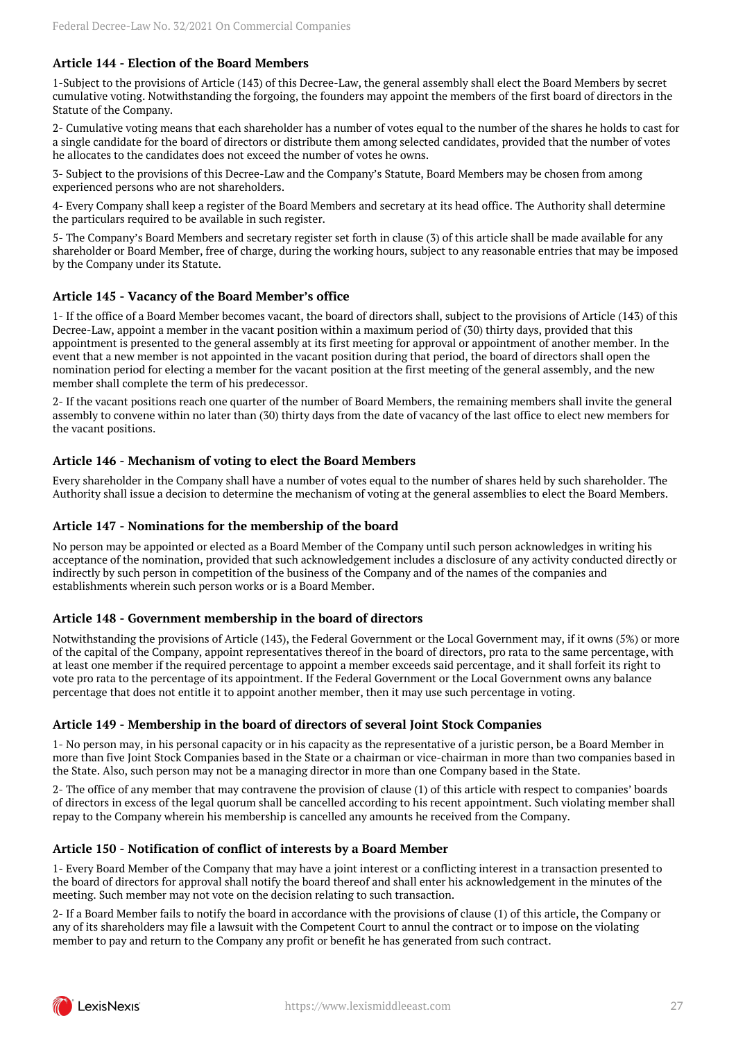### Article 144 - Election of the Board Members

1-Subject to the provisions of Article (143) of this Decree-Law, the general assembly shall elect the Board Members by secret cumulative voting. Notwithstanding the forgoing, the founders may appoint the members of the first board of directors in the Statute of the Company.

2- Cumulative voting means that each shareholder has a number of votes equal to the number of the shares he holds to cast for a single candidate for the board of directors or distribute them among selected candidates, provided that the number of votes he allocates to the candidates does not exceed the number of votes he owns.

3- Subject to the provisions of this Decree-Law and the Company's Statute, Board Members may be chosen from among experienced persons who are not shareholders.

4- Every Company shall keep a register of the Board Members and secretary at its head office. The Authority shall determine the particulars required to be available in such register.

5- The Company's Board Members and secretary register set forth in clause (3) of this article shall be made available for any shareholder or Board Member, free of charge, during the working hours, subject to any reasonable entries that may be imposed by the Company under its Statute.

### Article 145 - Vacancy of the Board Member's office

1- If the office of a Board Member becomes vacant, the board of directors shall, subject to the provisions of Article (143) of this Decree-Law, appoint a member in the vacant position within a maximum period of (30) thirty days, provided that this appointment is presented to the general assembly at its first meeting for approval or appointment of another member. In the event that a new member is not appointed in the vacant position during that period, the board of directors shall open the nomination period for electing a member for the vacant position at the first meeting of the general assembly, and the new member shall complete the term of his predecessor.

2- If the vacant positions reach one quarter of the number of Board Members, the remaining members shall invite the general assembly to convene within no later than (30) thirty days from the date of vacancy of the last office to elect new members for the vacant positions.

### Article 146 - Mechanism of voting to elect the Board Members

Every shareholder in the Company shall have a number of votes equal to the number of shares held by such shareholder. The Authority shall issue a decision to determine the mechanism of voting at the general assemblies to elect the Board Members.

### Article 147 - Nominations for the membership of the board

No person may be appointed or elected as a Board Member of the Company until such person acknowledges in writing his acceptance of the nomination, provided that such acknowledgement includes a disclosure of any activity conducted directly or indirectly by such person in competition of the business of the Company and of the names of the companies and establishments wherein such person works or is a Board Member.

### Article 148 - Government membership in the board of directors

Notwithstanding the provisions of Article (143), the Federal Government or the Local Government may, if it owns (5%) or more of the capital of the Company, appoint representatives thereof in the board of directors, pro rata to the same percentage, with at least one member if the required percentage to appoint a member exceeds said percentage, and it shall forfeit its right to vote pro rata to the percentage of its appointment. If the Federal Government or the Local Government owns any balance percentage that does not entitle it to appoint another member, then it may use such percentage in voting.

### Article 149 - Membership in the board of directors of several Joint Stock Companies

1- No person may, in his personal capacity or in his capacity as the representative of a juristic person, be a Board Member in more than five Joint Stock Companies based in the State or a chairman or vice-chairman in more than two companies based in the State. Also, such person may not be a managing director in more than one Company based in the State.

2- The office of any member that may contravene the provision of clause (1) of this article with respect to companies' boards of directors in excess of the legal quorum shall be cancelled according to his recent appointment. Such violating member shall repay to the Company wherein his membership is cancelled any amounts he received from the Company.

### Article 150 - Notification of conflict of interests by a Board Member

1- Every Board Member of the Company that may have a joint interest or a conflicting interest in a transaction presented to the board of directors for approval shall notify the board thereof and shall enter his acknowledgement in the minutes of the meeting. Such member may not vote on the decision relating to such transaction.

2- If a Board Member fails to notify the board in accordance with the provisions of clause (1) of this article, the Company or any of its shareholders may file a lawsuit with the Competent Court to annul the contract or to impose on the violating member to pay and return to the Company any profit or benefit he has generated from such contract.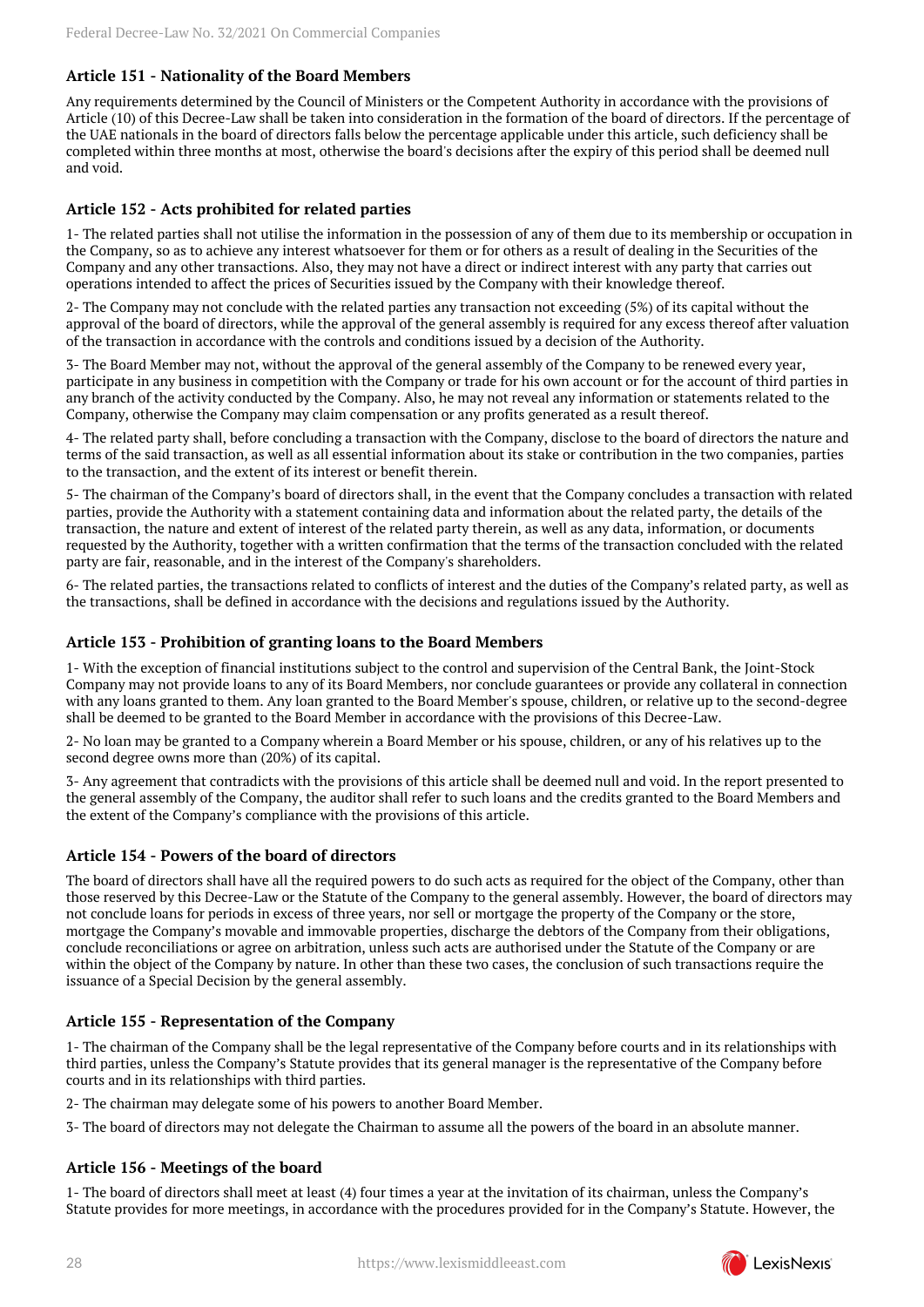### Article 151 - Nationality of the Board Members

Any requirements determined by the Council of Ministers or the Competent Authority in accordance with the provisions of Article (10) of this Decree-Law shall be taken into consideration in the formation of the board of directors. If the percentage of the UAE nationals in the board of directors falls below the percentage applicable under this article, such deficiency shall be completed within three months at most, otherwise the board's decisions after the expiry of this period shall be deemed null and void.

### Article 152 - Acts prohibited for related parties

1- The related parties shall not utilise the information in the possession of any of them due to its membership or occupation in the Company, so as to achieve any interest whatsoever for them or for others as a result of dealing in the Securities of the Company and any other transactions. Also, they may not have a direct or indirect interest with any party that carries out operations intended to affect the prices of Securities issued by the Company with their knowledge thereof.

2- The Company may not conclude with the related parties any transaction not exceeding (5%) of its capital without the approval of the board of directors, while the approval of the general assembly is required for any excess thereof after valuation of the transaction in accordance with the controls and conditions issued by a decision of the Authority.

3- The Board Member may not, without the approval of the general assembly of the Company to be renewed every year, participate in any business in competition with the Company or trade for his own account or for the account of third parties in any branch of the activity conducted by the Company. Also, he may not reveal any information or statements related to the Company, otherwise the Company may claim compensation or any profits generated as a result thereof.

4- The related party shall, before concluding a transaction with the Company, disclose to the board of directors the nature and terms of the said transaction, as well as all essential information about its stake or contribution in the two companies, parties to the transaction, and the extent of its interest or benefit therein.

5- The chairman of the Company's board of directors shall, in the event that the Company concludes a transaction with related parties, provide the Authority with a statement containing data and information about the related party, the details of the transaction, the nature and extent of interest of the related party therein, as well as any data, information, or documents requested by the Authority, together with a written confirmation that the terms of the transaction concluded with the related party are fair, reasonable, and in the interest of the Company's shareholders.

6- The related parties, the transactions related to conflicts of interest and the duties of the Company's related party, as well as the transactions, shall be defined in accordance with the decisions and regulations issued by the Authority.

### Article 153 - Prohibition of granting loans to the Board Members

1- With the exception of financial institutions subject to the control and supervision of the Central Bank, the Joint-Stock Company may not provide loans to any of its Board Members, nor conclude guarantees or provide any collateral in connection with any loans granted to them. Any loan granted to the Board Member's spouse, children, or relative up to the second-degree shall be deemed to be granted to the Board Member in accordance with the provisions of this Decree-Law.

2- No loan may be granted to a Company wherein a Board Member or his spouse, children, or any of his relatives up to the second degree owns more than (20%) of its capital.

3- Any agreement that contradicts with the provisions of this article shall be deemed null and void. In the report presented to the general assembly of the Company, the auditor shall refer to such loans and the credits granted to the Board Members and the extent of the Company's compliance with the provisions of this article.

### Article 154 - Powers of the board of directors

The board of directors shall have all the required powers to do such acts as required for the object of the Company, other than those reserved by this Decree-Law or the Statute of the Company to the general assembly. However, the board of directors may not conclude loans for periods in excess of three years, nor sell or mortgage the property of the Company or the store, mortgage the Company's movable and immovable properties, discharge the debtors of the Company from their obligations, conclude reconciliations or agree on arbitration, unless such acts are authorised under the Statute of the Company or are within the object of the Company by nature. In other than these two cases, the conclusion of such transactions require the issuance of a Special Decision by the general assembly.

### Article 155 - Representation of the Company

1- The chairman of the Company shall be the legal representative of the Company before courts and in its relationships with third parties, unless the Company's Statute provides that its general manager is the representative of the Company before courts and in its relationships with third parties.

2- The chairman may delegate some of his powers to another Board Member.

3- The board of directors may not delegate the Chairman to assume all the powers of the board in an absolute manner.

### Article 156 - Meetings of the board

1- The board of directors shall meet at least (4) four times a year at the invitation of its chairman, unless the Company's Statute provides for more meetings, in accordance with the procedures provided for in the Company's Statute. However, the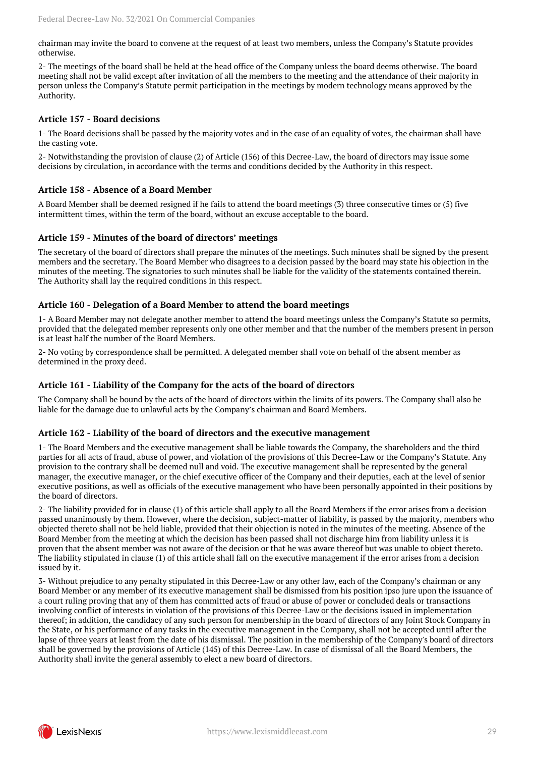chairman may invite the board to convene at the request of at least two members, unless the Company's Statute provides otherwise.

2- The meetings of the board shall be held at the head office of the Company unless the board deems otherwise. The board meeting shall not be valid except after invitation of all the members to the meeting and the attendance of their majority in person unless the Company's Statute permit participation in the meetings by modern technology means approved by the Authority.

### Article 157 - Board decisions

1- The Board decisions shall be passed by the majority votes and in the case of an equality of votes, the chairman shall have the casting vote.

2- Notwithstanding the provision of clause (2) of Article (156) of this Decree-Law, the board of directors may issue some decisions by circulation, in accordance with the terms and conditions decided by the Authority in this respect.

### Article 158 - Absence of a Board Member

A Board Member shall be deemed resigned if he fails to attend the board meetings (3) three consecutive times or (5) five intermittent times, within the term of the board, without an excuse acceptable to the board.

### Article 159 - Minutes of the board of directors' meetings

The secretary of the board of directors shall prepare the minutes of the meetings. Such minutes shall be signed by the present members and the secretary. The Board Member who disagrees to a decision passed by the board may state his objection in the minutes of the meeting. The signatories to such minutes shall be liable for the validity of the statements contained therein. The Authority shall lay the required conditions in this respect.

### Article 160 - Delegation of a Board Member to attend the board meetings

1- A Board Member may not delegate another member to attend the board meetings unless the Company's Statute so permits, provided that the delegated member represents only one other member and that the number of the members present in person is at least half the number of the Board Members.

2- No voting by correspondence shall be permitted. A delegated member shall vote on behalf of the absent member as determined in the proxy deed.

### Article 161 - Liability of the Company for the acts of the board of directors

The Company shall be bound by the acts of the board of directors within the limits of its powers. The Company shall also be liable for the damage due to unlawful acts by the Company's chairman and Board Members.

### Article 162 - Liability of the board of directors and the executive management

1- The Board Members and the executive management shall be liable towards the Company, the shareholders and the third parties for all acts of fraud, abuse of power, and violation of the provisions of this Decree-Law or the Company's Statute. Any provision to the contrary shall be deemed null and void. The executive management shall be represented by the general manager, the executive manager, or the chief executive officer of the Company and their deputies, each at the level of senior executive positions, as well as officials of the executive management who have been personally appointed in their positions by the board of directors.

2- The liability provided for in clause (1) of this article shall apply to all the Board Members if the error arises from a decision passed unanimously by them. However, where the decision, subject-matter of liability, is passed by the majority, members who objected thereto shall not be held liable, provided that their objection is noted in the minutes of the meeting. Absence of the Board Member from the meeting at which the decision has been passed shall not discharge him from liability unless it is proven that the absent member was not aware of the decision or that he was aware thereof but was unable to object thereto. The liability stipulated in clause (1) of this article shall fall on the executive management if the error arises from a decision issued by it.

3- Without prejudice to any penalty stipulated in this Decree-Law or any other law, each of the Company's chairman or any Board Member or any member of its executive management shall be dismissed from his position ipso jure upon the issuance of a court ruling proving that any of them has committed acts of fraud or abuse of power or concluded deals or transactions involving conflict of interests in violation of the provisions of this Decree-Law or the decisions issued in implementation thereof; in addition, the candidacy of any such person for membership in the board of directors of any Joint Stock Company in the State, or his performance of any tasks in the executive management in the Company, shall not be accepted until after the lapse of three years at least from the date of his dismissal. The position in the membership of the Company's board of directors shall be governed by the provisions of Article (145) of this Decree-Law. In case of dismissal of all the Board Members, the Authority shall invite the general assembly to elect a new board of directors.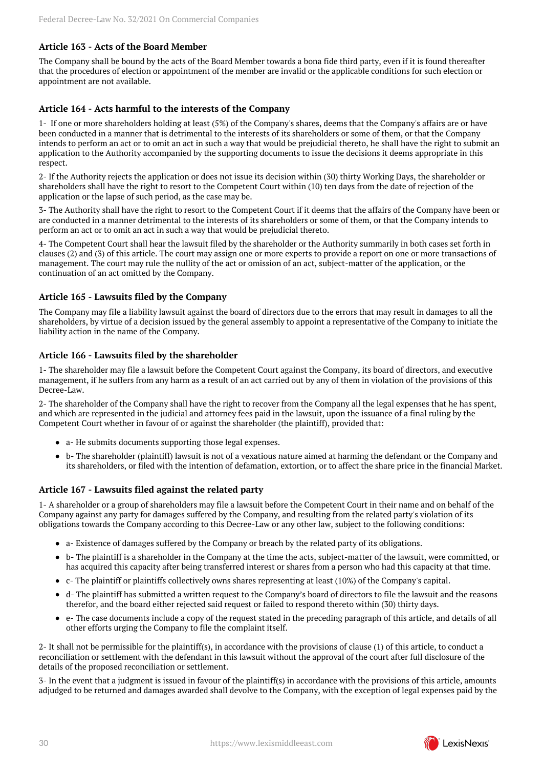### Article 163 - Acts of the Board Member

The Company shall be bound by the acts of the Board Member towards a bona fide third party, even if it is found thereafter that the procedures of election or appointment of the member are invalid or the applicable conditions for such election or appointment are not available.

### Article 164 - Acts harmful to the interests of the Company

1- If one or more shareholders holding at least (5%) of the Company's shares, deems that the Company's affairs are or have been conducted in a manner that is detrimental to the interests of its shareholders or some of them, or that the Company intends to perform an act or to omit an act in such a way that would be prejudicial thereto, he shall have the right to submit an application to the Authority accompanied by the supporting documents to issue the decisions it deems appropriate in this respect.

2- If the Authority rejects the application or does not issue its decision within (30) thirty Working Days, the shareholder or shareholders shall have the right to resort to the Competent Court within (10) ten days from the date of rejection of the application or the lapse of such period, as the case may be.

3- The Authority shall have the right to resort to the Competent Court if it deems that the affairs of the Company have been or are conducted in a manner detrimental to the interests of its shareholders or some of them, or that the Company intends to perform an act or to omit an act in such a way that would be prejudicial thereto.

4- The Competent Court shall hear the lawsuit filed by the shareholder or the Authority summarily in both cases set forth in clauses (2) and (3) of this article. The court may assign one or more experts to provide a report on one or more transactions of management. The court may rule the nullity of the act or omission of an act, subject-matter of the application, or the continuation of an act omitted by the Company.

### Article 165 - Lawsuits filed by the Company

The Company may file a liability lawsuit against the board of directors due to the errors that may result in damages to all the shareholders, by virtue of a decision issued by the general assembly to appoint a representative of the Company to initiate the liability action in the name of the Company.

### Article 166 - Lawsuits filed by the shareholder

1- The shareholder may file a lawsuit before the Competent Court against the Company, its board of directors, and executive management, if he suffers from any harm as a result of an act carried out by any of them in violation of the provisions of this Decree-Law.

2- The shareholder of the Company shall have the right to recover from the Company all the legal expenses that he has spent, and which are represented in the judicial and attorney fees paid in the lawsuit, upon the issuance of a final ruling by the Competent Court whether in favour of or against the shareholder (the plaintiff), provided that:

- a- He submits documents supporting those legal expenses.
- b- The shareholder (plaintiff) lawsuit is not of a vexatious nature aimed at harming the defendant or the Company and its shareholders, or filed with the intention of defamation, extortion, or to affect the share price in the financial Market.

### Article 167 - Lawsuits filed against the related party

1- A shareholder or a group of shareholders may file a lawsuit before the Competent Court in their name and on behalf of the Company against any party for damages suffered by the Company, and resulting from the related party's violation of its obligations towards the Company according to this Decree-Law or any other law, subject to the following conditions:

- a- Existence of damages suffered by the Company or breach by the related party of its obligations.
- b- The plaintiff is a shareholder in the Company at the time the acts, subject-matter of the lawsuit, were committed, or has acquired this capacity after being transferred interest or shares from a person who had this capacity at that time.
- c- The plaintiff or plaintiffs collectively owns shares representing at least (10%) of the Company's capital.
- d- The plaintiff has submitted a written request to the Company's board of directors to file the lawsuit and the reasons therefor, and the board either rejected said request or failed to respond thereto within (30) thirty days.
- e- The case documents include a copy of the request stated in the preceding paragraph of this article, and details of all other efforts urging the Company to file the complaint itself.

2- It shall not be permissible for the plaintiff(s), in accordance with the provisions of clause (1) of this article, to conduct a reconciliation or settlement with the defendant in this lawsuit without the approval of the court after full disclosure of the details of the proposed reconciliation or settlement.

3- In the event that a judgment is issued in favour of the plaintiff(s) in accordance with the provisions of this article, amounts adjudged to be returned and damages awarded shall devolve to the Company, with the exception of legal expenses paid by the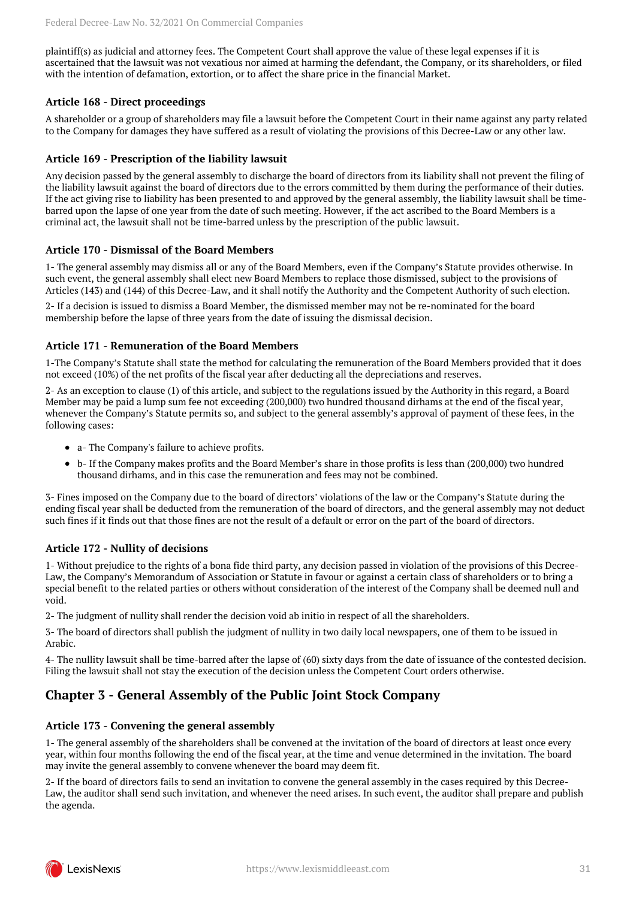plaintiff(s) as judicial and attorney fees. The Competent Court shall approve the value of these legal expenses if it is ascertained that the lawsuit was not vexatious nor aimed at harming the defendant, the Company, or its shareholders, or filed with the intention of defamation, extortion, or to affect the share price in the financial Market.

### Article 168 - Direct proceedings

A shareholder or a group of shareholders may file a lawsuit before the Competent Court in their name against any party related to the Company for damages they have suffered as a result of violating the provisions of this Decree-Law or any other law.

### Article 169 - Prescription of the liability lawsuit

Any decision passed by the general assembly to discharge the board of directors from its liability shall not prevent the filing of the liability lawsuit against the board of directors due to the errors committed by them during the performance of their duties. If the act giving rise to liability has been presented to and approved by the general assembly, the liability lawsuit shall be time-barred upon the lapse of one year from the date of such meeting. However, if the act ascribed to the Board Members is a criminal act, the lawsuit shall not be time-barred unless by the prescription of the public lawsuit.

### Article 170 - Dismissal of the Board Members

1- The general assembly may dismiss all or any of the Board Members, even if the Company's Statute provides otherwise. In such event, the general assembly shall elect new Board Members to replace those dismissed, subject to the provisions of Articles (143) and (144) of this Decree-Law, and it shall notify the Authority and the Competent Authority of such election.

2- If a decision is issued to dismiss a Board Member, the dismissed member may not be re-nominated for the board membership before the lapse of three years from the date of issuing the dismissal decision.

### Article 171 - Remuneration of the Board Members

1-The Company's Statute shall state the method for calculating the remuneration of the Board Members provided that it does not exceed (10%) of the net profits of the fiscal year after deducting all the depreciations and reserves.

2- As an exception to clause (1) of this article, and subject to the regulations issued by the Authority in this regard, a Board Member may be paid a lump sum fee not exceeding (200,000) two hundred thousand dirhams at the end of the fiscal year, whenever the Company's Statute permits so, and subject to the general assembly's approval of payment of these fees, in the following cases:

- a- The Company's failure to achieve profits.
- b- If the Company makes profits and the Board Member's share in those profits is less than (200,000) two hundred thousand dirhams, and in this case the remuneration and fees may not be combined.

3- Fines imposed on the Company due to the board of directors' violations of the law or the Company's Statute during the ending fiscal year shall be deducted from the remuneration of the board of directors, and the general assembly may not deduct such fines if it finds out that those fines are not the result of a default or error on the part of the board of directors.

### Article 172 - Nullity of decisions

1- Without prejudice to the rights of a bona fide third party, any decision passed in violation of the provisions of this Decree-Law, the Company's Memorandum of Association or Statute in favour or against a certain class of shareholders or to bring a special benefit to the related parties or others without consideration of the interest of the Company shall be deemed null and void.

2- The judgment of nullity shall render the decision void ab initio in respect of all the shareholders.

3- The board of directors shall publish the judgment of nullity in two daily local newspapers, one of them to be issued in Arabic.

4- The nullity lawsuit shall be time-barred after the lapse of (60) sixty days from the date of issuance of the contested decision. Filing the lawsuit shall not stay the execution of the decision unless the Competent Court orders otherwise.

## Chapter 3 - General Assembly of the Public Joint Stock Company

### Article 173 - Convening the general assembly

1- The general assembly of the shareholders shall be convened at the invitation of the board of directors at least once every year, within four months following the end of the fiscal year, at the time and venue determined in the invitation. The board may invite the general assembly to convene whenever the board may deem fit.

2- If the board of directors fails to send an invitation to convene the general assembly in the cases required by this Decree-Law, the auditor shall send such invitation, and whenever the need arises. In such event, the auditor shall prepare and publish the agenda.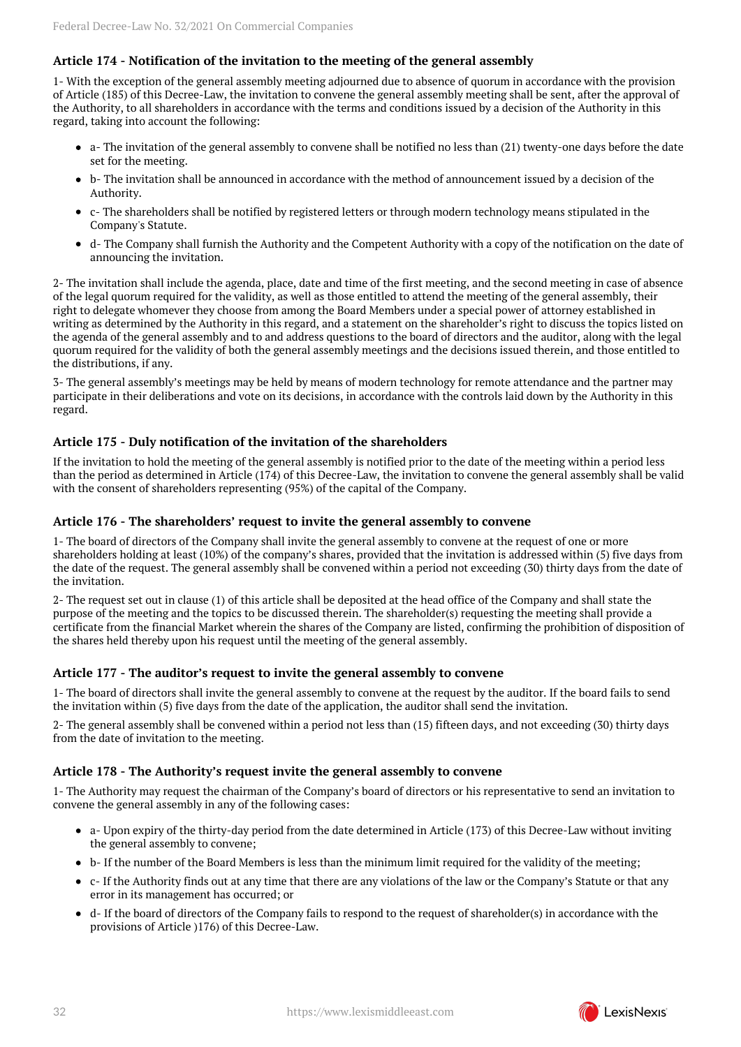### Article 174 - Notification of the invitation to the meeting of the general assembly

1- With the exception of the general assembly meeting adjourned due to absence of quorum in accordance with the provision of Article (185) of this Decree-Law, the invitation to convene the general assembly meeting shall be sent, after the approval of the Authority, to all shareholders in accordance with the terms and conditions issued by a decision of the Authority in this regard, taking into account the following:

- a- The invitation of the general assembly to convene shall be notified no less than (21) twenty-one days before the date set for the meeting.
- b- The invitation shall be announced in accordance with the method of announcement issued by a decision of the Authority.
- c- The shareholders shall be notified by registered letters or through modern technology means stipulated in the Company's Statute.
- d- The Company shall furnish the Authority and the Competent Authority with a copy of the notification on the date of announcing the invitation.

2- The invitation shall include the agenda, place, date and time of the first meeting, and the second meeting in case of absence of the legal quorum required for the validity, as well as those entitled to attend the meeting of the general assembly, their right to delegate whomever they choose from among the Board Members under a special power of attorney established in writing as determined by the Authority in this regard, and a statement on the shareholder's right to discuss the topics listed on the agenda of the general assembly and to and address questions to the board of directors and the auditor, along with the legal quorum required for the validity of both the general assembly meetings and the decisions issued therein, and those entitled to the distributions, if any.

3- The general assembly's meetings may be held by means of modern technology for remote attendance and the partner may participate in their deliberations and vote on its decisions, in accordance with the controls laid down by the Authority in this regard.

### Article 175 - Duly notification of the invitation of the shareholders

If the invitation to hold the meeting of the general assembly is notified prior to the date of the meeting within a period less than the period as determined in Article (174) of this Decree-Law, the invitation to convene the general assembly shall be valid with the consent of shareholders representing (95%) of the capital of the Company.

### Article 176 - The shareholders' request to invite the general assembly to convene

1- The board of directors of the Company shall invite the general assembly to convene at the request of one or more shareholders holding at least (10%) of the company's shares, provided that the invitation is addressed within (5) five days from the date of the request. The general assembly shall be convened within a period not exceeding (30) thirty days from the date of the invitation.

2- The request set out in clause (1) of this article shall be deposited at the head office of the Company and shall state the purpose of the meeting and the topics to be discussed therein. The shareholder(s) requesting the meeting shall provide a certificate from the financial Market wherein the shares of the Company are listed, confirming the prohibition of disposition of the shares held thereby upon his request until the meeting of the general assembly.

### Article 177 - The auditor's request to invite the general assembly to convene

1- The board of directors shall invite the general assembly to convene at the request by the auditor. If the board fails to send the invitation within (5) five days from the date of the application, the auditor shall send the invitation.

2- The general assembly shall be convened within a period not less than (15) fifteen days, and not exceeding (30) thirty days from the date of invitation to the meeting.

### Article 178 - The Authority's request invite the general assembly to convene

1- The Authority may request the chairman of the Company's board of directors or his representative to send an invitation to convene the general assembly in any of the following cases:

- a- Upon expiry of the thirty-day period from the date determined in Article (173) of this Decree-Law without inviting the general assembly to convene;
- b- If the number of the Board Members is less than the minimum limit required for the validity of the meeting;
- c- If the Authority finds out at any time that there are any violations of the law or the Company's Statute or that any error in its management has occurred; or
- d- If the board of directors of the Company fails to respond to the request of shareholder(s) in accordance with the provisions of Article )176) of this Decree-Law.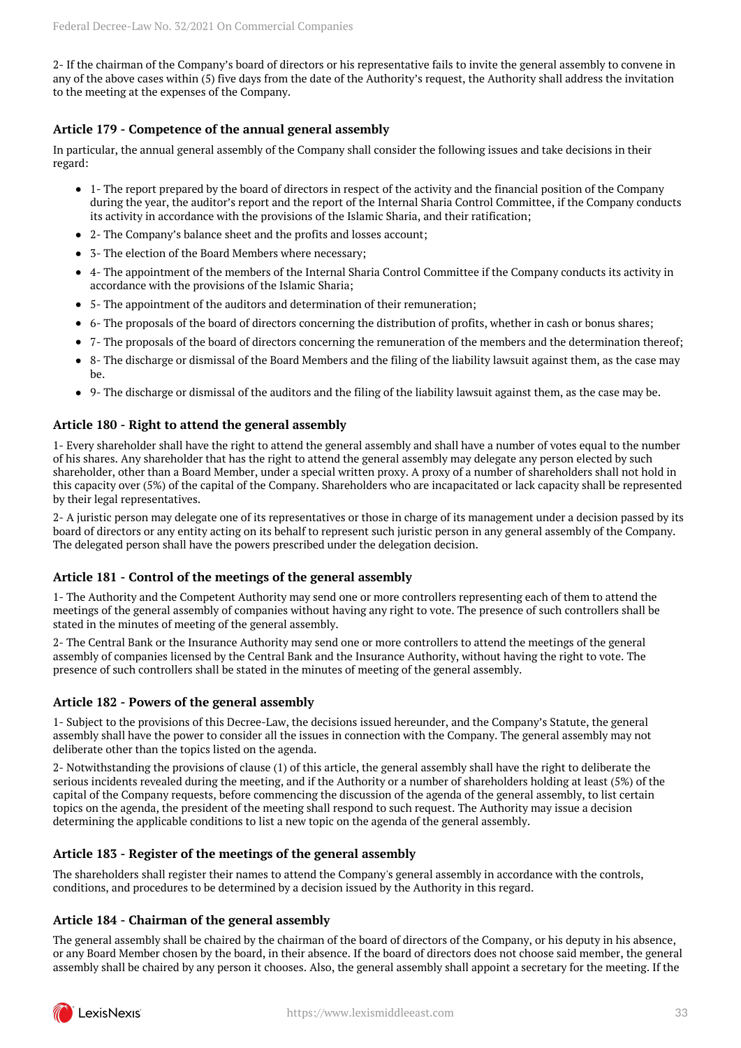2- If the chairman of the Company's board of directors or his representative fails to invite the general assembly to convene in any of the above cases within (5) five days from the date of the Authority's request, the Authority shall address the invitation to the meeting at the expenses of the Company.

### Article 179 - Competence of the annual general assembly

In particular, the annual general assembly of the Company shall consider the following issues and take decisions in their regard:

- 1- The report prepared by the board of directors in respect of the activity and the financial position of the Company during the year, the auditor's report and the report of the Internal Sharia Control Committee, if the Company conducts its activity in accordance with the provisions of the Islamic Sharia, and their ratification;
- 2- The Company's balance sheet and the profits and losses account;
- 3- The election of the Board Members where necessary;
- 4- The appointment of the members of the Internal Sharia Control Committee if the Company conducts its activity in accordance with the provisions of the Islamic Sharia;
- 5- The appointment of the auditors and determination of their remuneration;
- 6- The proposals of the board of directors concerning the distribution of profits, whether in cash or bonus shares;
- 7- The proposals of the board of directors concerning the remuneration of the members and the determination thereof;
- 8- The discharge or dismissal of the Board Members and the filing of the liability lawsuit against them, as the case may be.
- 9- The discharge or dismissal of the auditors and the filing of the liability lawsuit against them, as the case may be.

### Article 180 - Right to attend the general assembly

1- Every shareholder shall have the right to attend the general assembly and shall have a number of votes equal to the number of his shares. Any shareholder that has the right to attend the general assembly may delegate any person elected by such shareholder, other than a Board Member, under a special written proxy. A proxy of a number of shareholders shall not hold in this capacity over (5%) of the capital of the Company. Shareholders who are incapacitated or lack capacity shall be represented by their legal representatives.

2- A juristic person may delegate one of its representatives or those in charge of its management under a decision passed by its board of directors or any entity acting on its behalf to represent such juristic person in any general assembly of the Company. The delegated person shall have the powers prescribed under the delegation decision.

### Article 181 - Control of the meetings of the general assembly

1- The Authority and the Competent Authority may send one or more controllers representing each of them to attend the meetings of the general assembly of companies without having any right to vote. The presence of such controllers shall be stated in the minutes of meeting of the general assembly.

2- The Central Bank or the Insurance Authority may send one or more controllers to attend the meetings of the general assembly of companies licensed by the Central Bank and the Insurance Authority, without having the right to vote. The presence of such controllers shall be stated in the minutes of meeting of the general assembly.

### Article 182 - Powers of the general assembly

1- Subject to the provisions of this Decree-Law, the decisions issued hereunder, and the Company's Statute, the general assembly shall have the power to consider all the issues in connection with the Company. The general assembly may not deliberate other than the topics listed on the agenda.

2- Notwithstanding the provisions of clause (1) of this article, the general assembly shall have the right to deliberate the serious incidents revealed during the meeting, and if the Authority or a number of shareholders holding at least (5%) of the capital of the Company requests, before commencing the discussion of the agenda of the general assembly, to list certain topics on the agenda, the president of the meeting shall respond to such request. The Authority may issue a decision determining the applicable conditions to list a new topic on the agenda of the general assembly.

### Article 183 - Register of the meetings of the general assembly

The shareholders shall register their names to attend the Company's general assembly in accordance with the controls, conditions, and procedures to be determined by a decision issued by the Authority in this regard.

### Article 184 - Chairman of the general assembly

The general assembly shall be chaired by the chairman of the board of directors of the Company, or his deputy in his absence, or any Board Member chosen by the board, in their absence. If the board of directors does not choose said member, the general assembly shall be chaired by any person it chooses. Also, the general assembly shall appoint a secretary for the meeting. If the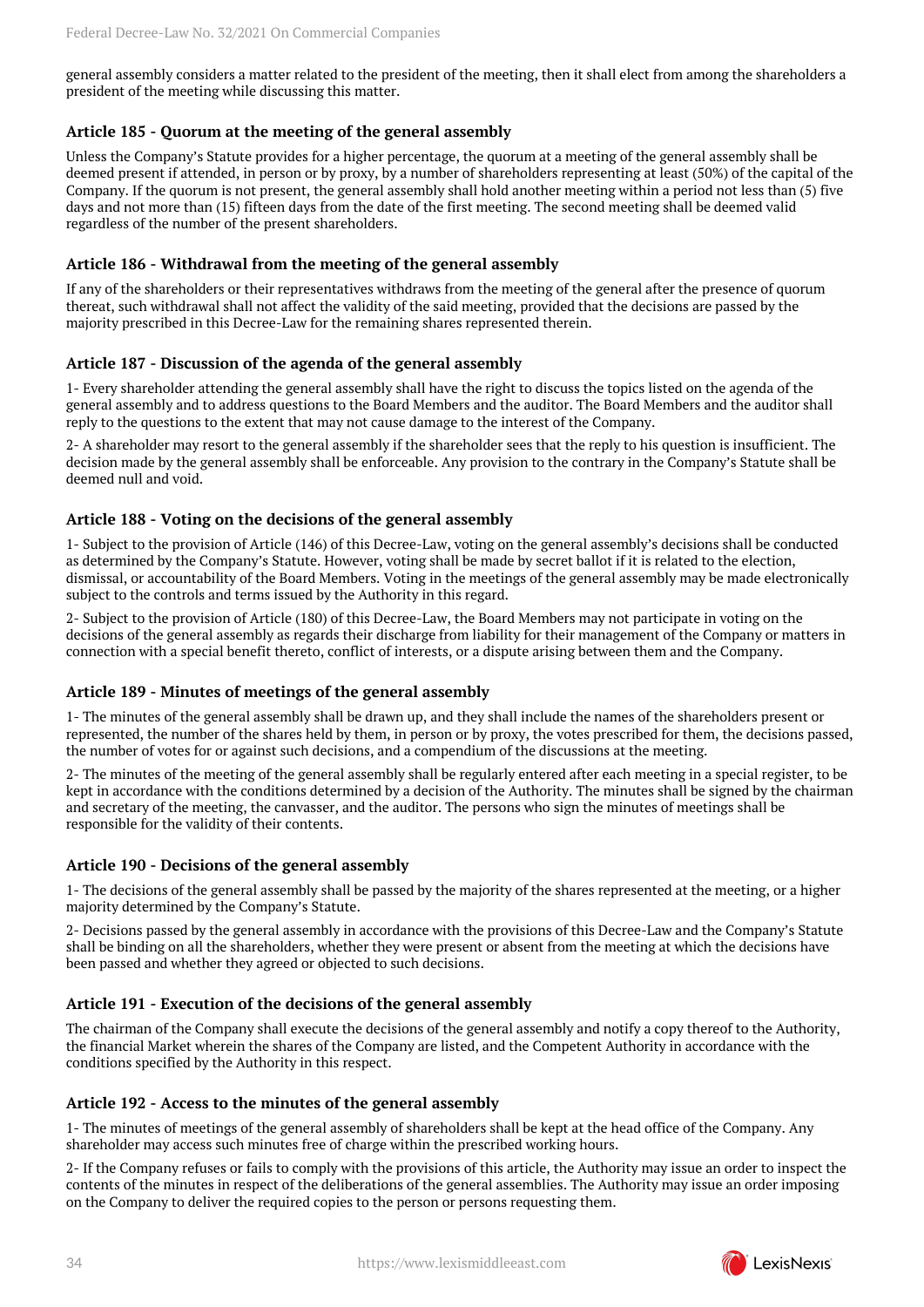general assembly considers a matter related to the president of the meeting, then it shall elect from among the shareholders a president of the meeting while discussing this matter.

### Article 185 - Quorum at the meeting of the general assembly

Unless the Company's Statute provides for a higher percentage, the quorum at a meeting of the general assembly shall be deemed present if attended, in person or by proxy, by a number of shareholders representing at least (50%) of the capital of the Company. If the quorum is not present, the general assembly shall hold another meeting within a period not less than (5) five days and not more than (15) fifteen days from the date of the first meeting. The second meeting shall be deemed valid regardless of the number of the present shareholders.

### Article 186 - Withdrawal from the meeting of the general assembly

If any of the shareholders or their representatives withdraws from the meeting of the general after the presence of quorum thereat, such withdrawal shall not affect the validity of the said meeting, provided that the decisions are passed by the majority prescribed in this Decree-Law for the remaining shares represented therein.

### Article 187 - Discussion of the agenda of the general assembly

1- Every shareholder attending the general assembly shall have the right to discuss the topics listed on the agenda of the general assembly and to address questions to the Board Members and the auditor. The Board Members and the auditor shall reply to the questions to the extent that may not cause damage to the interest of the Company.

2- A shareholder may resort to the general assembly if the shareholder sees that the reply to his question is insufficient. The decision made by the general assembly shall be enforceable. Any provision to the contrary in the Company's Statute shall be deemed null and void.

### Article 188 - Voting on the decisions of the general assembly

1- Subject to the provision of Article (146) of this Decree-Law, voting on the general assembly's decisions shall be conducted as determined by the Company's Statute. However, voting shall be made by secret ballot if it is related to the election, dismissal, or accountability of the Board Members. Voting in the meetings of the general assembly may be made electronically subject to the controls and terms issued by the Authority in this regard.

2- Subject to the provision of Article (180) of this Decree-Law, the Board Members may not participate in voting on the decisions of the general assembly as regards their discharge from liability for their management of the Company or matters in connection with a special benefit thereto, conflict of interests, or a dispute arising between them and the Company.

### Article 189 - Minutes of meetings of the general assembly

1- The minutes of the general assembly shall be drawn up, and they shall include the names of the shareholders present or represented, the number of the shares held by them, in person or by proxy, the votes prescribed for them, the decisions passed, the number of votes for or against such decisions, and a compendium of the discussions at the meeting.

2- The minutes of the meeting of the general assembly shall be regularly entered after each meeting in a special register, to be kept in accordance with the conditions determined by a decision of the Authority. The minutes shall be signed by the chairman and secretary of the meeting, the canvasser, and the auditor. The persons who sign the minutes of meetings shall be responsible for the validity of their contents.

### Article 190 - Decisions of the general assembly

1- The decisions of the general assembly shall be passed by the majority of the shares represented at the meeting, or a higher majority determined by the Company's Statute.

2- Decisions passed by the general assembly in accordance with the provisions of this Decree-Law and the Company's Statute shall be binding on all the shareholders, whether they were present or absent from the meeting at which the decisions have been passed and whether they agreed or objected to such decisions.

### Article 191 - Execution of the decisions of the general assembly

The chairman of the Company shall execute the decisions of the general assembly and notify a copy thereof to the Authority, the financial Market wherein the shares of the Company are listed, and the Competent Authority in accordance with the conditions specified by the Authority in this respect.

### Article 192 - Access to the minutes of the general assembly

1- The minutes of meetings of the general assembly of shareholders shall be kept at the head office of the Company. Any shareholder may access such minutes free of charge within the prescribed working hours.

2- If the Company refuses or fails to comply with the provisions of this article, the Authority may issue an order to inspect the contents of the minutes in respect of the deliberations of the general assemblies. The Authority may issue an order imposing on the Company to deliver the required copies to the person or persons requesting them.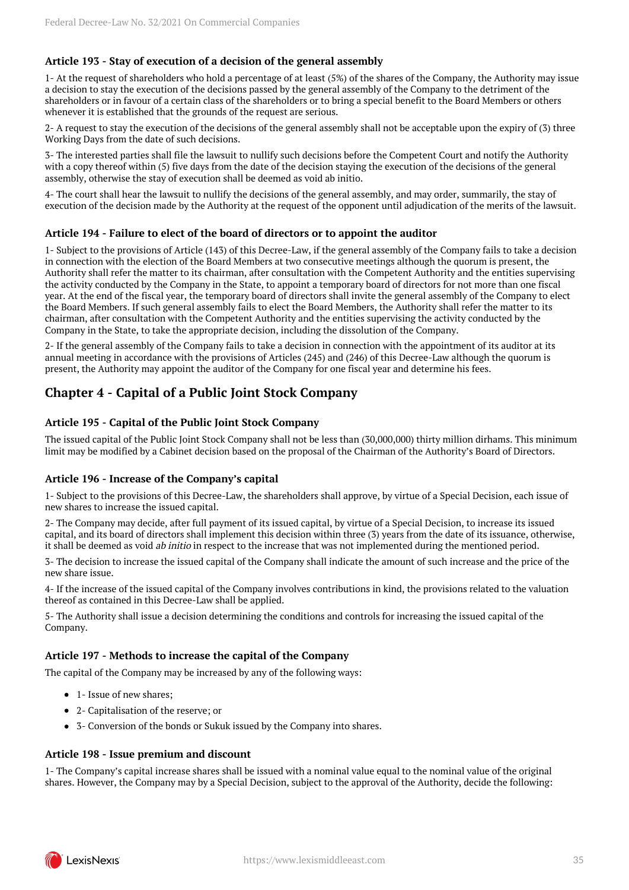### Article 193 - Stay of execution of a decision of the general assembly

1- At the request of shareholders who hold a percentage of at least (5%) of the shares of the Company, the Authority may issue a decision to stay the execution of the decisions passed by the general assembly of the Company to the detriment of the shareholders or in favour of a certain class of the shareholders or to bring a special benefit to the Board Members or others whenever it is established that the grounds of the request are serious.

2- A request to stay the execution of the decisions of the general assembly shall not be acceptable upon the expiry of (3) three Working Days from the date of such decisions.

3- The interested parties shall file the lawsuit to nullify such decisions before the Competent Court and notify the Authority with a copy thereof within (5) five days from the date of the decision staying the execution of the decisions of the general assembly, otherwise the stay of execution shall be deemed as void ab initio.

4- The court shall hear the lawsuit to nullify the decisions of the general assembly, and may order, summarily, the stay of execution of the decision made by the Authority at the request of the opponent until adjudication of the merits of the lawsuit.

### Article 194 - Failure to elect of the board of directors or to appoint the auditor

1- Subject to the provisions of Article (143) of this Decree-Law, if the general assembly of the Company fails to take a decision in connection with the election of the Board Members at two consecutive meetings although the quorum is present, the Authority shall refer the matter to its chairman, after consultation with the Competent Authority and the entities supervising the activity conducted by the Company in the State, to appoint a temporary board of directors for not more than one fiscal year. At the end of the fiscal year, the temporary board of directors shall invite the general assembly of the Company to elect the Board Members. If such general assembly fails to elect the Board Members, the Authority shall refer the matter to its chairman, after consultation with the Competent Authority and the entities supervising the activity conducted by the Company in the State, to take the appropriate decision, including the dissolution of the Company.

2- If the general assembly of the Company fails to take a decision in connection with the appointment of its auditor at its annual meeting in accordance with the provisions of Articles (245) and (246) of this Decree-Law although the quorum is present, the Authority may appoint the auditor of the Company for one fiscal year and determine his fees.

## Chapter 4 - Capital of a Public Joint Stock Company

### Article 195 - Capital of the Public Joint Stock Company

The issued capital of the Public Joint Stock Company shall not be less than (30,000,000) thirty million dirhams. This minimum limit may be modified by a Cabinet decision based on the proposal of the Chairman of the Authority's Board of Directors.

### Article 196 - Increase of the Company's capital

1- Subject to the provisions of this Decree-Law, the shareholders shall approve, by virtue of a Special Decision, each issue of new shares to increase the issued capital.

2- The Company may decide, after full payment of its issued capital, by virtue of a Special Decision, to increase its issued capital, and its board of directors shall implement this decision within three (3) years from the date of its issuance, otherwise, it shall be deemed as void *ab initio* in respect to the increase that was not implemented during the mentioned period.

3- The decision to increase the issued capital of the Company shall indicate the amount of such increase and the price of the new share issue.

4- If the increase of the issued capital of the Company involves contributions in kind, the provisions related to the valuation thereof as contained in this Decree-Law shall be applied.

5- The Authority shall issue a decision determining the conditions and controls for increasing the issued capital of the Company.

### Article 197 - Methods to increase the capital of the Company

The capital of the Company may be increased by any of the following ways:

- 1- Issue of new shares;
- 2- Capitalisation of the reserve; or
- 3- Conversion of the bonds or Sukuk issued by the Company into shares.

### Article 198 - Issue premium and discount

1- The Company's capital increase shares shall be issued with a nominal value equal to the nominal value of the original shares. However, the Company may by a Special Decision, subject to the approval of the Authority, decide the following: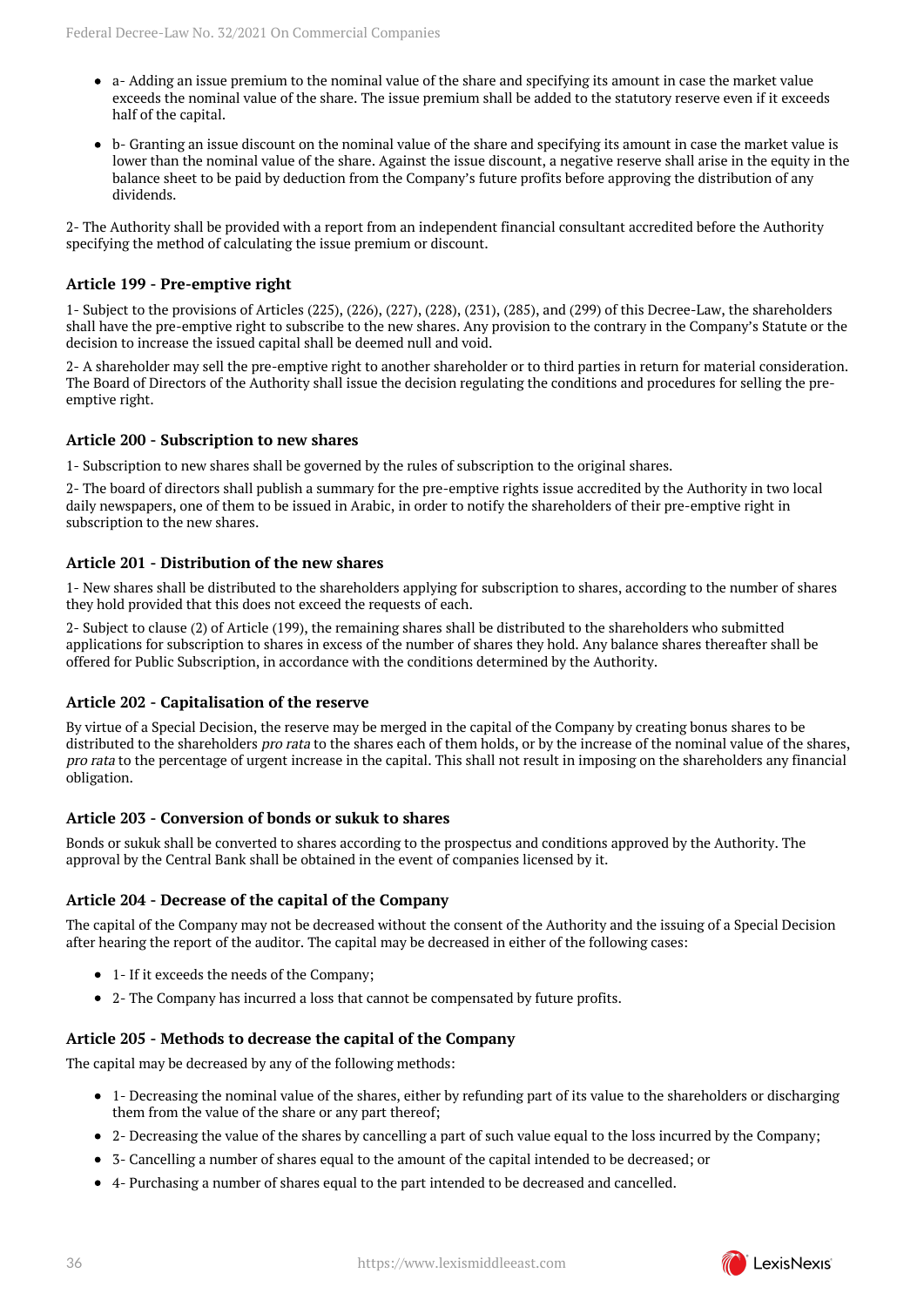- a- Adding an issue premium to the nominal value of the share and specifying its amount in case the market value exceeds the nominal value of the share. The issue premium shall be added to the statutory reserve even if it exceeds half of the capital.
- b- Granting an issue discount on the nominal value of the share and specifying its amount in case the market value is lower than the nominal value of the share. Against the issue discount, a negative reserve shall arise in the equity in the balance sheet to be paid by deduction from the Company's future profits before approving the distribution of any dividends.

2- The Authority shall be provided with a report from an independent financial consultant accredited before the Authority specifying the method of calculating the issue premium or discount.

### Article 199 - Pre-emptive right

1- Subject to the provisions of Articles (225), (226), (227), (228), (231), (285), and (299) of this Decree-Law, the shareholders shall have the pre-emptive right to subscribe to the new shares. Any provision to the contrary in the Company's Statute or the decision to increase the issued capital shall be deemed null and void.

2- A shareholder may sell the pre-emptive right to another shareholder or to third parties in return for material consideration. The Board of Directors of the Authority shall issue the decision regulating the conditions and procedures for selling the pre-emptive right.

### Article 200 - Subscription to new shares

1- Subscription to new shares shall be governed by the rules of subscription to the original shares.

2- The board of directors shall publish a summary for the pre-emptive rights issue accredited by the Authority in two local daily newspapers, one of them to be issued in Arabic, in order to notify the shareholders of their pre-emptive right in subscription to the new shares.

### Article 201 - Distribution of the new shares

1- New shares shall be distributed to the shareholders applying for subscription to shares, according to the number of shares they hold provided that this does not exceed the requests of each.

2- Subject to clause (2) of Article (199), the remaining shares shall be distributed to the shareholders who submitted applications for subscription to shares in excess of the number of shares they hold. Any balance shares thereafter shall be offered for Public Subscription, in accordance with the conditions determined by the Authority.

### Article 202 - Capitalisation of the reserve

By virtue of a Special Decision, the reserve may be merged in the capital of the Company by creating bonus shares to be distributed to the shareholders *pro rata* to the shares each of them holds, or by the increase of the nominal value of the shares, *pro rata* to the percentage of urgent increase in the capital. This shall not result in imposing on the shareholders any financial obligation.

### Article 203 - Conversion of bonds or sukuk to shares

Bonds or sukuk shall be converted to shares according to the prospectus and conditions approved by the Authority. The approval by the Central Bank shall be obtained in the event of companies licensed by it.

### Article 204 - Decrease of the capital of the Company

The capital of the Company may not be decreased without the consent of the Authority and the issuing of a Special Decision after hearing the report of the auditor. The capital may be decreased in either of the following cases:

- 1- If it exceeds the needs of the Company;
- 2- The Company has incurred a loss that cannot be compensated by future profits.

### Article 205 - Methods to decrease the capital of the Company

The capital may be decreased by any of the following methods:

- 1- Decreasing the nominal value of the shares, either by refunding part of its value to the shareholders or discharging them from the value of the share or any part thereof;
- 2- Decreasing the value of the shares by cancelling a part of such value equal to the loss incurred by the Company;
- 3- Cancelling a number of shares equal to the amount of the capital intended to be decreased; or
- 4- Purchasing a number of shares equal to the part intended to be decreased and cancelled.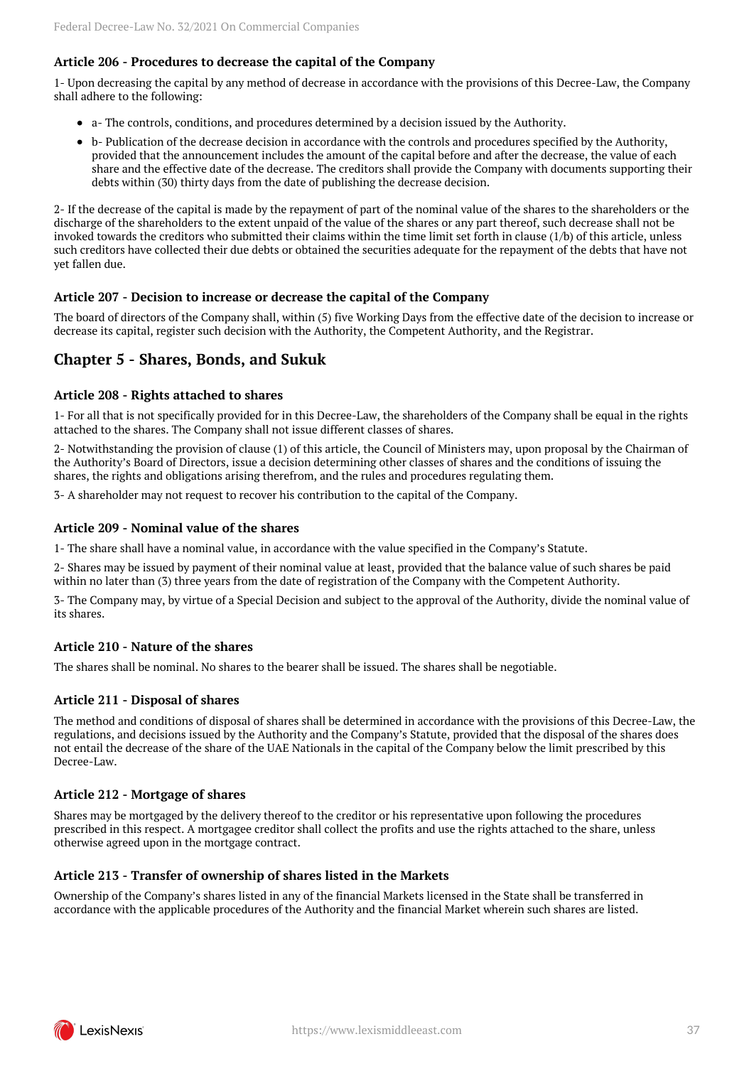### Article 206 - Procedures to decrease the capital of the Company

1- Upon decreasing the capital by any method of decrease in accordance with the provisions of this Decree-Law, the Company shall adhere to the following:

- a- The controls, conditions, and procedures determined by a decision issued by the Authority.
- b- Publication of the decrease decision in accordance with the controls and procedures specified by the Authority, provided that the announcement includes the amount of the capital before and after the decrease, the value of each share and the effective date of the decrease. The creditors shall provide the Company with documents supporting their debts within (30) thirty days from the date of publishing the decrease decision.

2- If the decrease of the capital is made by the repayment of part of the nominal value of the shares to the shareholders or the discharge of the shareholders to the extent unpaid of the value of the shares or any part thereof, such decrease shall not be invoked towards the creditors who submitted their claims within the time limit set forth in clause (1/b) of this article, unless such creditors have collected their due debts or obtained the securities adequate for the repayment of the debts that have not yet fallen due.

### Article 207 - Decision to increase or decrease the capital of the Company

The board of directors of the Company shall, within (5) five Working Days from the effective date of the decision to increase or decrease its capital, register such decision with the Authority, the Competent Authority, and the Registrar.

## Chapter 5 - Shares, Bonds, and Sukuk

### Article 208 - Rights attached to shares

1- For all that is not specifically provided for in this Decree-Law, the shareholders of the Company shall be equal in the rights attached to the shares. The Company shall not issue different classes of shares.

2- Notwithstanding the provision of clause (1) of this article, the Council of Ministers may, upon proposal by the Chairman of the Authority's Board of Directors, issue a decision determining other classes of shares and the conditions of issuing the shares, the rights and obligations arising therefrom, and the rules and procedures regulating them.

3- A shareholder may not request to recover his contribution to the capital of the Company.

### Article 209 - Nominal value of the shares

1- The share shall have a nominal value, in accordance with the value specified in the Company's Statute.

2- Shares may be issued by payment of their nominal value at least, provided that the balance value of such shares be paid within no later than (3) three years from the date of registration of the Company with the Competent Authority.

3- The Company may, by virtue of a Special Decision and subject to the approval of the Authority, divide the nominal value of its shares.

### Article 210 - Nature of the shares

The shares shall be nominal. No shares to the bearer shall be issued. The shares shall be negotiable.

### Article 211 - Disposal of shares

The method and conditions of disposal of shares shall be determined in accordance with the provisions of this Decree-Law, the regulations, and decisions issued by the Authority and the Company's Statute, provided that the disposal of the shares does not entail the decrease of the share of the UAE Nationals in the capital of the Company below the limit prescribed by this Decree-Law.

### Article 212 - Mortgage of shares

Shares may be mortgaged by the delivery thereof to the creditor or his representative upon following the procedures prescribed in this respect. A mortgagee creditor shall collect the profits and use the rights attached to the share, unless otherwise agreed upon in the mortgage contract.

### Article 213 - Transfer of ownership of shares listed in the Markets

Ownership of the Company's shares listed in any of the financial Markets licensed in the State shall be transferred in accordance with the applicable procedures of the Authority and the financial Market wherein such shares are listed.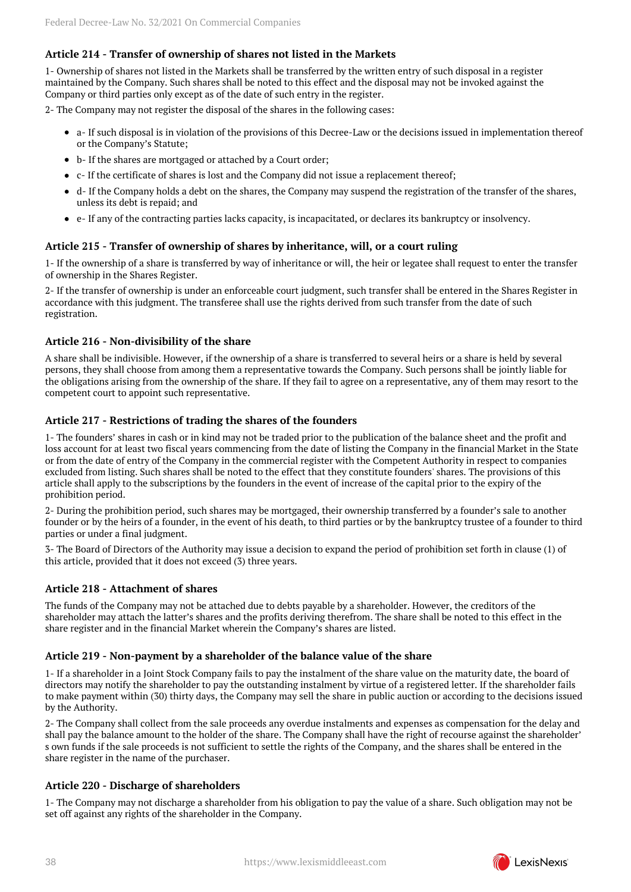### Article 214 - Transfer of ownership of shares not listed in the Markets

1- Ownership of shares not listed in the Markets shall be transferred by the written entry of such disposal in a register maintained by the Company. Such shares shall be noted to this effect and the disposal may not be invoked against the Company or third parties only except as of the date of such entry in the register.

2- The Company may not register the disposal of the shares in the following cases:

- a- If such disposal is in violation of the provisions of this Decree-Law or the decisions issued in implementation thereof or the Company's Statute;
- b- If the shares are mortgaged or attached by a Court order;
- c- If the certificate of shares is lost and the Company did not issue a replacement thereof;
- d- If the Company holds a debt on the shares, the Company may suspend the registration of the transfer of the shares, unless its debt is repaid; and
- e- If any of the contracting parties lacks capacity, is incapacitated, or declares its bankruptcy or insolvency.

### Article 215 - Transfer of ownership of shares by inheritance, will, or a court ruling

1- If the ownership of a share is transferred by way of inheritance or will, the heir or legatee shall request to enter the transfer of ownership in the Shares Register.

2- If the transfer of ownership is under an enforceable court judgment, such transfer shall be entered in the Shares Register in accordance with this judgment. The transferee shall use the rights derived from such transfer from the date of such registration.

### Article 216 - Non-divisibility of the share

A share shall be indivisible. However, if the ownership of a share is transferred to several heirs or a share is held by several persons, they shall choose from among them a representative towards the Company. Such persons shall be jointly liable for the obligations arising from the ownership of the share. If they fail to agree on a representative, any of them may resort to the competent court to appoint such representative.

### Article 217 - Restrictions of trading the shares of the founders

1- The founders' shares in cash or in kind may not be traded prior to the publication of the balance sheet and the profit and loss account for at least two fiscal years commencing from the date of listing the Company in the financial Market in the State or from the date of entry of the Company in the commercial register with the Competent Authority in respect to companies excluded from listing. Such shares shall be noted to the effect that they constitute founders' shares. The provisions of this article shall apply to the subscriptions by the founders in the event of increase of the capital prior to the expiry of the prohibition period.

2- During the prohibition period, such shares may be mortgaged, their ownership transferred by a founder's sale to another founder or by the heirs of a founder, in the event of his death, to third parties or by the bankruptcy trustee of a founder to third parties or under a final judgment.

3- The Board of Directors of the Authority may issue a decision to expand the period of prohibition set forth in clause (1) of this article, provided that it does not exceed (3) three years.

### Article 218 - Attachment of shares

The funds of the Company may not be attached due to debts payable by a shareholder. However, the creditors of the shareholder may attach the latter's shares and the profits deriving therefrom. The share shall be noted to this effect in the share register and in the financial Market wherein the Company's shares are listed.

### Article 219 - Non-payment by a shareholder of the balance value of the share

1- If a shareholder in a Joint Stock Company fails to pay the instalment of the share value on the maturity date, the board of directors may notify the shareholder to pay the outstanding instalment by virtue of a registered letter. If the shareholder fails to make payment within (30) thirty days, the Company may sell the share in public auction or according to the decisions issued by the Authority.

2- The Company shall collect from the sale proceeds any overdue instalments and expenses as compensation for the delay and shall pay the balance amount to the holder of the share. The Company shall have the right of recourse against the shareholder' s own funds if the sale proceeds is not sufficient to settle the rights of the Company, and the shares shall be entered in the share register in the name of the purchaser.

### Article 220 - Discharge of shareholders

1- The Company may not discharge a shareholder from his obligation to pay the value of a share. Such obligation may not be set off against any rights of the shareholder in the Company.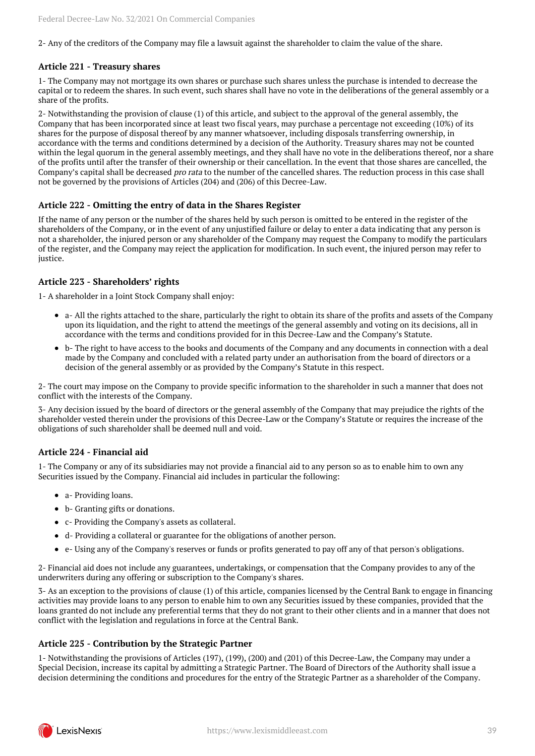2- Any of the creditors of the Company may file a lawsuit against the shareholder to claim the value of the share.

### Article 221 - Treasury shares

1- The Company may not mortgage its own shares or purchase such shares unless the purchase is intended to decrease the capital or to redeem the shares. In such event, such shares shall have no vote in the deliberations of the general assembly or a share of the profits.

2- Notwithstanding the provision of clause (1) of this article, and subject to the approval of the general assembly, the Company that has been incorporated since at least two fiscal years, may purchase a percentage not exceeding (10%) of its shares for the purpose of disposal thereof by any manner whatsoever, including disposals transferring ownership, in accordance with the terms and conditions determined by a decision of the Authority. Treasury shares may not be counted within the legal quorum in the general assembly meetings, and they shall have no vote in the deliberations thereof, nor a share of the profits until after the transfer of their ownership or their cancellation. In the event that those shares are cancelled, the Company's capital shall be decreased *pro rata* to the number of the cancelled shares. The reduction process in this case shall not be governed by the provisions of Articles (204) and (206) of this Decree-Law.

### Article 222 - Omitting the entry of data in the Shares Register

If the name of any person or the number of the shares held by such person is omitted to be entered in the register of the shareholders of the Company, or in the event of any unjustified failure or delay to enter a data indicating that any person is not a shareholder, the injured person or any shareholder of the Company may request the Company to modify the particulars of the register, and the Company may reject the application for modification. In such event, the injured person may refer to justice.

### Article 223 - Shareholders' rights

1- A shareholder in a Joint Stock Company shall enjoy:

- a- All the rights attached to the share, particularly the right to obtain its share of the profits and assets of the Company upon its liquidation, and the right to attend the meetings of the general assembly and voting on its decisions, all in accordance with the terms and conditions provided for in this Decree-Law and the Company's Statute.
- b- The right to have access to the books and documents of the Company and any documents in connection with a deal made by the Company and concluded with a related party under an authorisation from the board of directors or a decision of the general assembly or as provided by the Company's Statute in this respect.

2- The court may impose on the Company to provide specific information to the shareholder in such a manner that does not conflict with the interests of the Company.

3- Any decision issued by the board of directors or the general assembly of the Company that may prejudice the rights of the shareholder vested therein under the provisions of this Decree-Law or the Company's Statute or requires the increase of the obligations of such shareholder shall be deemed null and void.

### Article 224 - Financial aid

1- The Company or any of its subsidiaries may not provide a financial aid to any person so as to enable him to own any Securities issued by the Company. Financial aid includes in particular the following:

- a- Providing loans.
- b- Granting gifts or donations.
- c- Providing the Company's assets as collateral.
- d- Providing a collateral or guarantee for the obligations of another person.
- e- Using any of the Company's reserves or funds or profits generated to pay off any of that person's obligations.

2- Financial aid does not include any guarantees, undertakings, or compensation that the Company provides to any of the underwriters during any offering or subscription to the Company's shares.

3- As an exception to the provisions of clause (1) of this article, companies licensed by the Central Bank to engage in financing activities may provide loans to any person to enable him to own any Securities issued by these companies, provided that the loans granted do not include any preferential terms that they do not grant to their other clients and in a manner that does not conflict with the legislation and regulations in force at the Central Bank.

### Article 225 - Contribution by the Strategic Partner

1- Notwithstanding the provisions of Articles (197), (199), (200) and (201) of this Decree-Law, the Company may under a Special Decision, increase its capital by admitting a Strategic Partner. The Board of Directors of the Authority shall issue a decision determining the conditions and procedures for the entry of the Strategic Partner as a shareholder of the Company.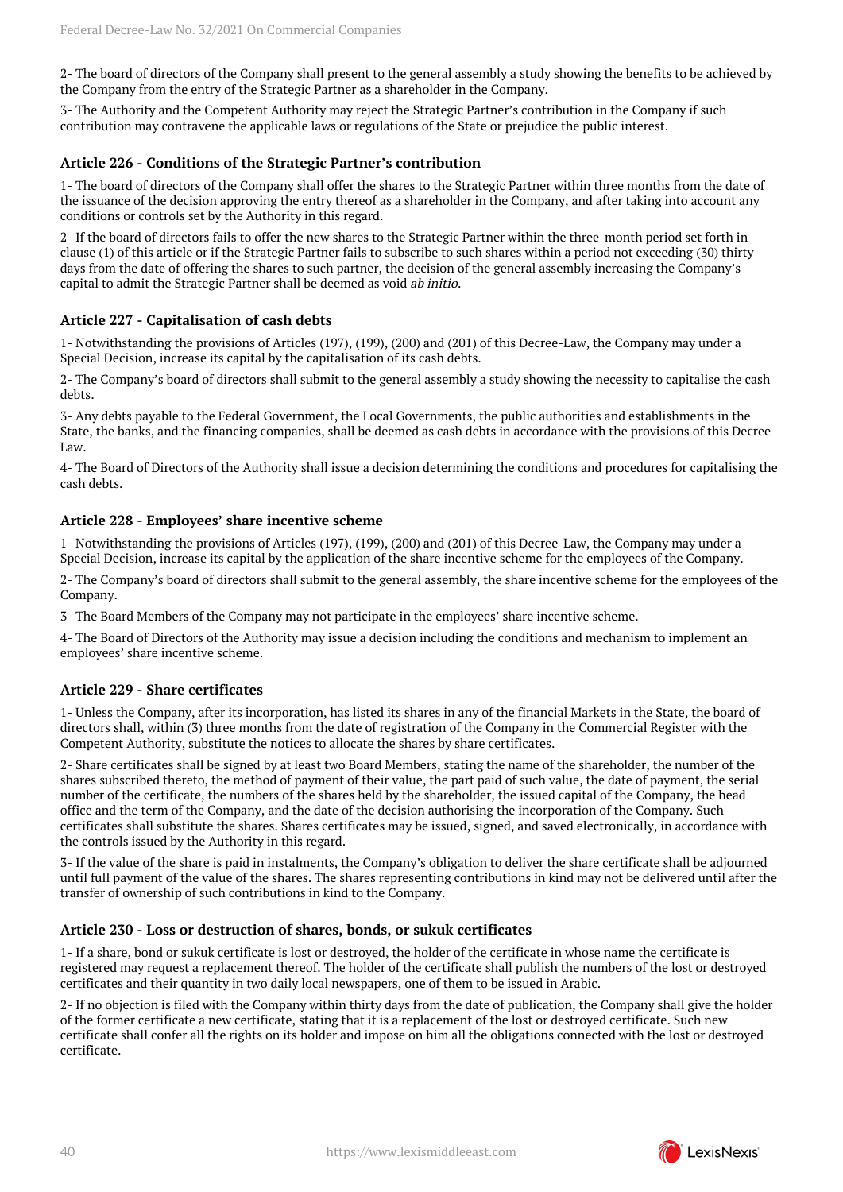2- The board of directors of the Company shall present to the general assembly a study showing the benefits to be achieved by the Company from the entry of the Strategic Partner as a shareholder in the Company.

3- The Authority and the Competent Authority may reject the Strategic Partner's contribution in the Company if such contribution may contravene the applicable laws or regulations of the State or prejudice the public interest.

### Article 226 - Conditions of the Strategic Partner's contribution

1- The board of directors of the Company shall offer the shares to the Strategic Partner within three months from the date of the issuance of the decision approving the entry thereof as a shareholder in the Company, and after taking into account any conditions or controls set by the Authority in this regard.

2- If the board of directors fails to offer the new shares to the Strategic Partner within the three-month period set forth in clause (1) of this article or if the Strategic Partner fails to subscribe to such shares within a period not exceeding (30) thirty days from the date of offering the shares to such partner, the decision of the general assembly increasing the Company's capital to admit the Strategic Partner shall be deemed as void *ab initio*.

### Article 227 - Capitalisation of cash debts

1- Notwithstanding the provisions of Articles (197), (199), (200) and (201) of this Decree-Law, the Company may under a Special Decision, increase its capital by the capitalisation of its cash debts.

2- The Company's board of directors shall submit to the general assembly a study showing the necessity to capitalise the cash debts.

3- Any debts payable to the Federal Government, the Local Governments, the public authorities and establishments in the State, the banks, and the financing companies, shall be deemed as cash debts in accordance with the provisions of this Decree-Law.

4- The Board of Directors of the Authority shall issue a decision determining the conditions and procedures for capitalising the cash debts.

### Article 228 - Employees' share incentive scheme

1- Notwithstanding the provisions of Articles (197), (199), (200) and (201) of this Decree-Law, the Company may under a Special Decision, increase its capital by the application of the share incentive scheme for the employees of the Company.

2- The Company's board of directors shall submit to the general assembly, the share incentive scheme for the employees of the Company.

3- The Board Members of the Company may not participate in the employees' share incentive scheme.

4- The Board of Directors of the Authority may issue a decision including the conditions and mechanism to implement an employees' share incentive scheme.

### Article 229 - Share certificates

1- Unless the Company, after its incorporation, has listed its shares in any of the financial Markets in the State, the board of directors shall, within (3) three months from the date of registration of the Company in the Commercial Register with the Competent Authority, substitute the notices to allocate the shares by share certificates.

2- Share certificates shall be signed by at least two Board Members, stating the name of the shareholder, the number of the shares subscribed thereto, the method of payment of their value, the part paid of such value, the date of payment, the serial number of the certificate, the numbers of the shares held by the shareholder, the issued capital of the Company, the head office and the term of the Company, and the date of the decision authorising the incorporation of the Company. Such certificates shall substitute the shares. Shares certificates may be issued, signed, and saved electronically, in accordance with the controls issued by the Authority in this regard.

3- If the value of the share is paid in instalments, the Company's obligation to deliver the share certificate shall be adjourned until full payment of the value of the shares. The shares representing contributions in kind may not be delivered until after the transfer of ownership of such contributions in kind to the Company.

### Article 230 - Loss or destruction of shares, bonds, or sukuk certificates

1- If a share, bond or sukuk certificate is lost or destroyed, the holder of the certificate in whose name the certificate is registered may request a replacement thereof. The holder of the certificate shall publish the numbers of the lost or destroyed certificates and their quantity in two daily local newspapers, one of them to be issued in Arabic.

2- If no objection is filed with the Company within thirty days from the date of publication, the Company shall give the holder of the former certificate a new certificate, stating that it is a replacement of the lost or destroyed certificate. Such new certificate shall confer all the rights on its holder and impose on him all the obligations connected with the lost or destroyed certificate.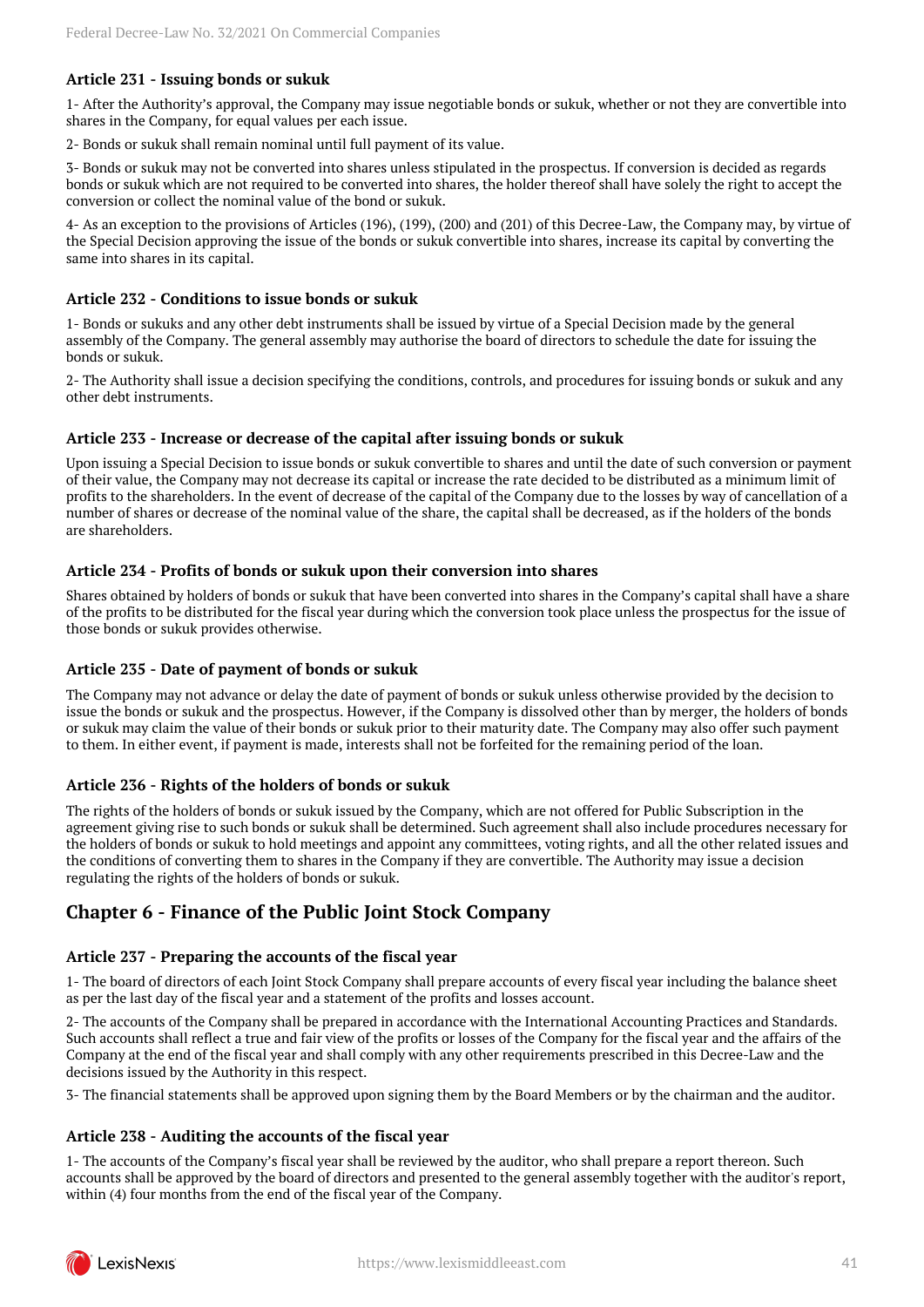### Article 231 - Issuing bonds or sukuk

1- After the Authority's approval, the Company may issue negotiable bonds or sukuk, whether or not they are convertible into shares in the Company, for equal values per each issue.

2- Bonds or sukuk shall remain nominal until full payment of its value.

3- Bonds or sukuk may not be converted into shares unless stipulated in the prospectus. If conversion is decided as regards bonds or sukuk which are not required to be converted into shares, the holder thereof shall have solely the right to accept the conversion or collect the nominal value of the bond or sukuk.

4- As an exception to the provisions of Articles (196), (199), (200) and (201) of this Decree-Law, the Company may, by virtue of the Special Decision approving the issue of the bonds or sukuk convertible into shares, increase its capital by converting the same into shares in its capital.

### Article 232 - Conditions to issue bonds or sukuk

1- Bonds or sukuks and any other debt instruments shall be issued by virtue of a Special Decision made by the general assembly of the Company. The general assembly may authorise the board of directors to schedule the date for issuing the bonds or sukuk.

2- The Authority shall issue a decision specifying the conditions, controls, and procedures for issuing bonds or sukuk and any other debt instruments.

### Article 233 - Increase or decrease of the capital after issuing bonds or sukuk

Upon issuing a Special Decision to issue bonds or sukuk convertible to shares and until the date of such conversion or payment of their value, the Company may not decrease its capital or increase the rate decided to be distributed as a minimum limit of profits to the shareholders. In the event of decrease of the capital of the Company due to the losses by way of cancellation of a number of shares or decrease of the nominal value of the share, the capital shall be decreased, as if the holders of the bonds are shareholders.

### Article 234 - Profits of bonds or sukuk upon their conversion into shares

Shares obtained by holders of bonds or sukuk that have been converted into shares in the Company's capital shall have a share of the profits to be distributed for the fiscal year during which the conversion took place unless the prospectus for the issue of those bonds or sukuk provides otherwise.

### Article 235 - Date of payment of bonds or sukuk

The Company may not advance or delay the date of payment of bonds or sukuk unless otherwise provided by the decision to issue the bonds or sukuk and the prospectus. However, if the Company is dissolved other than by merger, the holders of bonds or sukuk may claim the value of their bonds or sukuk prior to their maturity date. The Company may also offer such payment to them. In either event, if payment is made, interests shall not be forfeited for the remaining period of the loan.

### Article 236 - Rights of the holders of bonds or sukuk

The rights of the holders of bonds or sukuk issued by the Company, which are not offered for Public Subscription in the agreement giving rise to such bonds or sukuk shall be determined. Such agreement shall also include procedures necessary for the holders of bonds or sukuk to hold meetings and appoint any committees, voting rights, and all the other related issues and the conditions of converting them to shares in the Company if they are convertible. The Authority may issue a decision regulating the rights of the holders of bonds or sukuk.

## Chapter 6 - Finance of the Public Joint Stock Company

### Article 237 - Preparing the accounts of the fiscal year

1- The board of directors of each Joint Stock Company shall prepare accounts of every fiscal year including the balance sheet as per the last day of the fiscal year and a statement of the profits and losses account.

2- The accounts of the Company shall be prepared in accordance with the International Accounting Practices and Standards. Such accounts shall reflect a true and fair view of the profits or losses of the Company for the fiscal year and the affairs of the Company at the end of the fiscal year and shall comply with any other requirements prescribed in this Decree-Law and the decisions issued by the Authority in this respect.

3- The financial statements shall be approved upon signing them by the Board Members or by the chairman and the auditor.

### Article 238 - Auditing the accounts of the fiscal year

1- The accounts of the Company's fiscal year shall be reviewed by the auditor, who shall prepare a report thereon. Such accounts shall be approved by the board of directors and presented to the general assembly together with the auditor's report, within (4) four months from the end of the fiscal year of the Company.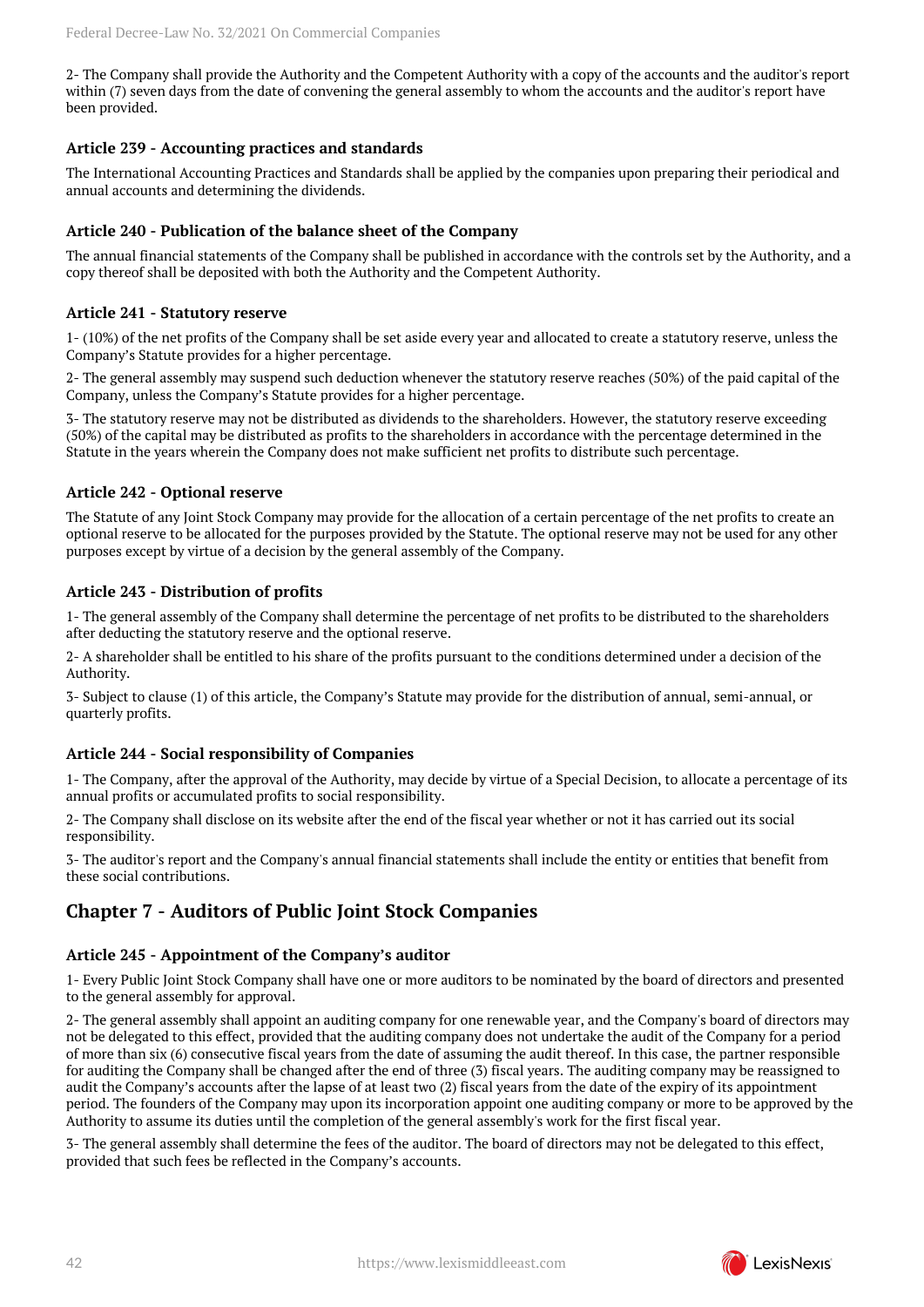2- The Company shall provide the Authority and the Competent Authority with a copy of the accounts and the auditor's report within (7) seven days from the date of convening the general assembly to whom the accounts and the auditor's report have been provided.

### Article 239 - Accounting practices and standards

The International Accounting Practices and Standards shall be applied by the companies upon preparing their periodical and annual accounts and determining the dividends.

### Article 240 - Publication of the balance sheet of the Company

The annual financial statements of the Company shall be published in accordance with the controls set by the Authority, and a copy thereof shall be deposited with both the Authority and the Competent Authority.

### Article 241 - Statutory reserve

1- (10%) of the net profits of the Company shall be set aside every year and allocated to create a statutory reserve, unless the Company's Statute provides for a higher percentage.

2- The general assembly may suspend such deduction whenever the statutory reserve reaches (50%) of the paid capital of the Company, unless the Company's Statute provides for a higher percentage.

3- The statutory reserve may not be distributed as dividends to the shareholders. However, the statutory reserve exceeding (50%) of the capital may be distributed as profits to the shareholders in accordance with the percentage determined in the Statute in the years wherein the Company does not make sufficient net profits to distribute such percentage.

### Article 242 - Optional reserve

The Statute of any Joint Stock Company may provide for the allocation of a certain percentage of the net profits to create an optional reserve to be allocated for the purposes provided by the Statute. The optional reserve may not be used for any other purposes except by virtue of a decision by the general assembly of the Company.

### Article 243 - Distribution of profits

1- The general assembly of the Company shall determine the percentage of net profits to be distributed to the shareholders after deducting the statutory reserve and the optional reserve.

2- A shareholder shall be entitled to his share of the profits pursuant to the conditions determined under a decision of the Authority.

3- Subject to clause (1) of this article, the Company's Statute may provide for the distribution of annual, semi-annual, or quarterly profits.

### Article 244 - Social responsibility of Companies

1- The Company, after the approval of the Authority, may decide by virtue of a Special Decision, to allocate a percentage of its annual profits or accumulated profits to social responsibility.

2- The Company shall disclose on its website after the end of the fiscal year whether or not it has carried out its social responsibility.

3- The auditor's report and the Company's annual financial statements shall include the entity or entities that benefit from these social contributions.

## Chapter 7 - Auditors of Public Joint Stock Companies

### Article 245 - Appointment of the Company's auditor

1- Every Public Joint Stock Company shall have one or more auditors to be nominated by the board of directors and presented to the general assembly for approval.

2- The general assembly shall appoint an auditing company for one renewable year, and the Company's board of directors may not be delegated to this effect, provided that the auditing company does not undertake the audit of the Company for a period of more than six (6) consecutive fiscal years from the date of assuming the audit thereof. In this case, the partner responsible for auditing the Company shall be changed after the end of three (3) fiscal years. The auditing company may be reassigned to audit the Company's accounts after the lapse of at least two (2) fiscal years from the date of the expiry of its appointment period. The founders of the Company may upon its incorporation appoint one auditing company or more to be approved by the Authority to assume its duties until the completion of the general assembly's work for the first fiscal year.

3- The general assembly shall determine the fees of the auditor. The board of directors may not be delegated to this effect, provided that such fees be reflected in the Company's accounts.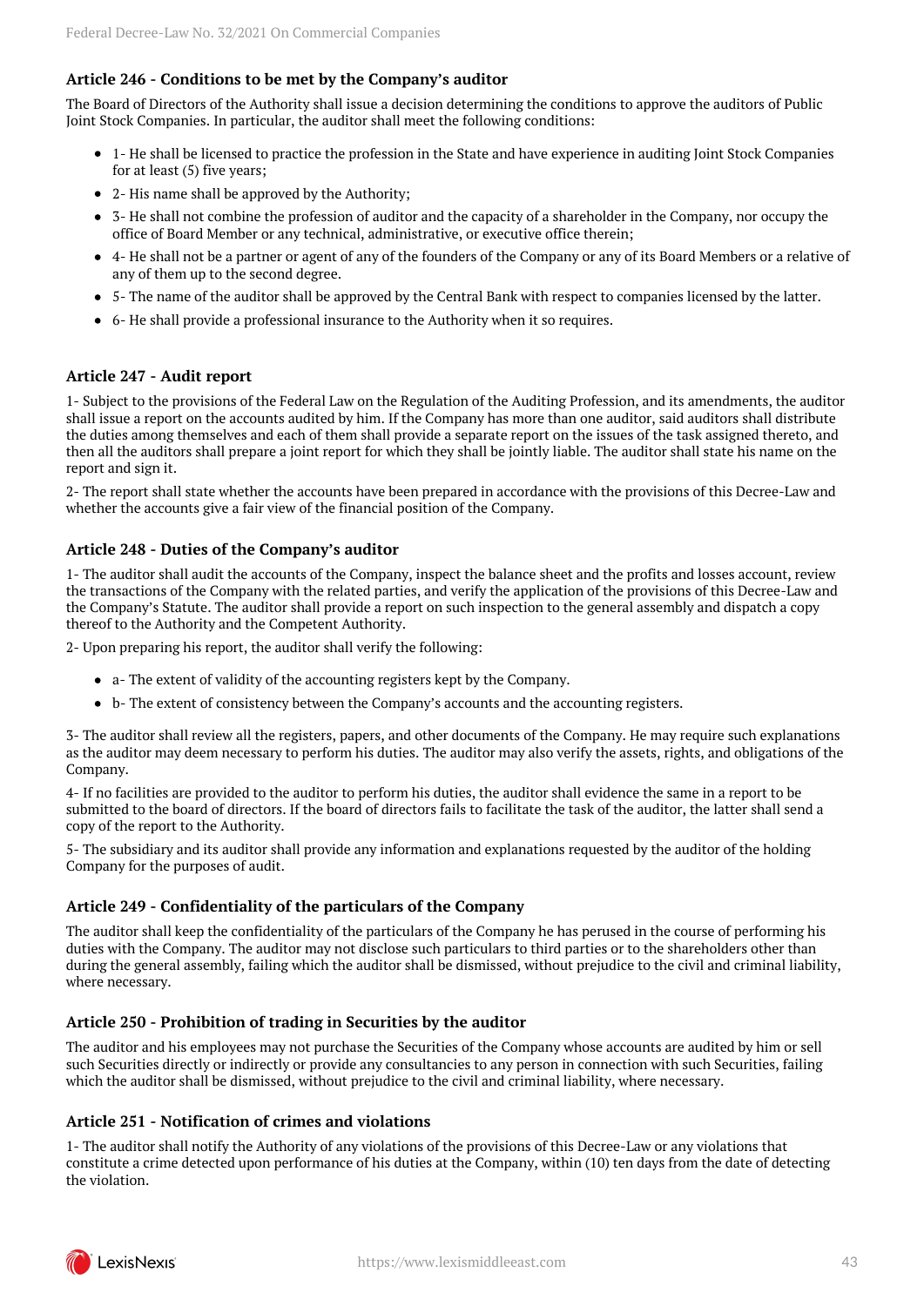### Article 246 - Conditions to be met by the Company's auditor

The Board of Directors of the Authority shall issue a decision determining the conditions to approve the auditors of Public Joint Stock Companies. In particular, the auditor shall meet the following conditions:

- 1- He shall be licensed to practice the profession in the State and have experience in auditing Joint Stock Companies for at least (5) five years;
- 2- His name shall be approved by the Authority;
- 3- He shall not combine the profession of auditor and the capacity of a shareholder in the Company, nor occupy the office of Board Member or any technical, administrative, or executive office therein;
- 4- He shall not be a partner or agent of any of the founders of the Company or any of its Board Members or a relative of any of them up to the second degree.
- 5- The name of the auditor shall be approved by the Central Bank with respect to companies licensed by the latter.
- 6- He shall provide a professional insurance to the Authority when it so requires.

### Article 247 - Audit report

1- Subject to the provisions of the Federal Law on the Regulation of the Auditing Profession, and its amendments, the auditor shall issue a report on the accounts audited by him. If the Company has more than one auditor, said auditors shall distribute the duties among themselves and each of them shall provide a separate report on the issues of the task assigned thereto, and then all the auditors shall prepare a joint report for which they shall be jointly liable. The auditor shall state his name on the report and sign it.

2- The report shall state whether the accounts have been prepared in accordance with the provisions of this Decree-Law and whether the accounts give a fair view of the financial position of the Company.

### Article 248 - Duties of the Company's auditor

1- The auditor shall audit the accounts of the Company, inspect the balance sheet and the profits and losses account, review the transactions of the Company with the related parties, and verify the application of the provisions of this Decree-Law and the Company's Statute. The auditor shall provide a report on such inspection to the general assembly and dispatch a copy thereof to the Authority and the Competent Authority.

2- Upon preparing his report, the auditor shall verify the following:

- a- The extent of validity of the accounting registers kept by the Company.
- b- The extent of consistency between the Company's accounts and the accounting registers.

3- The auditor shall review all the registers, papers, and other documents of the Company. He may require such explanations as the auditor may deem necessary to perform his duties. The auditor may also verify the assets, rights, and obligations of the Company.

4- If no facilities are provided to the auditor to perform his duties, the auditor shall evidence the same in a report to be submitted to the board of directors. If the board of directors fails to facilitate the task of the auditor, the latter shall send a copy of the report to the Authority.

5- The subsidiary and its auditor shall provide any information and explanations requested by the auditor of the holding Company for the purposes of audit.

### Article 249 - Confidentiality of the particulars of the Company

The auditor shall keep the confidentiality of the particulars of the Company he has perused in the course of performing his duties with the Company. The auditor may not disclose such particulars to third parties or to the shareholders other than during the general assembly, failing which the auditor shall be dismissed, without prejudice to the civil and criminal liability, where necessary.

### Article 250 - Prohibition of trading in Securities by the auditor

The auditor and his employees may not purchase the Securities of the Company whose accounts are audited by him or sell such Securities directly or indirectly or provide any consultancies to any person in connection with such Securities, failing which the auditor shall be dismissed, without prejudice to the civil and criminal liability, where necessary.

### Article 251 - Notification of crimes and violations

1- The auditor shall notify the Authority of any violations of the provisions of this Decree-Law or any violations that constitute a crime detected upon performance of his duties at the Company, within (10) ten days from the date of detecting the violation.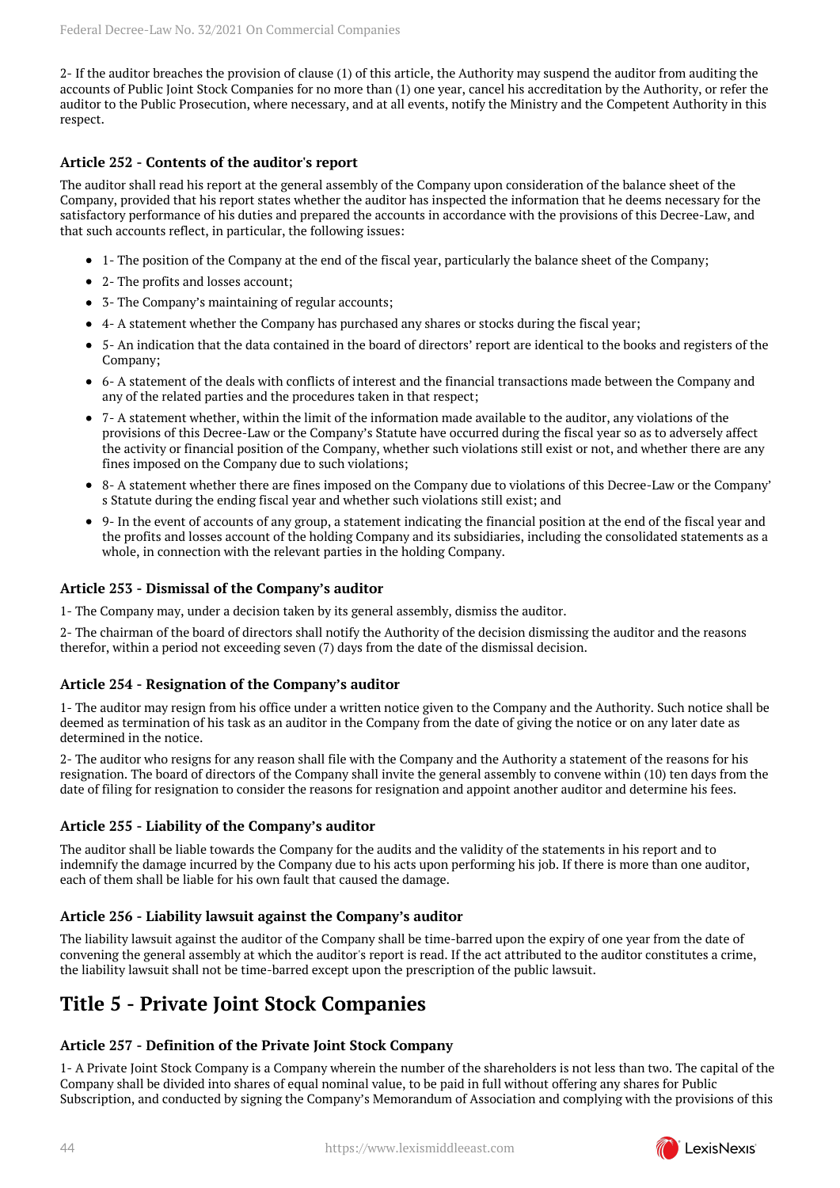2- If the auditor breaches the provision of clause (1) of this article, the Authority may suspend the auditor from auditing the accounts of Public Joint Stock Companies for no more than (1) one year, cancel his accreditation by the Authority, or refer the auditor to the Public Prosecution, where necessary, and at all events, notify the Ministry and the Competent Authority in this respect.

### Article 252 - Contents of the auditor's report

The auditor shall read his report at the general assembly of the Company upon consideration of the balance sheet of the Company, provided that his report states whether the auditor has inspected the information that he deems necessary for the satisfactory performance of his duties and prepared the accounts in accordance with the provisions of this Decree-Law, and that such accounts reflect, in particular, the following issues:

- 1- The position of the Company at the end of the fiscal year, particularly the balance sheet of the Company;
- 2- The profits and losses account;
- 3- The Company's maintaining of regular accounts;
- 4- A statement whether the Company has purchased any shares or stocks during the fiscal year;
- 5- An indication that the data contained in the board of directors' report are identical to the books and registers of the Company;
- 6- A statement of the deals with conflicts of interest and the financial transactions made between the Company and any of the related parties and the procedures taken in that respect;
- 7- A statement whether, within the limit of the information made available to the auditor, any violations of the provisions of this Decree-Law or the Company's Statute have occurred during the fiscal year so as to adversely affect the activity or financial position of the Company, whether such violations still exist or not, and whether there are any fines imposed on the Company due to such violations;
- 8- A statement whether there are fines imposed on the Company due to violations of this Decree-Law or the Company' s Statute during the ending fiscal year and whether such violations still exist; and
- 9- In the event of accounts of any group, a statement indicating the financial position at the end of the fiscal year and the profits and losses account of the holding Company and its subsidiaries, including the consolidated statements as a whole, in connection with the relevant parties in the holding Company.

### Article 253 - Dismissal of the Company's auditor

1- The Company may, under a decision taken by its general assembly, dismiss the auditor.

2- The chairman of the board of directors shall notify the Authority of the decision dismissing the auditor and the reasons therefor, within a period not exceeding seven (7) days from the date of the dismissal decision.

### Article 254 - Resignation of the Company's auditor

1- The auditor may resign from his office under a written notice given to the Company and the Authority. Such notice shall be deemed as termination of his task as an auditor in the Company from the date of giving the notice or on any later date as determined in the notice.

2- The auditor who resigns for any reason shall file with the Company and the Authority a statement of the reasons for his resignation. The board of directors of the Company shall invite the general assembly to convene within (10) ten days from the date of filing for resignation to consider the reasons for resignation and appoint another auditor and determine his fees.

### Article 255 - Liability of the Company's auditor

The auditor shall be liable towards the Company for the audits and the validity of the statements in his report and to indemnify the damage incurred by the Company due to his acts upon performing his job. If there is more than one auditor, each of them shall be liable for his own fault that caused the damage.

### Article 256 - Liability lawsuit against the Company's auditor

The liability lawsuit against the auditor of the Company shall be time-barred upon the expiry of one year from the date of convening the general assembly at which the auditor's report is read. If the act attributed to the auditor constitutes a crime, the liability lawsuit shall not be time-barred except upon the prescription of the public lawsuit.

## Title 5 - Private Joint Stock Companies

### Article 257 - Definition of the Private Joint Stock Company

1- A Private Joint Stock Company is a Company wherein the number of the shareholders is not less than two. The capital of the Company shall be divided into shares of equal nominal value, to be paid in full without offering any shares for Public Subscription, and conducted by signing the Company's Memorandum of Association and complying with the provisions of this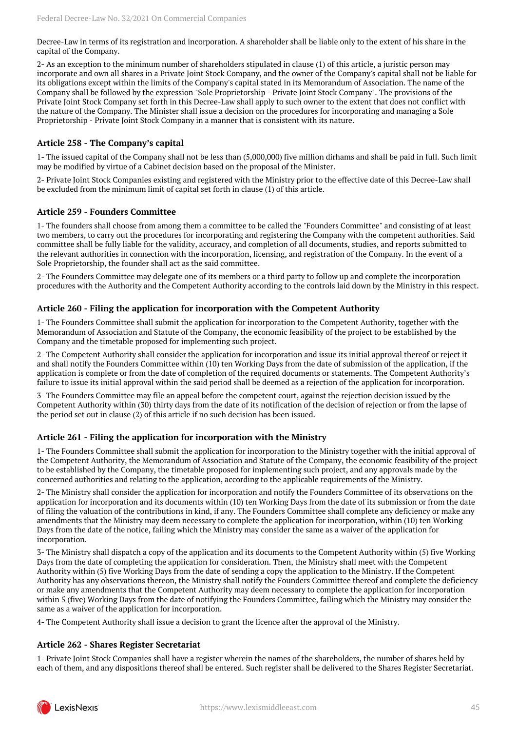Decree-Law in terms of its registration and incorporation. A shareholder shall be liable only to the extent of his share in the capital of the Company.

2- As an exception to the minimum number of shareholders stipulated in clause (1) of this article, a juristic person may incorporate and own all shares in a Private Joint Stock Company, and the owner of the Company's capital shall not be liable for its obligations except within the limits of the Company's capital stated in its Memorandum of Association. The name of the Company shall be followed by the expression "Sole Proprietorship - Private Joint Stock Company". The provisions of the Private Joint Stock Company set forth in this Decree-Law shall apply to such owner to the extent that does not conflict with the nature of the Company. The Minister shall issue a decision on the procedures for incorporating and managing a Sole Proprietorship - Private Joint Stock Company in a manner that is consistent with its nature.

### Article 258 - The Company's capital

1- The issued capital of the Company shall not be less than (5,000,000) five million dirhams and shall be paid in full. Such limit may be modified by virtue of a Cabinet decision based on the proposal of the Minister.

2- Private Joint Stock Companies existing and registered with the Ministry prior to the effective date of this Decree-Law shall be excluded from the minimum limit of capital set forth in clause (1) of this article.

### Article 259 - Founders Committee

1- The founders shall choose from among them a committee to be called the "Founders Committee" and consisting of at least two members, to carry out the procedures for incorporating and registering the Company with the competent authorities. Said committee shall be fully liable for the validity, accuracy, and completion of all documents, studies, and reports submitted to the relevant authorities in connection with the incorporation, licensing, and registration of the Company. In the event of a Sole Proprietorship, the founder shall act as the said committee.

2- The Founders Committee may delegate one of its members or a third party to follow up and complete the incorporation procedures with the Authority and the Competent Authority according to the controls laid down by the Ministry in this respect.

### Article 260 - Filing the application for incorporation with the Competent Authority

1- The Founders Committee shall submit the application for incorporation to the Competent Authority, together with the Memorandum of Association and Statute of the Company, the economic feasibility of the project to be established by the Company and the timetable proposed for implementing such project.

2- The Competent Authority shall consider the application for incorporation and issue its initial approval thereof or reject it and shall notify the Founders Committee within (10) ten Working Days from the date of submission of the application, if the application is complete or from the date of completion of the required documents or statements. The Competent Authority's failure to issue its initial approval within the said period shall be deemed as a rejection of the application for incorporation.

3- The Founders Committee may file an appeal before the competent court, against the rejection decision issued by the Competent Authority within (30) thirty days from the date of its notification of the decision of rejection or from the lapse of the period set out in clause (2) of this article if no such decision has been issued.

### Article 261 - Filing the application for incorporation with the Ministry

1- The Founders Committee shall submit the application for incorporation to the Ministry together with the initial approval of the Competent Authority, the Memorandum of Association and Statute of the Company, the economic feasibility of the project to be established by the Company, the timetable proposed for implementing such project, and any approvals made by the concerned authorities and relating to the application, according to the applicable requirements of the Ministry.

2- The Ministry shall consider the application for incorporation and notify the Founders Committee of its observations on the application for incorporation and its documents within (10) ten Working Days from the date of its submission or from the date of filing the valuation of the contributions in kind, if any. The Founders Committee shall complete any deficiency or make any amendments that the Ministry may deem necessary to complete the application for incorporation, within (10) ten Working Days from the date of the notice, failing which the Ministry may consider the same as a waiver of the application for incorporation.

3- The Ministry shall dispatch a copy of the application and its documents to the Competent Authority within (5) five Working Days from the date of completing the application for consideration. Then, the Ministry shall meet with the Competent Authority within (5) five Working Days from the date of sending a copy the application to the Ministry. If the Competent Authority has any observations thereon, the Ministry shall notify the Founders Committee thereof and complete the deficiency or make any amendments that the Competent Authority may deem necessary to complete the application for incorporation within 5 (five) Working Days from the date of notifying the Founders Committee, failing which the Ministry may consider the same as a waiver of the application for incorporation.

4- The Competent Authority shall issue a decision to grant the licence after the approval of the Ministry.

### Article 262 - Shares Register Secretariat

1- Private Joint Stock Companies shall have a register wherein the names of the shareholders, the number of shares held by each of them, and any dispositions thereof shall be entered. Such register shall be delivered to the Shares Register Secretariat.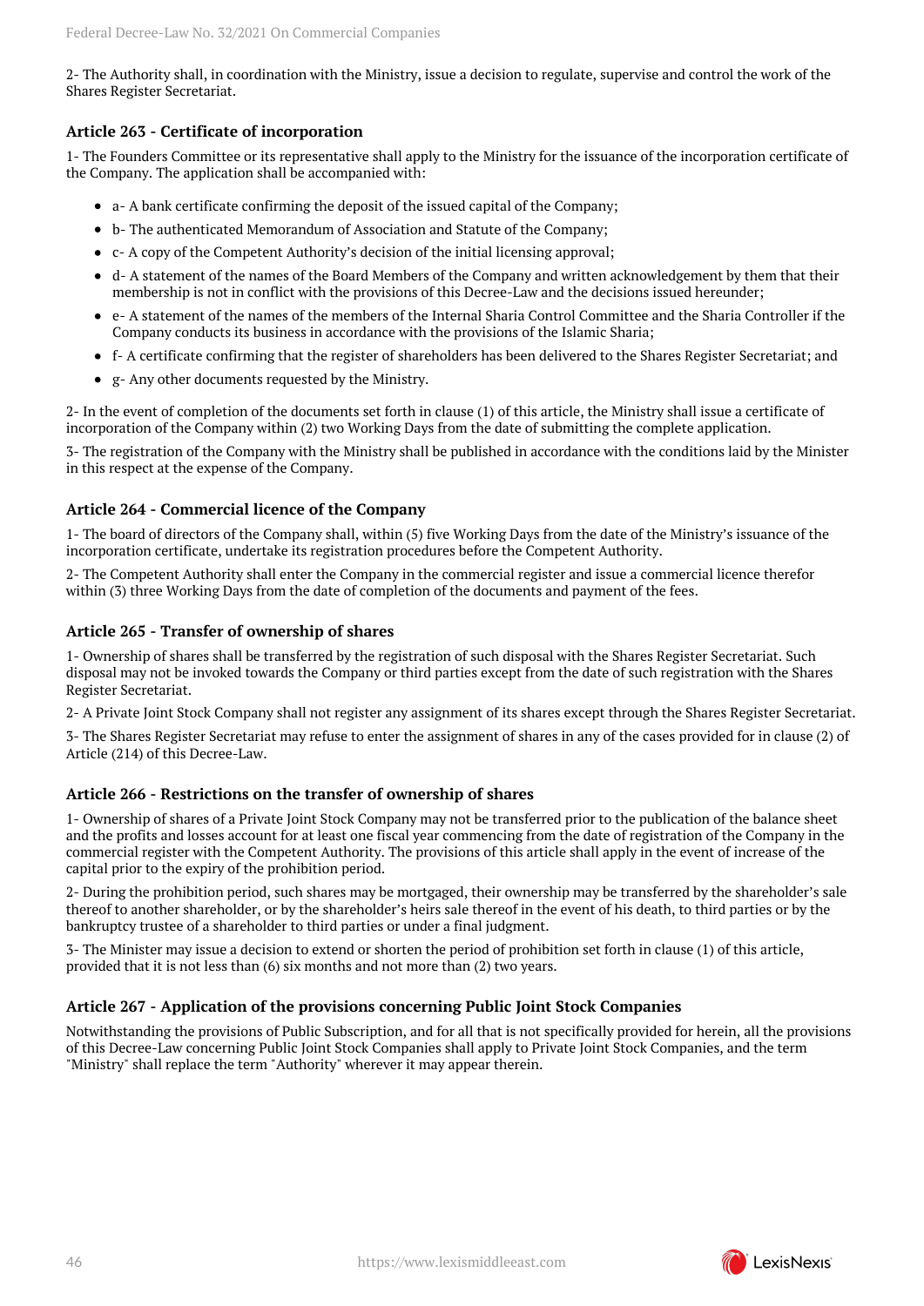2- The Authority shall, in coordination with the Ministry, issue a decision to regulate, supervise and control the work of the Shares Register Secretariat.

### Article 263 - Certificate of incorporation

1- The Founders Committee or its representative shall apply to the Ministry for the issuance of the incorporation certificate of the Company. The application shall be accompanied with:

- a- A bank certificate confirming the deposit of the issued capital of the Company;
- b- The authenticated Memorandum of Association and Statute of the Company;
- c- A copy of the Competent Authority's decision of the initial licensing approval;
- d- A statement of the names of the Board Members of the Company and written acknowledgement by them that their membership is not in conflict with the provisions of this Decree-Law and the decisions issued hereunder;
- e- A statement of the names of the members of the Internal Sharia Control Committee and the Sharia Controller if the Company conducts its business in accordance with the provisions of the Islamic Sharia;
- f- A certificate confirming that the register of shareholders has been delivered to the Shares Register Secretariat; and
- g- Any other documents requested by the Ministry.

2- In the event of completion of the documents set forth in clause (1) of this article, the Ministry shall issue a certificate of incorporation of the Company within (2) two Working Days from the date of submitting the complete application.

3- The registration of the Company with the Ministry shall be published in accordance with the conditions laid by the Minister in this respect at the expense of the Company.

### Article 264 - Commercial licence of the Company

1- The board of directors of the Company shall, within (5) five Working Days from the date of the Ministry's issuance of the incorporation certificate, undertake its registration procedures before the Competent Authority.

2- The Competent Authority shall enter the Company in the commercial register and issue a commercial licence therefor within (3) three Working Days from the date of completion of the documents and payment of the fees.

### Article 265 - Transfer of ownership of shares

1- Ownership of shares shall be transferred by the registration of such disposal with the Shares Register Secretariat. Such disposal may not be invoked towards the Company or third parties except from the date of such registration with the Shares Register Secretariat.

2- A Private Joint Stock Company shall not register any assignment of its shares except through the Shares Register Secretariat.

3- The Shares Register Secretariat may refuse to enter the assignment of shares in any of the cases provided for in clause (2) of Article (214) of this Decree-Law.

### Article 266 - Restrictions on the transfer of ownership of shares

1- Ownership of shares of a Private Joint Stock Company may not be transferred prior to the publication of the balance sheet and the profits and losses account for at least one fiscal year commencing from the date of registration of the Company in the commercial register with the Competent Authority. The provisions of this article shall apply in the event of increase of the capital prior to the expiry of the prohibition period.

2- During the prohibition period, such shares may be mortgaged, their ownership may be transferred by the shareholder's sale thereof to another shareholder, or by the shareholder's heirs sale thereof in the event of his death, to third parties or by the bankruptcy trustee of a shareholder to third parties or under a final judgment.

3- The Minister may issue a decision to extend or shorten the period of prohibition set forth in clause (1) of this article, provided that it is not less than (6) six months and not more than (2) two years.

### Article 267 - Application of the provisions concerning Public Joint Stock Companies

Notwithstanding the provisions of Public Subscription, and for all that is not specifically provided for herein, all the provisions of this Decree-Law concerning Public Joint Stock Companies shall apply to Private Joint Stock Companies, and the term "Ministry" shall replace the term "Authority" wherever it may appear therein.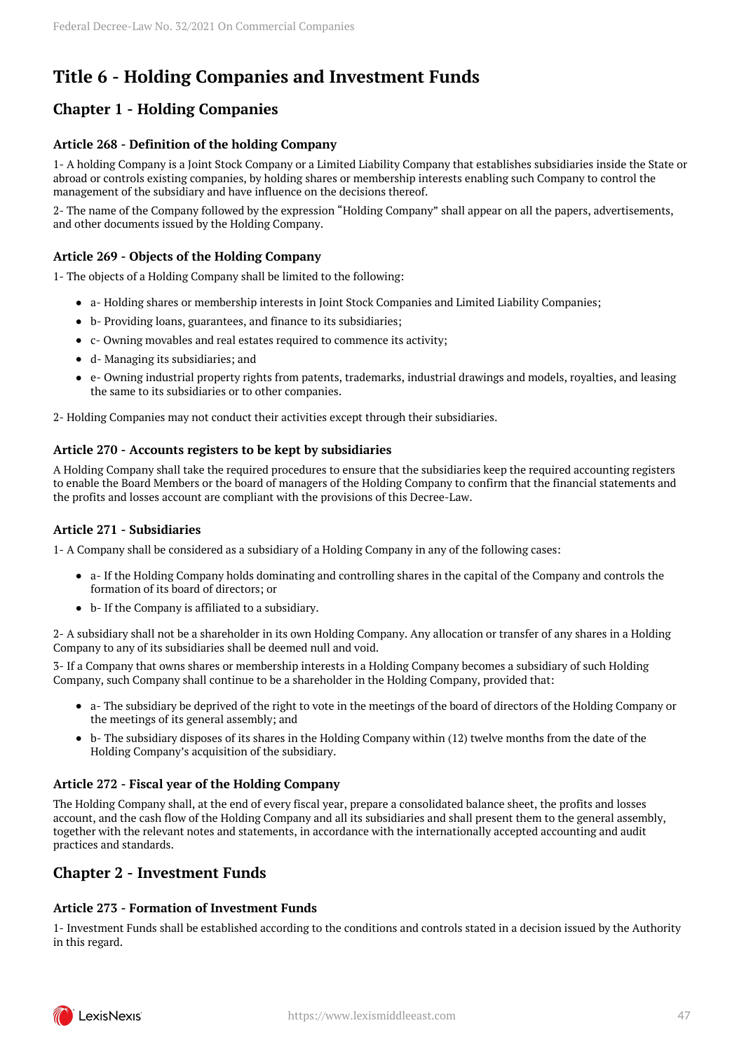# Title 6 - Holding Companies and Investment Funds

## Chapter 1 - Holding Companies

### Article 268 - Definition of the holding Company

1- A holding Company is a Joint Stock Company or a Limited Liability Company that establishes subsidiaries inside the State or abroad or controls existing companies, by holding shares or membership interests enabling such Company to control the management of the subsidiary and have influence on the decisions thereof.

2- The name of the Company followed by the expression “Holding Company” shall appear on all the papers, advertisements, and other documents issued by the Holding Company.

### Article 269 - Objects of the Holding Company

1- The objects of a Holding Company shall be limited to the following:

- a- Holding shares or membership interests in Joint Stock Companies and Limited Liability Companies;
- b- Providing loans, guarantees, and finance to its subsidiaries;
- c- Owning movables and real estates required to commence its activity;
- d- Managing its subsidiaries; and
- e- Owning industrial property rights from patents, trademarks, industrial drawings and models, royalties, and leasing the same to its subsidiaries or to other companies.

2- Holding Companies may not conduct their activities except through their subsidiaries.

### Article 270 - Accounts registers to be kept by subsidiaries

A Holding Company shall take the required procedures to ensure that the subsidiaries keep the required accounting registers to enable the Board Members or the board of managers of the Holding Company to confirm that the financial statements and the profits and losses account are compliant with the provisions of this Decree-Law.

### Article 271 - Subsidiaries

1- A Company shall be considered as a subsidiary of a Holding Company in any of the following cases:

- a- If the Holding Company holds dominating and controlling shares in the capital of the Company and controls the formation of its board of directors; or
- b- If the Company is affiliated to a subsidiary.

2- A subsidiary shall not be a shareholder in its own Holding Company. Any allocation or transfer of any shares in a Holding Company to any of its subsidiaries shall be deemed null and void.

3- If a Company that owns shares or membership interests in a Holding Company becomes a subsidiary of such Holding Company, such Company shall continue to be a shareholder in the Holding Company, provided that:

- a- The subsidiary be deprived of the right to vote in the meetings of the board of directors of the Holding Company or the meetings of its general assembly; and
- b- The subsidiary disposes of its shares in the Holding Company within (12) twelve months from the date of the Holding Company’s acquisition of the subsidiary.

### Article 272 - Fiscal year of the Holding Company

The Holding Company shall, at the end of every fiscal year, prepare a consolidated balance sheet, the profits and losses account, and the cash flow of the Holding Company and all its subsidiaries and shall present them to the general assembly, together with the relevant notes and statements, in accordance with the internationally accepted accounting and audit practices and standards.

## Chapter 2 - Investment Funds

### Article 273 - Formation of Investment Funds

1- Investment Funds shall be established according to the conditions and controls stated in a decision issued by the Authority in this regard.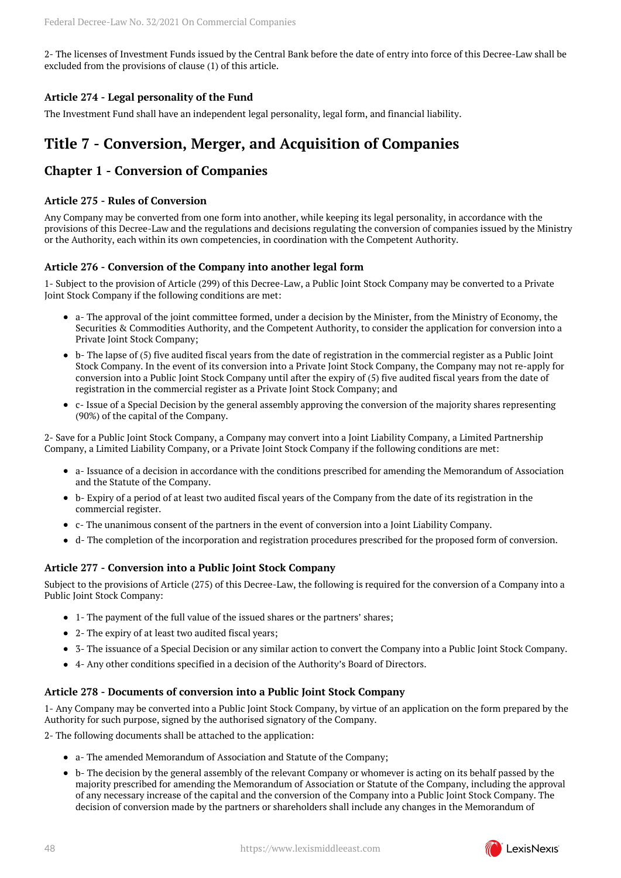2- The licenses of Investment Funds issued by the Central Bank before the date of entry into force of this Decree-Law shall be excluded from the provisions of clause (1) of this article.

### Article 274 - Legal personality of the Fund

The Investment Fund shall have an independent legal personality, legal form, and financial liability.

# Title 7 - Conversion, Merger, and Acquisition of Companies

## Chapter 1 - Conversion of Companies

### Article 275 - Rules of Conversion

Any Company may be converted from one form into another, while keeping its legal personality, in accordance with the provisions of this Decree-Law and the regulations and decisions regulating the conversion of companies issued by the Ministry or the Authority, each within its own competencies, in coordination with the Competent Authority.

### Article 276 - Conversion of the Company into another legal form

1- Subject to the provision of Article (299) of this Decree-Law, a Public Joint Stock Company may be converted to a Private Joint Stock Company if the following conditions are met:

- a- The approval of the joint committee formed, under a decision by the Minister, from the Ministry of Economy, the Securities & Commodities Authority, and the Competent Authority, to consider the application for conversion into a Private Joint Stock Company;
- b- The lapse of (5) five audited fiscal years from the date of registration in the commercial register as a Public Joint Stock Company. In the event of its conversion into a Private Joint Stock Company, the Company may not re-apply for conversion into a Public Joint Stock Company until after the expiry of (5) five audited fiscal years from the date of registration in the commercial register as a Private Joint Stock Company; and
- c- Issue of a Special Decision by the general assembly approving the conversion of the majority shares representing (90%) of the capital of the Company.

2- Save for a Public Joint Stock Company, a Company may convert into a Joint Liability Company, a Limited Partnership Company, a Limited Liability Company, or a Private Joint Stock Company if the following conditions are met:

- a- Issuance of a decision in accordance with the conditions prescribed for amending the Memorandum of Association and the Statute of the Company.
- b- Expiry of a period of at least two audited fiscal years of the Company from the date of its registration in the commercial register.
- c- The unanimous consent of the partners in the event of conversion into a Joint Liability Company.
- d- The completion of the incorporation and registration procedures prescribed for the proposed form of conversion.

### Article 277 - Conversion into a Public Joint Stock Company

Subject to the provisions of Article (275) of this Decree-Law, the following is required for the conversion of a Company into a Public Joint Stock Company:

- 1- The payment of the full value of the issued shares or the partners' shares;
- 2- The expiry of at least two audited fiscal years;
- 3- The issuance of a Special Decision or any similar action to convert the Company into a Public Joint Stock Company.
- 4- Any other conditions specified in a decision of the Authority's Board of Directors.

### Article 278 - Documents of conversion into a Public Joint Stock Company

1- Any Company may be converted into a Public Joint Stock Company, by virtue of an application on the form prepared by the Authority for such purpose, signed by the authorised signatory of the Company.

2- The following documents shall be attached to the application:

- a- The amended Memorandum of Association and Statute of the Company;
- b- The decision by the general assembly of the relevant Company or whomever is acting on its behalf passed by the majority prescribed for amending the Memorandum of Association or Statute of the Company, including the approval of any necessary increase of the capital and the conversion of the Company into a Public Joint Stock Company. The decision of conversion made by the partners or shareholders shall include any changes in the Memorandum of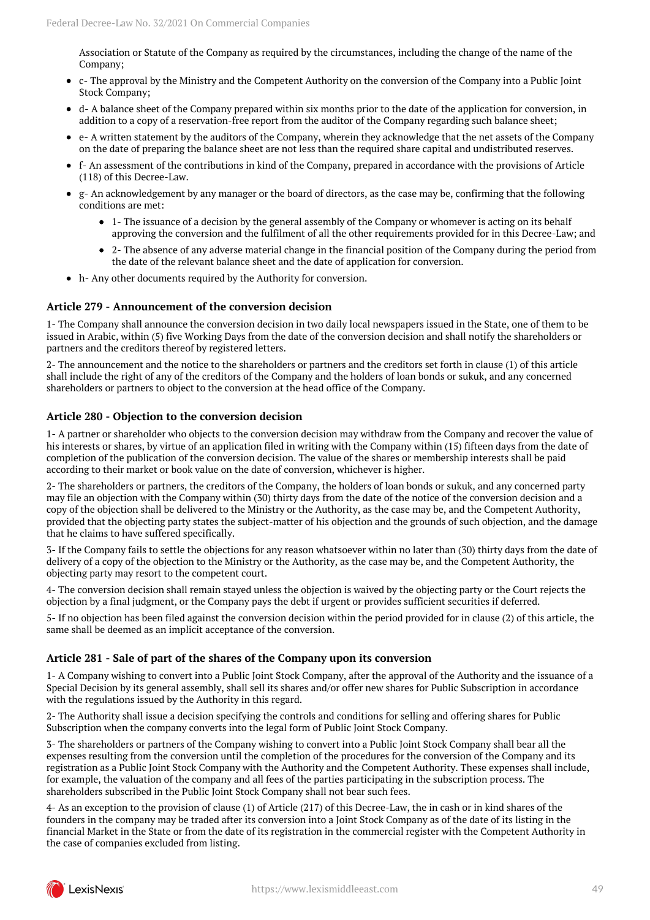Association or Statute of the Company as required by the circumstances, including the change of the name of the Company;

- c- The approval by the Ministry and the Competent Authority on the conversion of the Company into a Public Joint Stock Company;
- d- A balance sheet of the Company prepared within six months prior to the date of the application for conversion, in addition to a copy of a reservation-free report from the auditor of the Company regarding such balance sheet;
- e- A written statement by the auditors of the Company, wherein they acknowledge that the net assets of the Company on the date of preparing the balance sheet are not less than the required share capital and undistributed reserves.
- f- An assessment of the contributions in kind of the Company, prepared in accordance with the provisions of Article (118) of this Decree-Law.
- g- An acknowledgement by any manager or the board of directors, as the case may be, confirming that the following conditions are met:
  - 1- The issuance of a decision by the general assembly of the Company or whomever is acting on its behalf approving the conversion and the fulfilment of all the other requirements provided for in this Decree-Law; and
  - 2- The absence of any adverse material change in the financial position of the Company during the period from the date of the relevant balance sheet and the date of application for conversion.
- h- Any other documents required by the Authority for conversion.

### Article 279 - Announcement of the conversion decision

1- The Company shall announce the conversion decision in two daily local newspapers issued in the State, one of them to be issued in Arabic, within (5) five Working Days from the date of the conversion decision and shall notify the shareholders or partners and the creditors thereof by registered letters.

2- The announcement and the notice to the shareholders or partners and the creditors set forth in clause (1) of this article shall include the right of any of the creditors of the Company and the holders of loan bonds or sukuk, and any concerned shareholders or partners to object to the conversion at the head office of the Company.

### Article 280 - Objection to the conversion decision

1- A partner or shareholder who objects to the conversion decision may withdraw from the Company and recover the value of his interests or shares, by virtue of an application filed in writing with the Company within (15) fifteen days from the date of completion of the publication of the conversion decision. The value of the shares or membership interests shall be paid according to their market or book value on the date of conversion, whichever is higher.

2- The shareholders or partners, the creditors of the Company, the holders of loan bonds or sukuk, and any concerned party may file an objection with the Company within (30) thirty days from the date of the notice of the conversion decision and a copy of the objection shall be delivered to the Ministry or the Authority, as the case may be, and the Competent Authority, provided that the objecting party states the subject-matter of his objection and the grounds of such objection, and the damage that he claims to have suffered specifically.

3- If the Company fails to settle the objections for any reason whatsoever within no later than (30) thirty days from the date of delivery of a copy of the objection to the Ministry or the Authority, as the case may be, and the Competent Authority, the objecting party may resort to the competent court.

4- The conversion decision shall remain stayed unless the objection is waived by the objecting party or the Court rejects the objection by a final judgment, or the Company pays the debt if urgent or provides sufficient securities if deferred.

5- If no objection has been filed against the conversion decision within the period provided for in clause (2) of this article, the same shall be deemed as an implicit acceptance of the conversion.

### Article 281 - Sale of part of the shares of the Company upon its conversion

1- A Company wishing to convert into a Public Joint Stock Company, after the approval of the Authority and the issuance of a Special Decision by its general assembly, shall sell its shares and/or offer new shares for Public Subscription in accordance with the regulations issued by the Authority in this regard.

2- The Authority shall issue a decision specifying the controls and conditions for selling and offering shares for Public Subscription when the company converts into the legal form of Public Joint Stock Company.

3- The shareholders or partners of the Company wishing to convert into a Public Joint Stock Company shall bear all the expenses resulting from the conversion until the completion of the procedures for the conversion of the Company and its registration as a Public Joint Stock Company with the Authority and the Competent Authority. These expenses shall include, for example, the valuation of the company and all fees of the parties participating in the subscription process. The shareholders subscribed in the Public Joint Stock Company shall not bear such fees.

4- As an exception to the provision of clause (1) of Article (217) of this Decree-Law, the in cash or in kind shares of the founders in the company may be traded after its conversion into a Joint Stock Company as of the date of its listing in the financial Market in the State or from the date of its registration in the commercial register with the Competent Authority in the case of companies excluded from listing.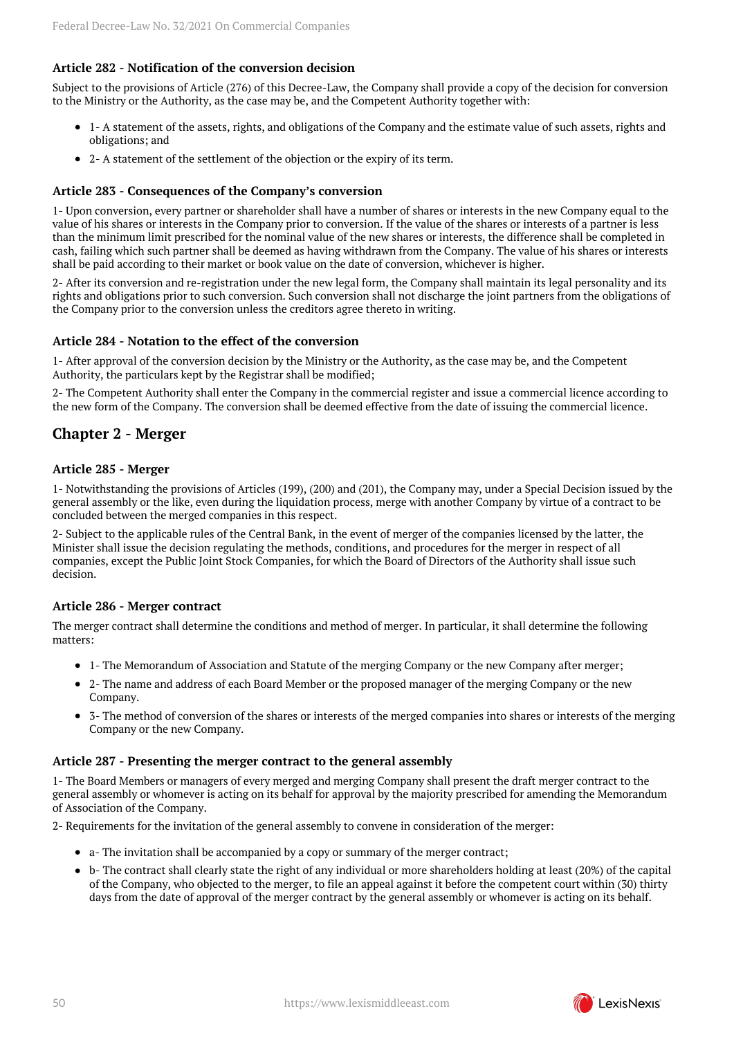### Article 282 - Notification of the conversion decision

Subject to the provisions of Article (276) of this Decree-Law, the Company shall provide a copy of the decision for conversion to the Ministry or the Authority, as the case may be, and the Competent Authority together with:

- 1- A statement of the assets, rights, and obligations of the Company and the estimate value of such assets, rights and obligations; and
- 2- A statement of the settlement of the objection or the expiry of its term.

### Article 283 - Consequences of the Company's conversion

1- Upon conversion, every partner or shareholder shall have a number of shares or interests in the new Company equal to the value of his shares or interests in the Company prior to conversion. If the value of the shares or interests of a partner is less than the minimum limit prescribed for the nominal value of the new shares or interests, the difference shall be completed in cash, failing which such partner shall be deemed as having withdrawn from the Company. The value of his shares or interests shall be paid according to their market or book value on the date of conversion, whichever is higher.

2- After its conversion and re-registration under the new legal form, the Company shall maintain its legal personality and its rights and obligations prior to such conversion. Such conversion shall not discharge the joint partners from the obligations of the Company prior to the conversion unless the creditors agree thereto in writing.

### Article 284 - Notation to the effect of the conversion

1- After approval of the conversion decision by the Ministry or the Authority, as the case may be, and the Competent Authority, the particulars kept by the Registrar shall be modified;

2- The Competent Authority shall enter the Company in the commercial register and issue a commercial licence according to the new form of the Company. The conversion shall be deemed effective from the date of issuing the commercial licence.

## Chapter 2 - Merger

### Article 285 - Merger

1- Notwithstanding the provisions of Articles (199), (200) and (201), the Company may, under a Special Decision issued by the general assembly or the like, even during the liquidation process, merge with another Company by virtue of a contract to be concluded between the merged companies in this respect.

2- Subject to the applicable rules of the Central Bank, in the event of merger of the companies licensed by the latter, the Minister shall issue the decision regulating the methods, conditions, and procedures for the merger in respect of all companies, except the Public Joint Stock Companies, for which the Board of Directors of the Authority shall issue such decision.

### Article 286 - Merger contract

The merger contract shall determine the conditions and method of merger. In particular, it shall determine the following matters:

- 1- The Memorandum of Association and Statute of the merging Company or the new Company after merger;
- 2- The name and address of each Board Member or the proposed manager of the merging Company or the new Company.
- 3- The method of conversion of the shares or interests of the merged companies into shares or interests of the merging Company or the new Company.

### Article 287 - Presenting the merger contract to the general assembly

1- The Board Members or managers of every merged and merging Company shall present the draft merger contract to the general assembly or whomever is acting on its behalf for approval by the majority prescribed for amending the Memorandum of Association of the Company.

2- Requirements for the invitation of the general assembly to convene in consideration of the merger:

- a- The invitation shall be accompanied by a copy or summary of the merger contract;
- b- The contract shall clearly state the right of any individual or more shareholders holding at least (20%) of the capital of the Company, who objected to the merger, to file an appeal against it before the competent court within (30) thirty days from the date of approval of the merger contract by the general assembly or whomever is acting on its behalf.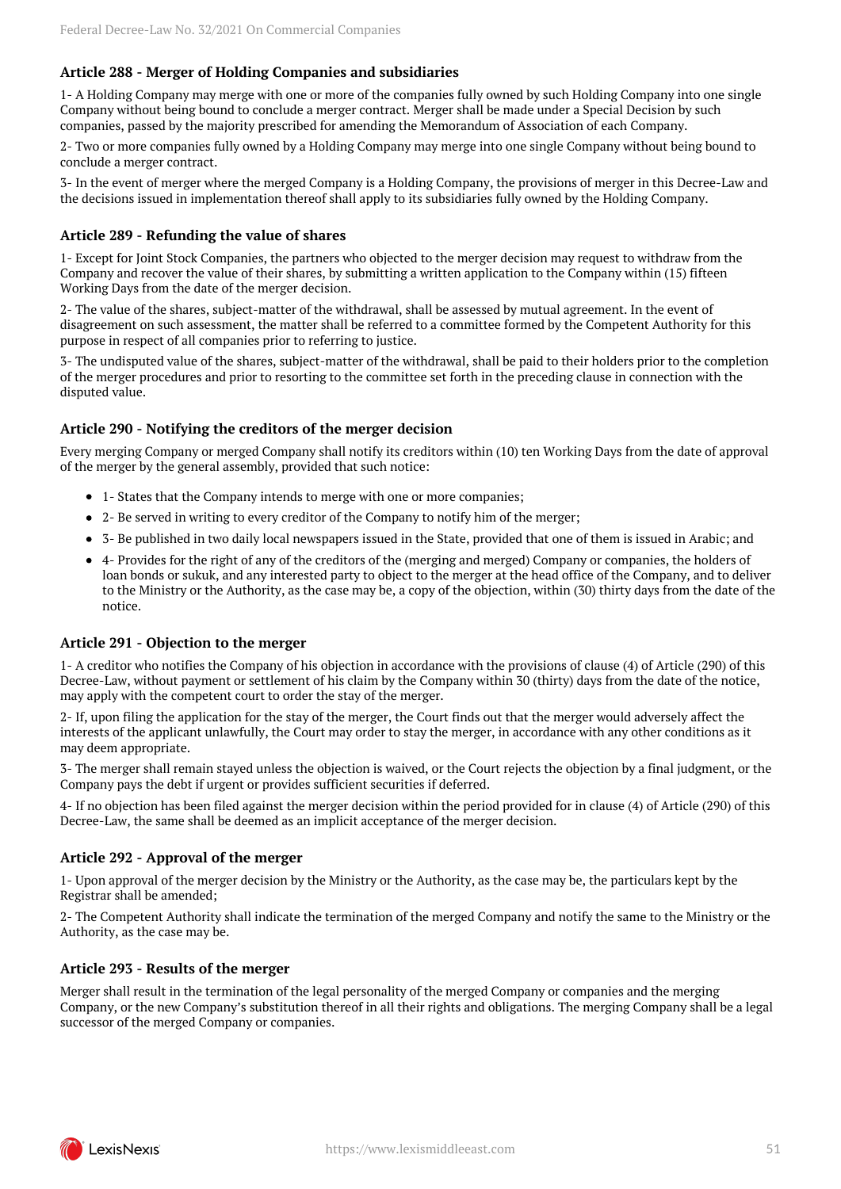### Article 288 - Merger of Holding Companies and subsidiaries

1- A Holding Company may merge with one or more of the companies fully owned by such Holding Company into one single Company without being bound to conclude a merger contract. Merger shall be made under a Special Decision by such companies, passed by the majority prescribed for amending the Memorandum of Association of each Company.

2- Two or more companies fully owned by a Holding Company may merge into one single Company without being bound to conclude a merger contract.

3- In the event of merger where the merged Company is a Holding Company, the provisions of merger in this Decree-Law and the decisions issued in implementation thereof shall apply to its subsidiaries fully owned by the Holding Company.

### Article 289 - Refunding the value of shares

1- Except for Joint Stock Companies, the partners who objected to the merger decision may request to withdraw from the Company and recover the value of their shares, by submitting a written application to the Company within (15) fifteen Working Days from the date of the merger decision.

2- The value of the shares, subject-matter of the withdrawal, shall be assessed by mutual agreement. In the event of disagreement on such assessment, the matter shall be referred to a committee formed by the Competent Authority for this purpose in respect of all companies prior to referring to justice.

3- The undisputed value of the shares, subject-matter of the withdrawal, shall be paid to their holders prior to the completion of the merger procedures and prior to resorting to the committee set forth in the preceding clause in connection with the disputed value.

### Article 290 - Notifying the creditors of the merger decision

Every merging Company or merged Company shall notify its creditors within (10) ten Working Days from the date of approval of the merger by the general assembly, provided that such notice:

- 1- States that the Company intends to merge with one or more companies;
- 2- Be served in writing to every creditor of the Company to notify him of the merger;
- 3- Be published in two daily local newspapers issued in the State, provided that one of them is issued in Arabic; and
- 4- Provides for the right of any of the creditors of the (merging and merged) Company or companies, the holders of loan bonds or sukuk, and any interested party to object to the merger at the head office of the Company, and to deliver to the Ministry or the Authority, as the case may be, a copy of the objection, within (30) thirty days from the date of the notice.

### Article 291 - Objection to the merger

1- A creditor who notifies the Company of his objection in accordance with the provisions of clause (4) of Article (290) of this Decree-Law, without payment or settlement of his claim by the Company within 30 (thirty) days from the date of the notice, may apply with the competent court to order the stay of the merger.

2- If, upon filing the application for the stay of the merger, the Court finds out that the merger would adversely affect the interests of the applicant unlawfully, the Court may order to stay the merger, in accordance with any other conditions as it may deem appropriate.

3- The merger shall remain stayed unless the objection is waived, or the Court rejects the objection by a final judgment, or the Company pays the debt if urgent or provides sufficient securities if deferred.

4- If no objection has been filed against the merger decision within the period provided for in clause (4) of Article (290) of this Decree-Law, the same shall be deemed as an implicit acceptance of the merger decision.

### Article 292 - Approval of the merger

1- Upon approval of the merger decision by the Ministry or the Authority, as the case may be, the particulars kept by the Registrar shall be amended;

2- The Competent Authority shall indicate the termination of the merged Company and notify the same to the Ministry or the Authority, as the case may be.

### Article 293 - Results of the merger

Merger shall result in the termination of the legal personality of the merged Company or companies and the merging Company, or the new Company's substitution thereof in all their rights and obligations. The merging Company shall be a legal successor of the merged Company or companies.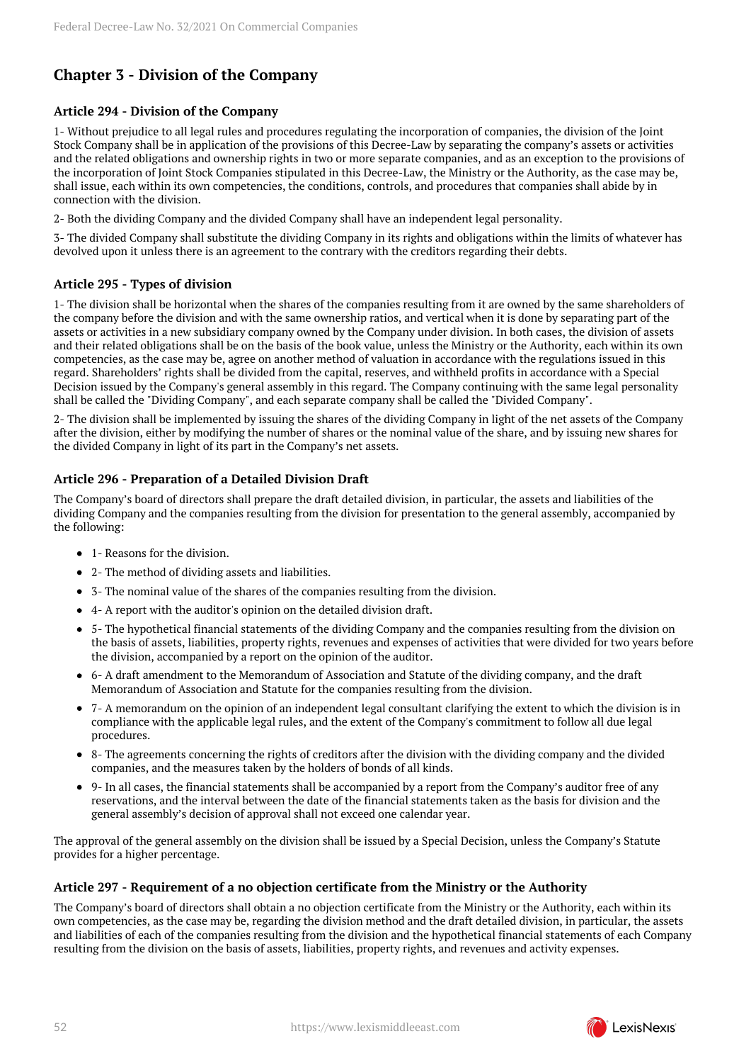## Chapter 3 - Division of the Company

### Article 294 - Division of the Company

1- Without prejudice to all legal rules and procedures regulating the incorporation of companies, the division of the Joint Stock Company shall be in application of the provisions of this Decree-Law by separating the company's assets or activities and the related obligations and ownership rights in two or more separate companies, and as an exception to the provisions of the incorporation of Joint Stock Companies stipulated in this Decree-Law, the Ministry or the Authority, as the case may be, shall issue, each within its own competencies, the conditions, controls, and procedures that companies shall abide by in connection with the division.

2- Both the dividing Company and the divided Company shall have an independent legal personality.

3- The divided Company shall substitute the dividing Company in its rights and obligations within the limits of whatever has devolved upon it unless there is an agreement to the contrary with the creditors regarding their debts.

### Article 295 - Types of division

1- The division shall be horizontal when the shares of the companies resulting from it are owned by the same shareholders of the company before the division and with the same ownership ratios, and vertical when it is done by separating part of the assets or activities in a new subsidiary company owned by the Company under division. In both cases, the division of assets and their related obligations shall be on the basis of the book value, unless the Ministry or the Authority, each within its own competencies, as the case may be, agree on another method of valuation in accordance with the regulations issued in this regard. Shareholders' rights shall be divided from the capital, reserves, and withheld profits in accordance with a Special Decision issued by the Company's general assembly in this regard. The Company continuing with the same legal personality shall be called the "Dividing Company", and each separate company shall be called the "Divided Company".

2- The division shall be implemented by issuing the shares of the dividing Company in light of the net assets of the Company after the division, either by modifying the number of shares or the nominal value of the share, and by issuing new shares for the divided Company in light of its part in the Company's net assets.

### Article 296 - Preparation of a Detailed Division Draft

The Company's board of directors shall prepare the draft detailed division, in particular, the assets and liabilities of the dividing Company and the companies resulting from the division for presentation to the general assembly, accompanied by the following:

- 1- Reasons for the division.
- 2- The method of dividing assets and liabilities.
- 3- The nominal value of the shares of the companies resulting from the division.
- 4- A report with the auditor's opinion on the detailed division draft.
- 5- The hypothetical financial statements of the dividing Company and the companies resulting from the division on the basis of assets, liabilities, property rights, revenues and expenses of activities that were divided for two years before the division, accompanied by a report on the opinion of the auditor.
- 6- A draft amendment to the Memorandum of Association and Statute of the dividing company, and the draft Memorandum of Association and Statute for the companies resulting from the division.
- 7- A memorandum on the opinion of an independent legal consultant clarifying the extent to which the division is in compliance with the applicable legal rules, and the extent of the Company's commitment to follow all due legal procedures.
- 8- The agreements concerning the rights of creditors after the division with the dividing company and the divided companies, and the measures taken by the holders of bonds of all kinds.
- 9- In all cases, the financial statements shall be accompanied by a report from the Company's auditor free of any reservations, and the interval between the date of the financial statements taken as the basis for division and the general assembly's decision of approval shall not exceed one calendar year.

The approval of the general assembly on the division shall be issued by a Special Decision, unless the Company's Statute provides for a higher percentage.

### Article 297 - Requirement of a no objection certificate from the Ministry or the Authority

The Company's board of directors shall obtain a no objection certificate from the Ministry or the Authority, each within its own competencies, as the case may be, regarding the division method and the draft detailed division, in particular, the assets and liabilities of each of the companies resulting from the division and the hypothetical financial statements of each Company resulting from the division on the basis of assets, liabilities, property rights, and revenues and activity expenses.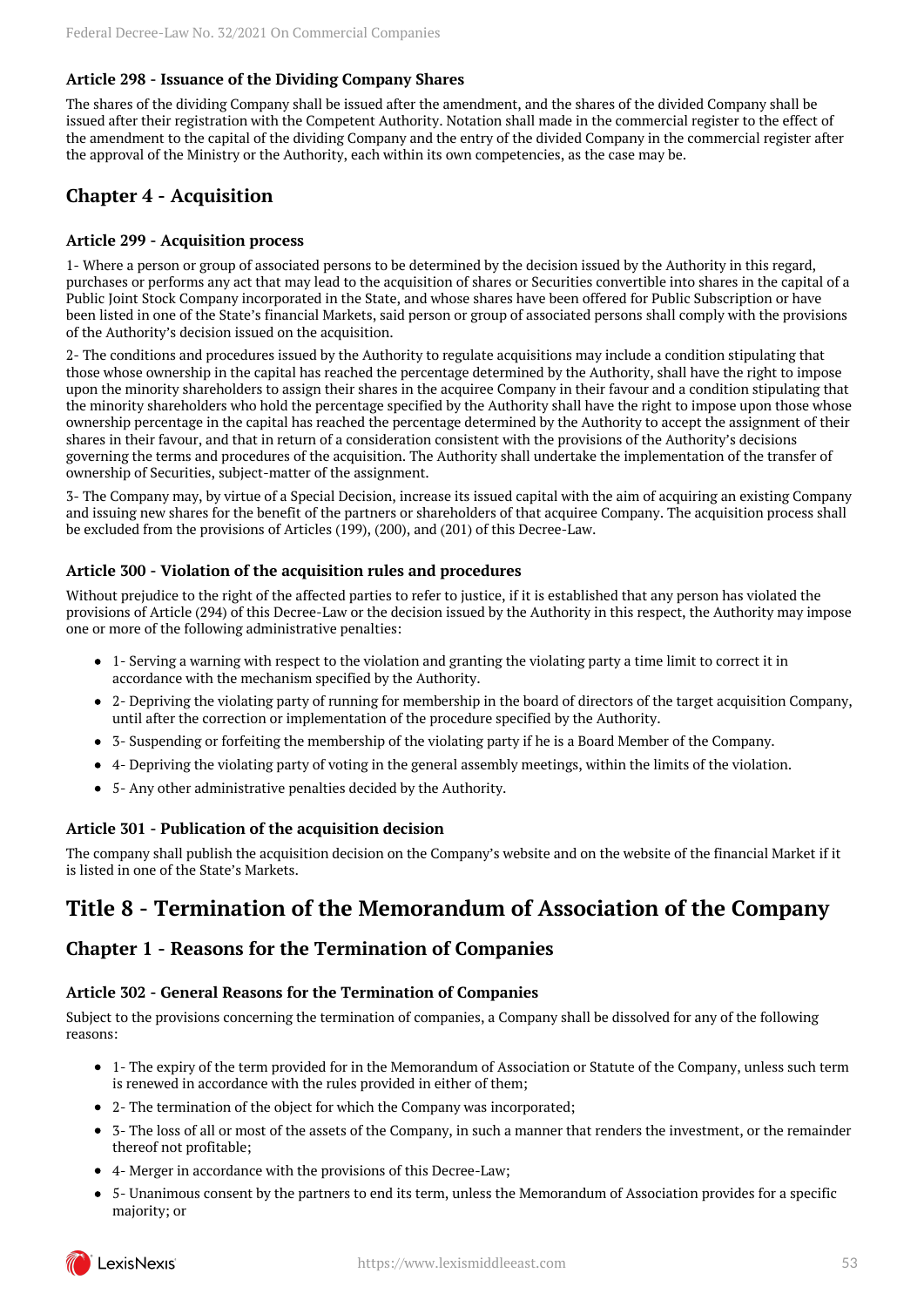### Article 298 - Issuance of the Dividing Company Shares

The shares of the dividing Company shall be issued after the amendment, and the shares of the divided Company shall be issued after their registration with the Competent Authority. Notation shall made in the commercial register to the effect of the amendment to the capital of the dividing Company and the entry of the divided Company in the commercial register after the approval of the Ministry or the Authority, each within its own competencies, as the case may be.

## Chapter 4 - Acquisition

### Article 299 - Acquisition process

1- Where a person or group of associated persons to be determined by the decision issued by the Authority in this regard, purchases or performs any act that may lead to the acquisition of shares or Securities convertible into shares in the capital of a Public Joint Stock Company incorporated in the State, and whose shares have been offered for Public Subscription or have been listed in one of the State's financial Markets, said person or group of associated persons shall comply with the provisions of the Authority's decision issued on the acquisition.

2- The conditions and procedures issued by the Authority to regulate acquisitions may include a condition stipulating that those whose ownership in the capital has reached the percentage determined by the Authority, shall have the right to impose upon the minority shareholders to assign their shares in the acquiree Company in their favour and a condition stipulating that the minority shareholders who hold the percentage specified by the Authority shall have the right to impose upon those whose ownership percentage in the capital has reached the percentage determined by the Authority to accept the assignment of their shares in their favour, and that in return of a consideration consistent with the provisions of the Authority's decisions governing the terms and procedures of the acquisition. The Authority shall undertake the implementation of the transfer of ownership of Securities, subject-matter of the assignment.

3- The Company may, by virtue of a Special Decision, increase its issued capital with the aim of acquiring an existing Company and issuing new shares for the benefit of the partners or shareholders of that acquiree Company. The acquisition process shall be excluded from the provisions of Articles (199), (200), and (201) of this Decree-Law.

### Article 300 - Violation of the acquisition rules and procedures

Without prejudice to the right of the affected parties to refer to justice, if it is established that any person has violated the provisions of Article (294) of this Decree-Law or the decision issued by the Authority in this respect, the Authority may impose one or more of the following administrative penalties:

- 1- Serving a warning with respect to the violation and granting the violating party a time limit to correct it in accordance with the mechanism specified by the Authority.
- 2- Depriving the violating party of running for membership in the board of directors of the target acquisition Company, until after the correction or implementation of the procedure specified by the Authority.
- 3- Suspending or forfeiting the membership of the violating party if he is a Board Member of the Company.
- 4- Depriving the violating party of voting in the general assembly meetings, within the limits of the violation.
- 5- Any other administrative penalties decided by the Authority.

### Article 301 - Publication of the acquisition decision

The company shall publish the acquisition decision on the Company's website and on the website of the financial Market if it is listed in one of the State's Markets.

# Title 8 - Termination of the Memorandum of Association of the Company

## Chapter 1 - Reasons for the Termination of Companies

### Article 302 - General Reasons for the Termination of Companies

Subject to the provisions concerning the termination of companies, a Company shall be dissolved for any of the following reasons:

- 1- The expiry of the term provided for in the Memorandum of Association or Statute of the Company, unless such term is renewed in accordance with the rules provided in either of them;
- 2- The termination of the object for which the Company was incorporated;
- 3- The loss of all or most of the assets of the Company, in such a manner that renders the investment, or the remainder thereof not profitable;
- 4- Merger in accordance with the provisions of this Decree-Law;
- 5- Unanimous consent by the partners to end its term, unless the Memorandum of Association provides for a specific majority; or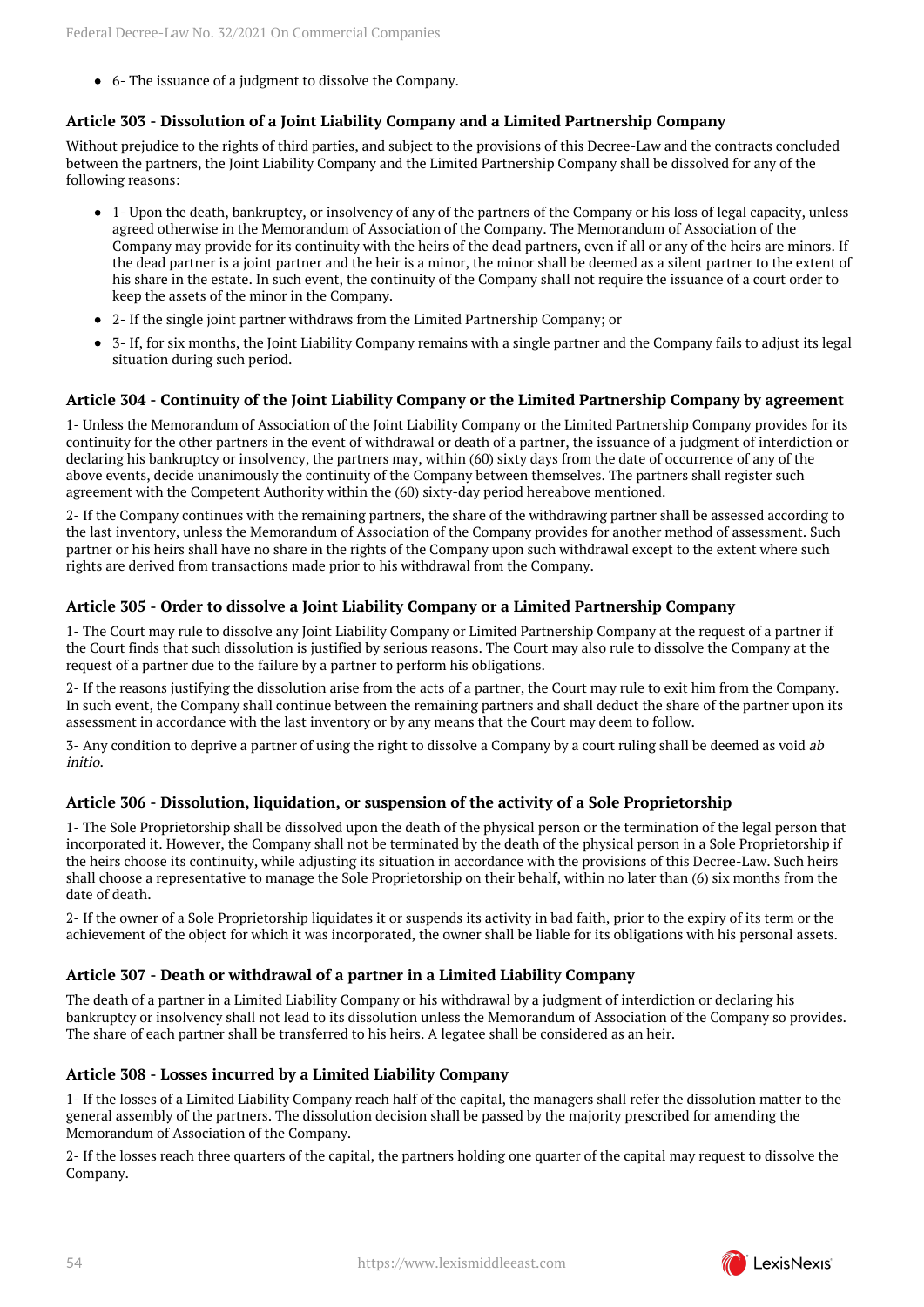- 6- The issuance of a judgment to dissolve the Company.

### Article 303 - Dissolution of a Joint Liability Company and a Limited Partnership Company

Without prejudice to the rights of third parties, and subject to the provisions of this Decree-Law and the contracts concluded between the partners, the Joint Liability Company and the Limited Partnership Company shall be dissolved for any of the following reasons:

- 1- Upon the death, bankruptcy, or insolvency of any of the partners of the Company or his loss of legal capacity, unless agreed otherwise in the Memorandum of Association of the Company. The Memorandum of Association of the Company may provide for its continuity with the heirs of the dead partners, even if all or any of the heirs are minors. If the dead partner is a joint partner and the heir is a minor, the minor shall be deemed as a silent partner to the extent of his share in the estate. In such event, the continuity of the Company shall not require the issuance of a court order to keep the assets of the minor in the Company.
- 2- If the single joint partner withdraws from the Limited Partnership Company; or
- 3- If, for six months, the Joint Liability Company remains with a single partner and the Company fails to adjust its legal situation during such period.

### Article 304 - Continuity of the Joint Liability Company or the Limited Partnership Company by agreement

1- Unless the Memorandum of Association of the Joint Liability Company or the Limited Partnership Company provides for its continuity for the other partners in the event of withdrawal or death of a partner, the issuance of a judgment of interdiction or declaring his bankruptcy or insolvency, the partners may, within (60) sixty days from the date of occurrence of any of the above events, decide unanimously the continuity of the Company between themselves. The partners shall register such agreement with the Competent Authority within the (60) sixty-day period hereabove mentioned.

2- If the Company continues with the remaining partners, the share of the withdrawing partner shall be assessed according to the last inventory, unless the Memorandum of Association of the Company provides for another method of assessment. Such partner or his heirs shall have no share in the rights of the Company upon such withdrawal except to the extent where such rights are derived from transactions made prior to his withdrawal from the Company.

### Article 305 - Order to dissolve a Joint Liability Company or a Limited Partnership Company

1- The Court may rule to dissolve any Joint Liability Company or Limited Partnership Company at the request of a partner if the Court finds that such dissolution is justified by serious reasons. The Court may also rule to dissolve the Company at the request of a partner due to the failure by a partner to perform his obligations.

2- If the reasons justifying the dissolution arise from the acts of a partner, the Court may rule to exit him from the Company. In such event, the Company shall continue between the remaining partners and shall deduct the share of the partner upon its assessment in accordance with the last inventory or by any means that the Court may deem to follow.

3- Any condition to deprive a partner of using the right to dissolve a Company by a court ruling shall be deemed as void *ab initio.*

### Article 306 - Dissolution, liquidation, or suspension of the activity of a Sole Proprietorship

1- The Sole Proprietorship shall be dissolved upon the death of the physical person or the termination of the legal person that incorporated it. However, the Company shall not be terminated by the death of the physical person in a Sole Proprietorship if the heirs choose its continuity, while adjusting its situation in accordance with the provisions of this Decree-Law. Such heirs shall choose a representative to manage the Sole Proprietorship on their behalf, within no later than (6) six months from the date of death.

2- If the owner of a Sole Proprietorship liquidates it or suspends its activity in bad faith, prior to the expiry of its term or the achievement of the object for which it was incorporated, the owner shall be liable for its obligations with his personal assets.

### Article 307 - Death or withdrawal of a partner in a Limited Liability Company

The death of a partner in a Limited Liability Company or his withdrawal by a judgment of interdiction or declaring his bankruptcy or insolvency shall not lead to its dissolution unless the Memorandum of Association of the Company so provides. The share of each partner shall be transferred to his heirs. A legatee shall be considered as an heir.

### Article 308 - Losses incurred by a Limited Liability Company

1- If the losses of a Limited Liability Company reach half of the capital, the managers shall refer the dissolution matter to the general assembly of the partners. The dissolution decision shall be passed by the majority prescribed for amending the Memorandum of Association of the Company.

2- If the losses reach three quarters of the capital, the partners holding one quarter of the capital may request to dissolve the Company.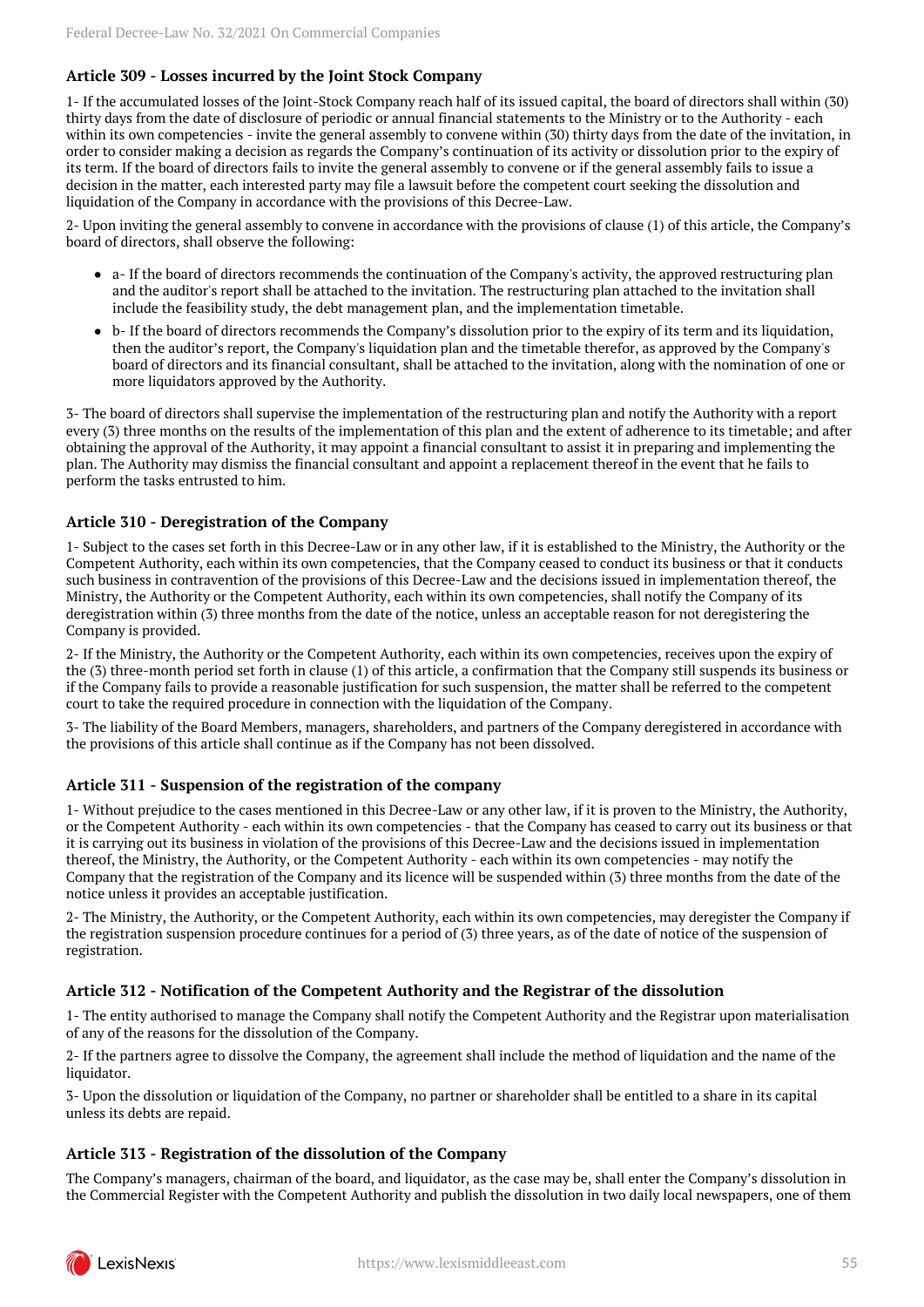### Article 309 - Losses incurred by the Joint Stock Company

1- If the accumulated losses of the Joint-Stock Company reach half of its issued capital, the board of directors shall within (30) thirty days from the date of disclosure of periodic or annual financial statements to the Ministry or to the Authority - each within its own competencies - invite the general assembly to convene within (30) thirty days from the date of the invitation, in order to consider making a decision as regards the Company's continuation of its activity or dissolution prior to the expiry of its term. If the board of directors fails to invite the general assembly to convene or if the general assembly fails to issue a decision in the matter, each interested party may file a lawsuit before the competent court seeking the dissolution and liquidation of the Company in accordance with the provisions of this Decree-Law.

2- Upon inviting the general assembly to convene in accordance with the provisions of clause (1) of this article, the Company's board of directors, shall observe the following:

- a- If the board of directors recommends the continuation of the Company's activity, the approved restructuring plan and the auditor's report shall be attached to the invitation. The restructuring plan attached to the invitation shall include the feasibility study, the debt management plan, and the implementation timetable.
- b- If the board of directors recommends the Company's dissolution prior to the expiry of its term and its liquidation, then the auditor's report, the Company's liquidation plan and the timetable therefor, as approved by the Company's board of directors and its financial consultant, shall be attached to the invitation, along with the nomination of one or more liquidators approved by the Authority.

3- The board of directors shall supervise the implementation of the restructuring plan and notify the Authority with a report every (3) three months on the results of the implementation of this plan and the extent of adherence to its timetable; and after obtaining the approval of the Authority, it may appoint a financial consultant to assist it in preparing and implementing the plan. The Authority may dismiss the financial consultant and appoint a replacement thereof in the event that he fails to perform the tasks entrusted to him.

### Article 310 - Deregistration of the Company

1- Subject to the cases set forth in this Decree-Law or in any other law, if it is established to the Ministry, the Authority or the Competent Authority, each within its own competencies, that the Company ceased to conduct its business or that it conducts such business in contravention of the provisions of this Decree-Law and the decisions issued in implementation thereof, the Ministry, the Authority or the Competent Authority, each within its own competencies, shall notify the Company of its deregistration within (3) three months from the date of the notice, unless an acceptable reason for not deregistering the Company is provided.

2- If the Ministry, the Authority or the Competent Authority, each within its own competencies, receives upon the expiry of the (3) three-month period set forth in clause (1) of this article, a confirmation that the Company still suspends its business or if the Company fails to provide a reasonable justification for such suspension, the matter shall be referred to the competent court to take the required procedure in connection with the liquidation of the Company.

3- The liability of the Board Members, managers, shareholders, and partners of the Company deregistered in accordance with the provisions of this article shall continue as if the Company has not been dissolved.

### Article 311 - Suspension of the registration of the company

1- Without prejudice to the cases mentioned in this Decree-Law or any other law, if it is proven to the Ministry, the Authority, or the Competent Authority - each within its own competencies - that the Company has ceased to carry out its business or that it is carrying out its business in violation of the provisions of this Decree-Law and the decisions issued in implementation thereof, the Ministry, the Authority, or the Competent Authority - each within its own competencies - may notify the Company that the registration of the Company and its licence will be suspended within (3) three months from the date of the notice unless it provides an acceptable justification.

2- The Ministry, the Authority, or the Competent Authority, each within its own competencies, may deregister the Company if the registration suspension procedure continues for a period of (3) three years, as of the date of notice of the suspension of registration.

### Article 312 - Notification of the Competent Authority and the Registrar of the dissolution

1- The entity authorised to manage the Company shall notify the Competent Authority and the Registrar upon materialisation of any of the reasons for the dissolution of the Company.

2- If the partners agree to dissolve the Company, the agreement shall include the method of liquidation and the name of the liquidator.

3- Upon the dissolution or liquidation of the Company, no partner or shareholder shall be entitled to a share in its capital unless its debts are repaid.

### Article 313 - Registration of the dissolution of the Company

The Company's managers, chairman of the board, and liquidator, as the case may be, shall enter the Company's dissolution in the Commercial Register with the Competent Authority and publish the dissolution in two daily local newspapers, one of them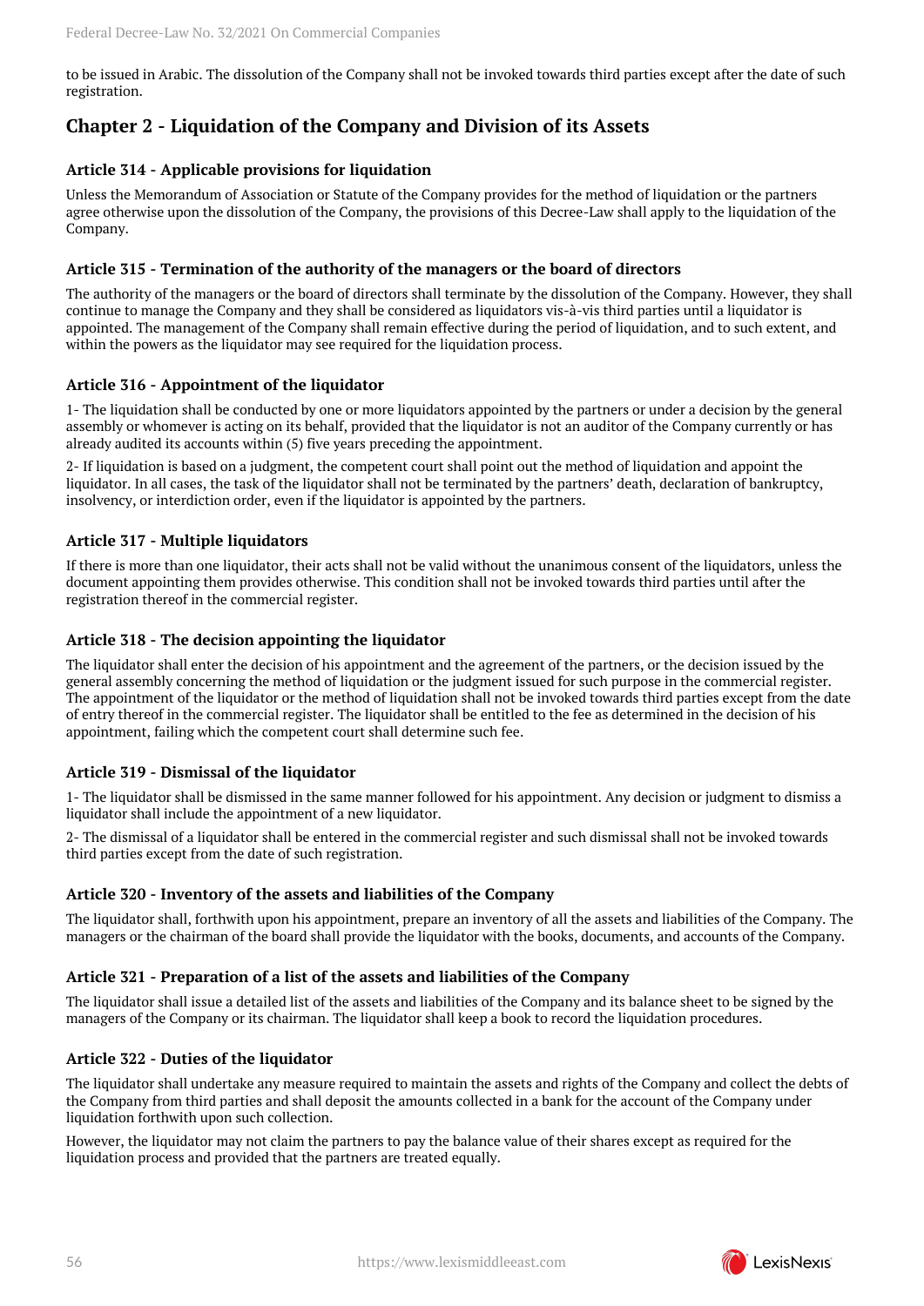to be issued in Arabic. The dissolution of the Company shall not be invoked towards third parties except after the date of such registration.

## Chapter 2 - Liquidation of the Company and Division of its Assets

### Article 314 - Applicable provisions for liquidation

Unless the Memorandum of Association or Statute of the Company provides for the method of liquidation or the partners agree otherwise upon the dissolution of the Company, the provisions of this Decree-Law shall apply to the liquidation of the Company.

### Article 315 - Termination of the authority of the managers or the board of directors

The authority of the managers or the board of directors shall terminate by the dissolution of the Company. However, they shall continue to manage the Company and they shall be considered as liquidators vis-à-vis third parties until a liquidator is appointed. The management of the Company shall remain effective during the period of liquidation, and to such extent, and within the powers as the liquidator may see required for the liquidation process.

### Article 316 - Appointment of the liquidator

1- The liquidation shall be conducted by one or more liquidators appointed by the partners or under a decision by the general assembly or whomever is acting on its behalf, provided that the liquidator is not an auditor of the Company currently or has already audited its accounts within (5) five years preceding the appointment.

2- If liquidation is based on a judgment, the competent court shall point out the method of liquidation and appoint the liquidator. In all cases, the task of the liquidator shall not be terminated by the partners' death, declaration of bankruptcy, insolvency, or interdiction order, even if the liquidator is appointed by the partners.

### Article 317 - Multiple liquidators

If there is more than one liquidator, their acts shall not be valid without the unanimous consent of the liquidators, unless the document appointing them provides otherwise. This condition shall not be invoked towards third parties until after the registration thereof in the commercial register.

### Article 318 - The decision appointing the liquidator

The liquidator shall enter the decision of his appointment and the agreement of the partners, or the decision issued by the general assembly concerning the method of liquidation or the judgment issued for such purpose in the commercial register. The appointment of the liquidator or the method of liquidation shall not be invoked towards third parties except from the date of entry thereof in the commercial register. The liquidator shall be entitled to the fee as determined in the decision of his appointment, failing which the competent court shall determine such fee.

### Article 319 - Dismissal of the liquidator

1- The liquidator shall be dismissed in the same manner followed for his appointment. Any decision or judgment to dismiss a liquidator shall include the appointment of a new liquidator.

2- The dismissal of a liquidator shall be entered in the commercial register and such dismissal shall not be invoked towards third parties except from the date of such registration.

### Article 320 - Inventory of the assets and liabilities of the Company

The liquidator shall, forthwith upon his appointment, prepare an inventory of all the assets and liabilities of the Company. The managers or the chairman of the board shall provide the liquidator with the books, documents, and accounts of the Company.

### Article 321 - Preparation of a list of the assets and liabilities of the Company

The liquidator shall issue a detailed list of the assets and liabilities of the Company and its balance sheet to be signed by the managers of the Company or its chairman. The liquidator shall keep a book to record the liquidation procedures.

### Article 322 - Duties of the liquidator

The liquidator shall undertake any measure required to maintain the assets and rights of the Company and collect the debts of the Company from third parties and shall deposit the amounts collected in a bank for the account of the Company under liquidation forthwith upon such collection.

However, the liquidator may not claim the partners to pay the balance value of their shares except as required for the liquidation process and provided that the partners are treated equally.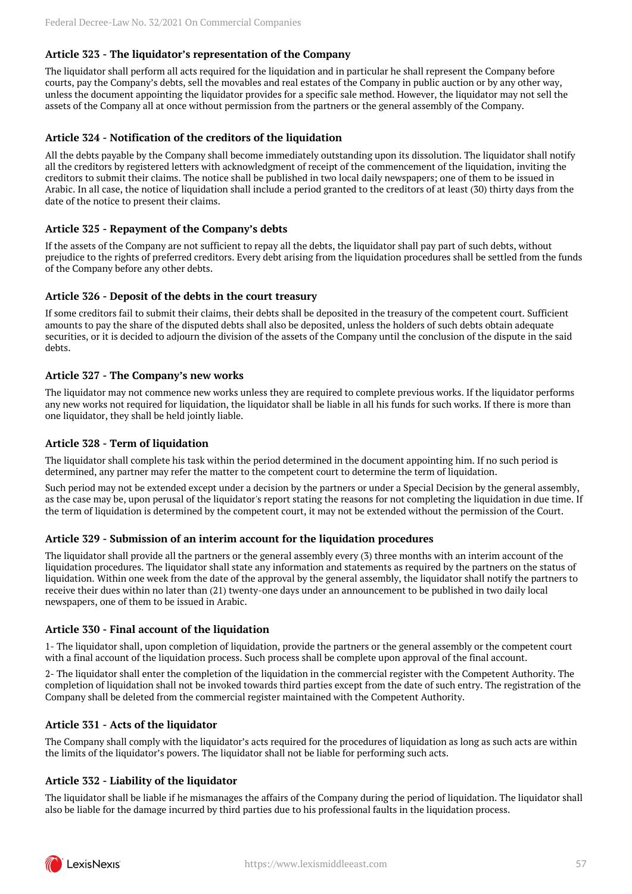### Article 323 - The liquidator's representation of the Company

The liquidator shall perform all acts required for the liquidation and in particular he shall represent the Company before courts, pay the Company's debts, sell the movables and real estates of the Company in public auction or by any other way, unless the document appointing the liquidator provides for a specific sale method. However, the liquidator may not sell the assets of the Company all at once without permission from the partners or the general assembly of the Company.

### Article 324 - Notification of the creditors of the liquidation

All the debts payable by the Company shall become immediately outstanding upon its dissolution. The liquidator shall notify all the creditors by registered letters with acknowledgment of receipt of the commencement of the liquidation, inviting the creditors to submit their claims. The notice shall be published in two local daily newspapers; one of them to be issued in Arabic. In all case, the notice of liquidation shall include a period granted to the creditors of at least (30) thirty days from the date of the notice to present their claims.

### Article 325 - Repayment of the Company's debts

If the assets of the Company are not sufficient to repay all the debts, the liquidator shall pay part of such debts, without prejudice to the rights of preferred creditors. Every debt arising from the liquidation procedures shall be settled from the funds of the Company before any other debts.

### Article 326 - Deposit of the debts in the court treasury

If some creditors fail to submit their claims, their debts shall be deposited in the treasury of the competent court. Sufficient amounts to pay the share of the disputed debts shall also be deposited, unless the holders of such debts obtain adequate securities, or it is decided to adjourn the division of the assets of the Company until the conclusion of the dispute in the said debts.

### Article 327 - The Company's new works

The liquidator may not commence new works unless they are required to complete previous works. If the liquidator performs any new works not required for liquidation, the liquidator shall be liable in all his funds for such works. If there is more than one liquidator, they shall be held jointly liable.

### Article 328 - Term of liquidation

The liquidator shall complete his task within the period determined in the document appointing him. If no such period is determined, any partner may refer the matter to the competent court to determine the term of liquidation.

Such period may not be extended except under a decision by the partners or under a Special Decision by the general assembly, as the case may be, upon perusal of the liquidator's report stating the reasons for not completing the liquidation in due time. If the term of liquidation is determined by the competent court, it may not be extended without the permission of the Court.

### Article 329 - Submission of an interim account for the liquidation procedures

The liquidator shall provide all the partners or the general assembly every (3) three months with an interim account of the liquidation procedures. The liquidator shall state any information and statements as required by the partners on the status of liquidation. Within one week from the date of the approval by the general assembly, the liquidator shall notify the partners to receive their dues within no later than (21) twenty-one days under an announcement to be published in two daily local newspapers, one of them to be issued in Arabic.

### Article 330 - Final account of the liquidation

1- The liquidator shall, upon completion of liquidation, provide the partners or the general assembly or the competent court with a final account of the liquidation process. Such process shall be complete upon approval of the final account.

2- The liquidator shall enter the completion of the liquidation in the commercial register with the Competent Authority. The completion of liquidation shall not be invoked towards third parties except from the date of such entry. The registration of the Company shall be deleted from the commercial register maintained with the Competent Authority.

### Article 331 - Acts of the liquidator

The Company shall comply with the liquidator's acts required for the procedures of liquidation as long as such acts are within the limits of the liquidator's powers. The liquidator shall not be liable for performing such acts.

### Article 332 - Liability of the liquidator

The liquidator shall be liable if he mismanages the affairs of the Company during the period of liquidation. The liquidator shall also be liable for the damage incurred by third parties due to his professional faults in the liquidation process.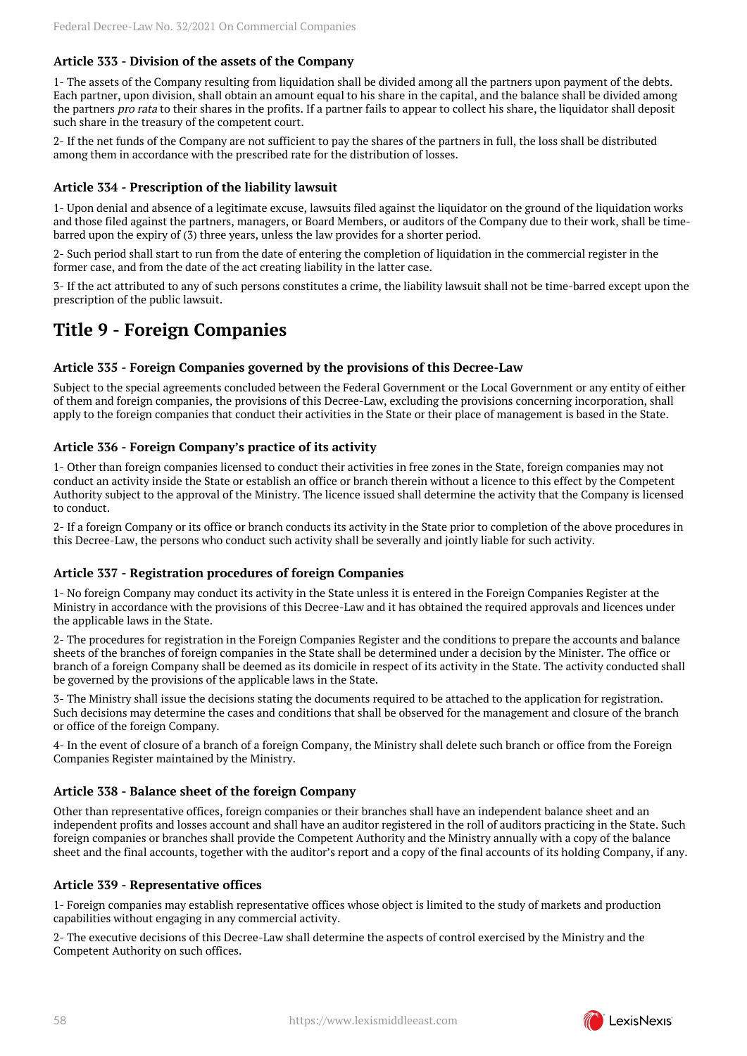### Article 333 - Division of the assets of the Company

1- The assets of the Company resulting from liquidation shall be divided among all the partners upon payment of the debts. Each partner, upon division, shall obtain an amount equal to his share in the capital, and the balance shall be divided among the partners *pro rata* to their shares in the profits. If a partner fails to appear to collect his share, the liquidator shall deposit such share in the treasury of the competent court.

2- If the net funds of the Company are not sufficient to pay the shares of the partners in full, the loss shall be distributed among them in accordance with the prescribed rate for the distribution of losses.

### Article 334 - Prescription of the liability lawsuit

1- Upon denial and absence of a legitimate excuse, lawsuits filed against the liquidator on the ground of the liquidation works and those filed against the partners, managers, or Board Members, or auditors of the Company due to their work, shall be time-barred upon the expiry of (3) three years, unless the law provides for a shorter period.

2- Such period shall start to run from the date of entering the completion of liquidation in the commercial register in the former case, and from the date of the act creating liability in the latter case.

3- If the act attributed to any of such persons constitutes a crime, the liability lawsuit shall not be time-barred except upon the prescription of the public lawsuit.

## Title 9 - Foreign Companies

### Article 335 - Foreign Companies governed by the provisions of this Decree-Law

Subject to the special agreements concluded between the Federal Government or the Local Government or any entity of either of them and foreign companies, the provisions of this Decree-Law, excluding the provisions concerning incorporation, shall apply to the foreign companies that conduct their activities in the State or their place of management is based in the State.

### Article 336 - Foreign Company's practice of its activity

1- Other than foreign companies licensed to conduct their activities in free zones in the State, foreign companies may not conduct an activity inside the State or establish an office or branch therein without a licence to this effect by the Competent Authority subject to the approval of the Ministry. The licence issued shall determine the activity that the Company is licensed to conduct.

2- If a foreign Company or its office or branch conducts its activity in the State prior to completion of the above procedures in this Decree-Law, the persons who conduct such activity shall be severally and jointly liable for such activity.

### Article 337 - Registration procedures of foreign Companies

1- No foreign Company may conduct its activity in the State unless it is entered in the Foreign Companies Register at the Ministry in accordance with the provisions of this Decree-Law and it has obtained the required approvals and licences under the applicable laws in the State.

2- The procedures for registration in the Foreign Companies Register and the conditions to prepare the accounts and balance sheets of the branches of foreign companies in the State shall be determined under a decision by the Minister. The office or branch of a foreign Company shall be deemed as its domicile in respect of its activity in the State. The activity conducted shall be governed by the provisions of the applicable laws in the State.

3- The Ministry shall issue the decisions stating the documents required to be attached to the application for registration. Such decisions may determine the cases and conditions that shall be observed for the management and closure of the branch or office of the foreign Company.

4- In the event of closure of a branch of a foreign Company, the Ministry shall delete such branch or office from the Foreign Companies Register maintained by the Ministry.

### Article 338 - Balance sheet of the foreign Company

Other than representative offices, foreign companies or their branches shall have an independent balance sheet and an independent profits and losses account and shall have an auditor registered in the roll of auditors practicing in the State. Such foreign companies or branches shall provide the Competent Authority and the Ministry annually with a copy of the balance sheet and the final accounts, together with the auditor's report and a copy of the final accounts of its holding Company, if any.

### Article 339 - Representative offices

1- Foreign companies may establish representative offices whose object is limited to the study of markets and production capabilities without engaging in any commercial activity.

2- The executive decisions of this Decree-Law shall determine the aspects of control exercised by the Ministry and the Competent Authority on such offices.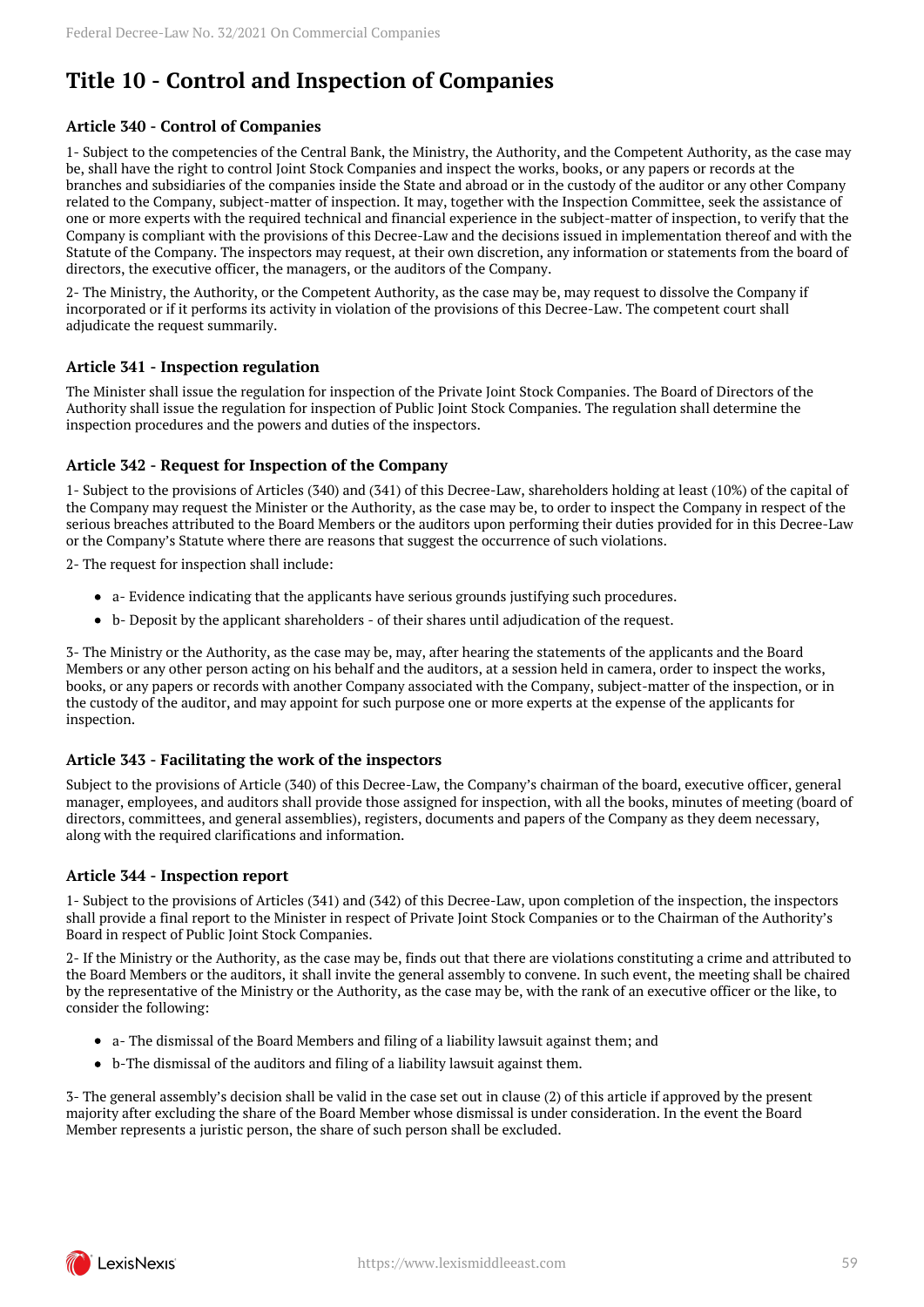# Title 10 - Control and Inspection of Companies

### Article 340 - Control of Companies

1- Subject to the competencies of the Central Bank, the Ministry, the Authority, and the Competent Authority, as the case may be, shall have the right to control Joint Stock Companies and inspect the works, books, or any papers or records at the branches and subsidiaries of the companies inside the State and abroad or in the custody of the auditor or any other Company related to the Company, subject-matter of inspection. It may, together with the Inspection Committee, seek the assistance of one or more experts with the required technical and financial experience in the subject-matter of inspection, to verify that the Company is compliant with the provisions of this Decree-Law and the decisions issued in implementation thereof and with the Statute of the Company. The inspectors may request, at their own discretion, any information or statements from the board of directors, the executive officer, the managers, or the auditors of the Company.

2- The Ministry, the Authority, or the Competent Authority, as the case may be, may request to dissolve the Company if incorporated or if it performs its activity in violation of the provisions of this Decree-Law. The competent court shall adjudicate the request summarily.

### Article 341 - Inspection regulation

The Minister shall issue the regulation for inspection of the Private Joint Stock Companies. The Board of Directors of the Authority shall issue the regulation for inspection of Public Joint Stock Companies. The regulation shall determine the inspection procedures and the powers and duties of the inspectors.

### Article 342 - Request for Inspection of the Company

1- Subject to the provisions of Articles (340) and (341) of this Decree-Law, shareholders holding at least (10%) of the capital of the Company may request the Minister or the Authority, as the case may be, to order to inspect the Company in respect of the serious breaches attributed to the Board Members or the auditors upon performing their duties provided for in this Decree-Law or the Company's Statute where there are reasons that suggest the occurrence of such violations.

2- The request for inspection shall include:

- a- Evidence indicating that the applicants have serious grounds justifying such procedures.
- b- Deposit by the applicant shareholders - of their shares until adjudication of the request.

3- The Ministry or the Authority, as the case may be, may, after hearing the statements of the applicants and the Board Members or any other person acting on his behalf and the auditors, at a session held in camera, order to inspect the works, books, or any papers or records with another Company associated with the Company, subject-matter of the inspection, or in the custody of the auditor, and may appoint for such purpose one or more experts at the expense of the applicants for inspection.

### Article 343 - Facilitating the work of the inspectors

Subject to the provisions of Article (340) of this Decree-Law, the Company's chairman of the board, executive officer, general manager, employees, and auditors shall provide those assigned for inspection, with all the books, minutes of meeting (board of directors, committees, and general assemblies), registers, documents and papers of the Company as they deem necessary, along with the required clarifications and information.

### Article 344 - Inspection report

1- Subject to the provisions of Articles (341) and (342) of this Decree-Law, upon completion of the inspection, the inspectors shall provide a final report to the Minister in respect of Private Joint Stock Companies or to the Chairman of the Authority's Board in respect of Public Joint Stock Companies.

2- If the Ministry or the Authority, as the case may be, finds out that there are violations constituting a crime and attributed to the Board Members or the auditors, it shall invite the general assembly to convene. In such event, the meeting shall be chaired by the representative of the Ministry or the Authority, as the case may be, with the rank of an executive officer or the like, to consider the following:

- a- The dismissal of the Board Members and filing of a liability lawsuit against them; and
- b-The dismissal of the auditors and filing of a liability lawsuit against them.

3- The general assembly's decision shall be valid in the case set out in clause (2) of this article if approved by the present majority after excluding the share of the Board Member whose dismissal is under consideration. In the event the Board Member represents a juristic person, the share of such person shall be excluded.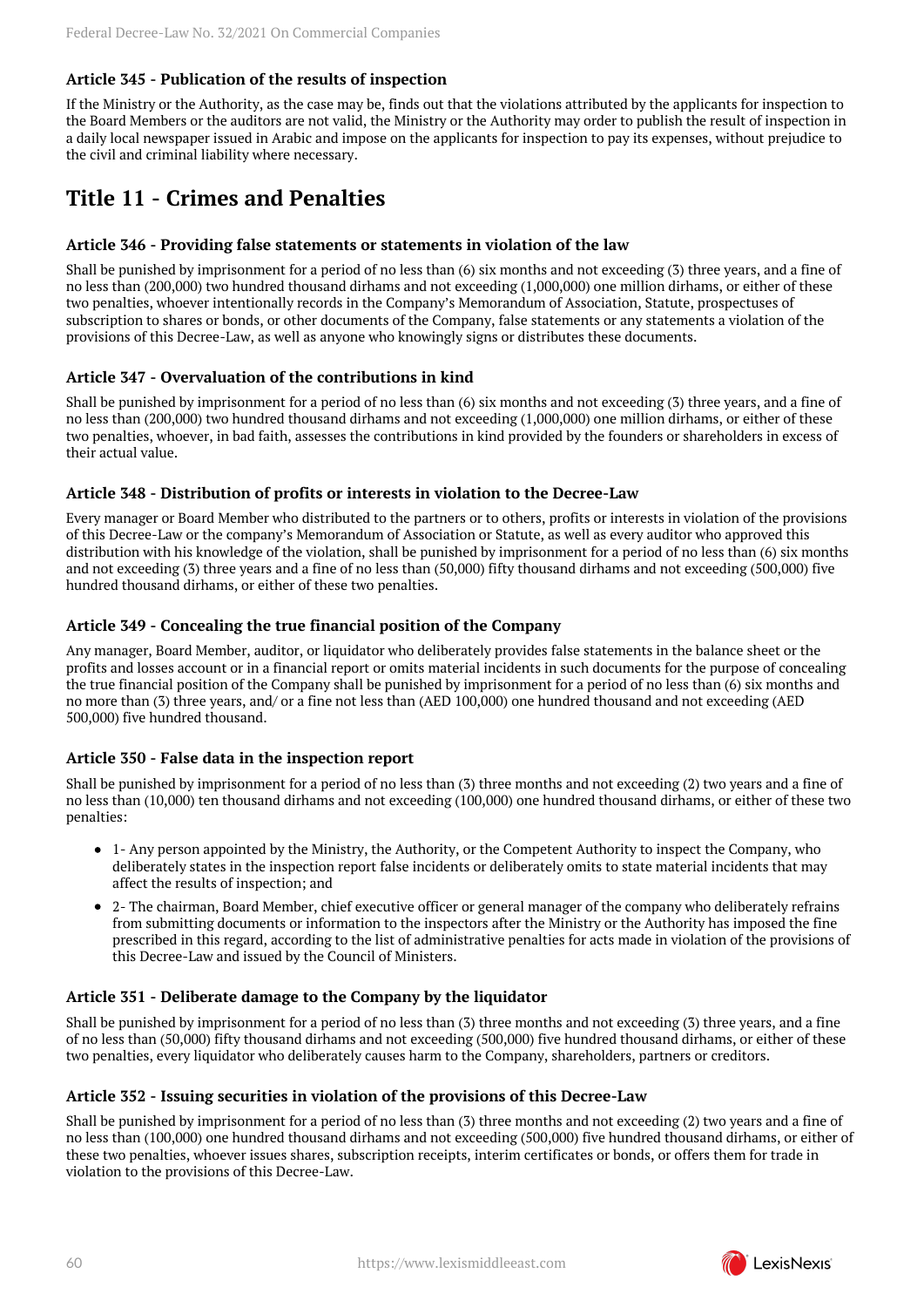### Article 345 - Publication of the results of inspection

If the Ministry or the Authority, as the case may be, finds out that the violations attributed by the applicants for inspection to the Board Members or the auditors are not valid, the Ministry or the Authority may order to publish the result of inspection in a daily local newspaper issued in Arabic and impose on the applicants for inspection to pay its expenses, without prejudice to the civil and criminal liability where necessary.

## Title 11 - Crimes and Penalties

### Article 346 - Providing false statements or statements in violation of the law

Shall be punished by imprisonment for a period of no less than (6) six months and not exceeding (3) three years, and a fine of no less than (200,000) two hundred thousand dirhams and not exceeding (1,000,000) one million dirhams, or either of these two penalties, whoever intentionally records in the Company's Memorandum of Association, Statute, prospectuses of subscription to shares or bonds, or other documents of the Company, false statements or any statements a violation of the provisions of this Decree-Law, as well as anyone who knowingly signs or distributes these documents.

### Article 347 - Overvaluation of the contributions in kind

Shall be punished by imprisonment for a period of no less than (6) six months and not exceeding (3) three years, and a fine of no less than (200,000) two hundred thousand dirhams and not exceeding (1,000,000) one million dirhams, or either of these two penalties, whoever, in bad faith, assesses the contributions in kind provided by the founders or shareholders in excess of their actual value.

### Article 348 - Distribution of profits or interests in violation to the Decree-Law

Every manager or Board Member who distributed to the partners or to others, profits or interests in violation of the provisions of this Decree-Law or the company's Memorandum of Association or Statute, as well as every auditor who approved this distribution with his knowledge of the violation, shall be punished by imprisonment for a period of no less than (6) six months and not exceeding (3) three years and a fine of no less than (50,000) fifty thousand dirhams and not exceeding (500,000) five hundred thousand dirhams, or either of these two penalties.

### Article 349 - Concealing the true financial position of the Company

Any manager, Board Member, auditor, or liquidator who deliberately provides false statements in the balance sheet or the profits and losses account or in a financial report or omits material incidents in such documents for the purpose of concealing the true financial position of the Company shall be punished by imprisonment for a period of no less than (6) six months and no more than (3) three years, and/ or a fine not less than (AED 100,000) one hundred thousand and not exceeding (AED 500,000) five hundred thousand.

### Article 350 - False data in the inspection report

Shall be punished by imprisonment for a period of no less than (3) three months and not exceeding (2) two years and a fine of no less than (10,000) ten thousand dirhams and not exceeding (100,000) one hundred thousand dirhams, or either of these two penalties:

- 1- Any person appointed by the Ministry, the Authority, or the Competent Authority to inspect the Company, who deliberately states in the inspection report false incidents or deliberately omits to state material incidents that may affect the results of inspection; and
- 2- The chairman, Board Member, chief executive officer or general manager of the company who deliberately refrains from submitting documents or information to the inspectors after the Ministry or the Authority has imposed the fine prescribed in this regard, according to the list of administrative penalties for acts made in violation of the provisions of this Decree-Law and issued by the Council of Ministers.

### Article 351 - Deliberate damage to the Company by the liquidator

Shall be punished by imprisonment for a period of no less than (3) three months and not exceeding (3) three years, and a fine of no less than (50,000) fifty thousand dirhams and not exceeding (500,000) five hundred thousand dirhams, or either of these two penalties, every liquidator who deliberately causes harm to the Company, shareholders, partners or creditors.

### Article 352 - Issuing securities in violation of the provisions of this Decree-Law

Shall be punished by imprisonment for a period of no less than (3) three months and not exceeding (2) two years and a fine of no less than (100,000) one hundred thousand dirhams and not exceeding (500,000) five hundred thousand dirhams, or either of these two penalties, whoever issues shares, subscription receipts, interim certificates or bonds, or offers them for trade in violation to the provisions of this Decree-Law.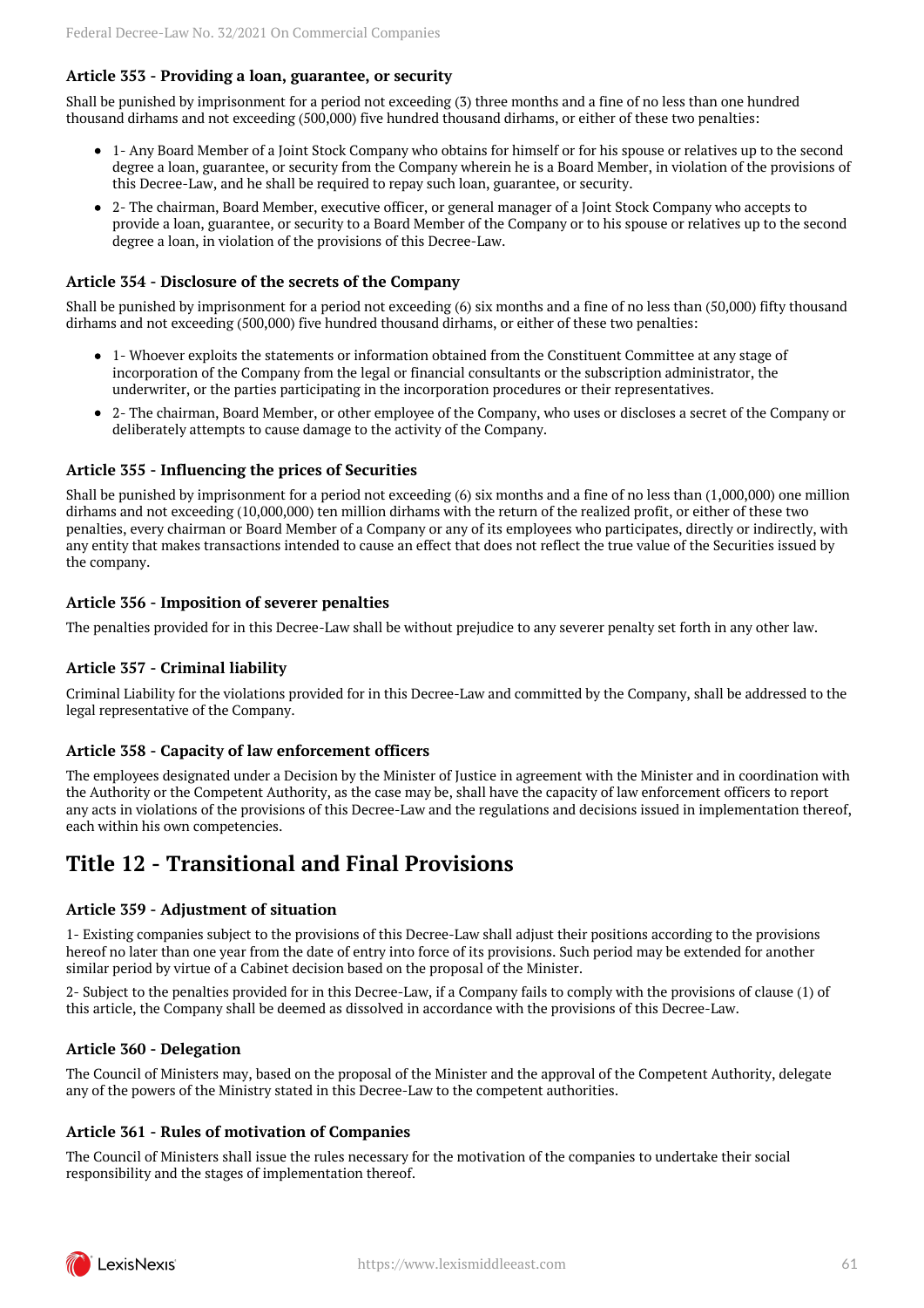### Article 353 - Providing a loan, guarantee, or security

Shall be punished by imprisonment for a period not exceeding (3) three months and a fine of no less than one hundred thousand dirhams and not exceeding (500,000) five hundred thousand dirhams, or either of these two penalties:

- 1- Any Board Member of a Joint Stock Company who obtains for himself or for his spouse or relatives up to the second degree a loan, guarantee, or security from the Company wherein he is a Board Member, in violation of the provisions of this Decree-Law, and he shall be required to repay such loan, guarantee, or security.
- 2- The chairman, Board Member, executive officer, or general manager of a Joint Stock Company who accepts to provide a loan, guarantee, or security to a Board Member of the Company or to his spouse or relatives up to the second degree a loan, in violation of the provisions of this Decree-Law.

### Article 354 - Disclosure of the secrets of the Company

Shall be punished by imprisonment for a period not exceeding (6) six months and a fine of no less than (50,000) fifty thousand dirhams and not exceeding (500,000) five hundred thousand dirhams, or either of these two penalties:

- 1- Whoever exploits the statements or information obtained from the Constituent Committee at any stage of incorporation of the Company from the legal or financial consultants or the subscription administrator, the underwriter, or the parties participating in the incorporation procedures or their representatives.
- 2- The chairman, Board Member, or other employee of the Company, who uses or discloses a secret of the Company or deliberately attempts to cause damage to the activity of the Company.

### Article 355 - Influencing the prices of Securities

Shall be punished by imprisonment for a period not exceeding (6) six months and a fine of no less than (1,000,000) one million dirhams and not exceeding (10,000,000) ten million dirhams with the return of the realized profit, or either of these two penalties, every chairman or Board Member of a Company or any of its employees who participates, directly or indirectly, with any entity that makes transactions intended to cause an effect that does not reflect the true value of the Securities issued by the company.

### Article 356 - Imposition of severer penalties

The penalties provided for in this Decree-Law shall be without prejudice to any severer penalty set forth in any other law.

### Article 357 - Criminal liability

Criminal Liability for the violations provided for in this Decree-Law and committed by the Company, shall be addressed to the legal representative of the Company.

### Article 358 - Capacity of law enforcement officers

The employees designated under a Decision by the Minister of Justice in agreement with the Minister and in coordination with the Authority or the Competent Authority, as the case may be, shall have the capacity of law enforcement officers to report any acts in violations of the provisions of this Decree-Law and the regulations and decisions issued in implementation thereof, each within his own competencies.

## Title 12 - Transitional and Final Provisions

### Article 359 - Adjustment of situation

1- Existing companies subject to the provisions of this Decree-Law shall adjust their positions according to the provisions hereof no later than one year from the date of entry into force of its provisions. Such period may be extended for another similar period by virtue of a Cabinet decision based on the proposal of the Minister.

2- Subject to the penalties provided for in this Decree-Law, if a Company fails to comply with the provisions of clause (1) of this article, the Company shall be deemed as dissolved in accordance with the provisions of this Decree-Law.

### Article 360 - Delegation

The Council of Ministers may, based on the proposal of the Minister and the approval of the Competent Authority, delegate any of the powers of the Ministry stated in this Decree-Law to the competent authorities.

### Article 361 - Rules of motivation of Companies

The Council of Ministers shall issue the rules necessary for the motivation of the companies to undertake their social responsibility and the stages of implementation thereof.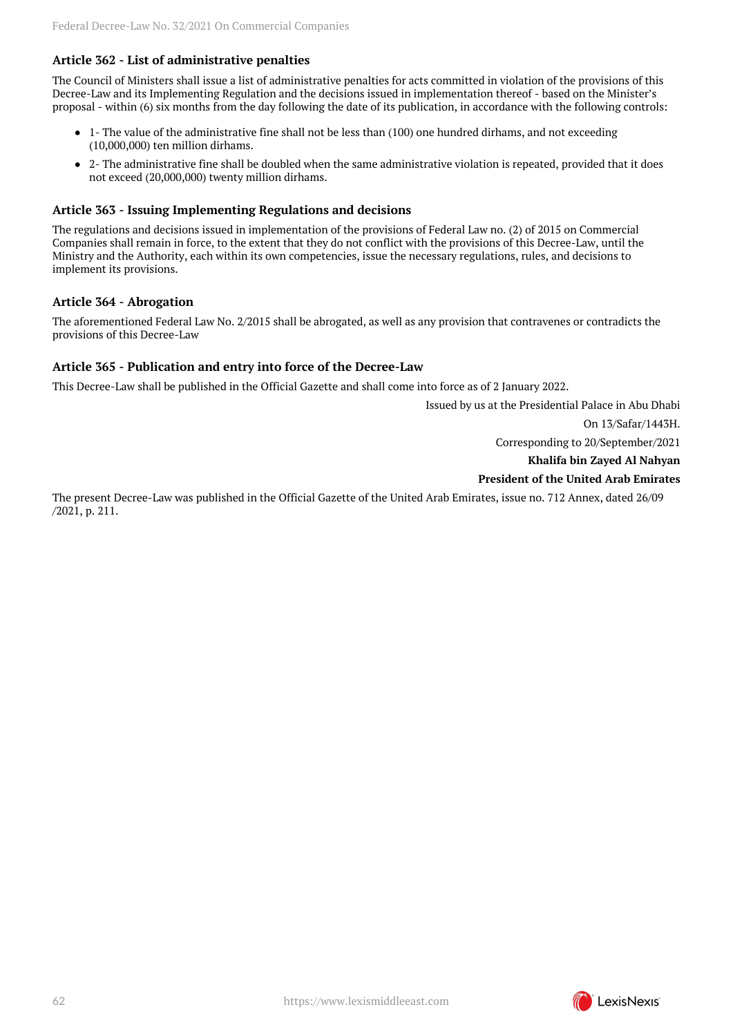### Article 362 - List of administrative penalties

The Council of Ministers shall issue a list of administrative penalties for acts committed in violation of the provisions of this Decree-Law and its Implementing Regulation and the decisions issued in implementation thereof - based on the Minister's proposal - within (6) six months from the day following the date of its publication, in accordance with the following controls:

- 1- The value of the administrative fine shall not be less than (100) one hundred dirhams, and not exceeding (10,000,000) ten million dirhams.
- 2- The administrative fine shall be doubled when the same administrative violation is repeated, provided that it does not exceed (20,000,000) twenty million dirhams.

### Article 363 - Issuing Implementing Regulations and decisions

The regulations and decisions issued in implementation of the provisions of Federal Law no. (2) of 2015 on Commercial Companies shall remain in force, to the extent that they do not conflict with the provisions of this Decree-Law, until the Ministry and the Authority, each within its own competencies, issue the necessary regulations, rules, and decisions to implement its provisions.

### Article 364 - Abrogation

The aforementioned Federal Law No. 2/2015 shall be abrogated, as well as any provision that contravenes or contradicts the provisions of this Decree-Law

### Article 365 - Publication and entry into force of the Decree-Law

This Decree-Law shall be published in the Official Gazette and shall come into force as of 2 January 2022.

Issued by us at the Presidential Palace in Abu Dhabi

On 13/Safar/1443H.

Corresponding to 20/September/2021

**Khalifa bin Zayed Al Nahyan**

**President of the United Arab Emirates**

The present Decree-Law was published in the Official Gazette of the United Arab Emirates, issue no. 712 Annex, dated 26/09/2021, p. 211.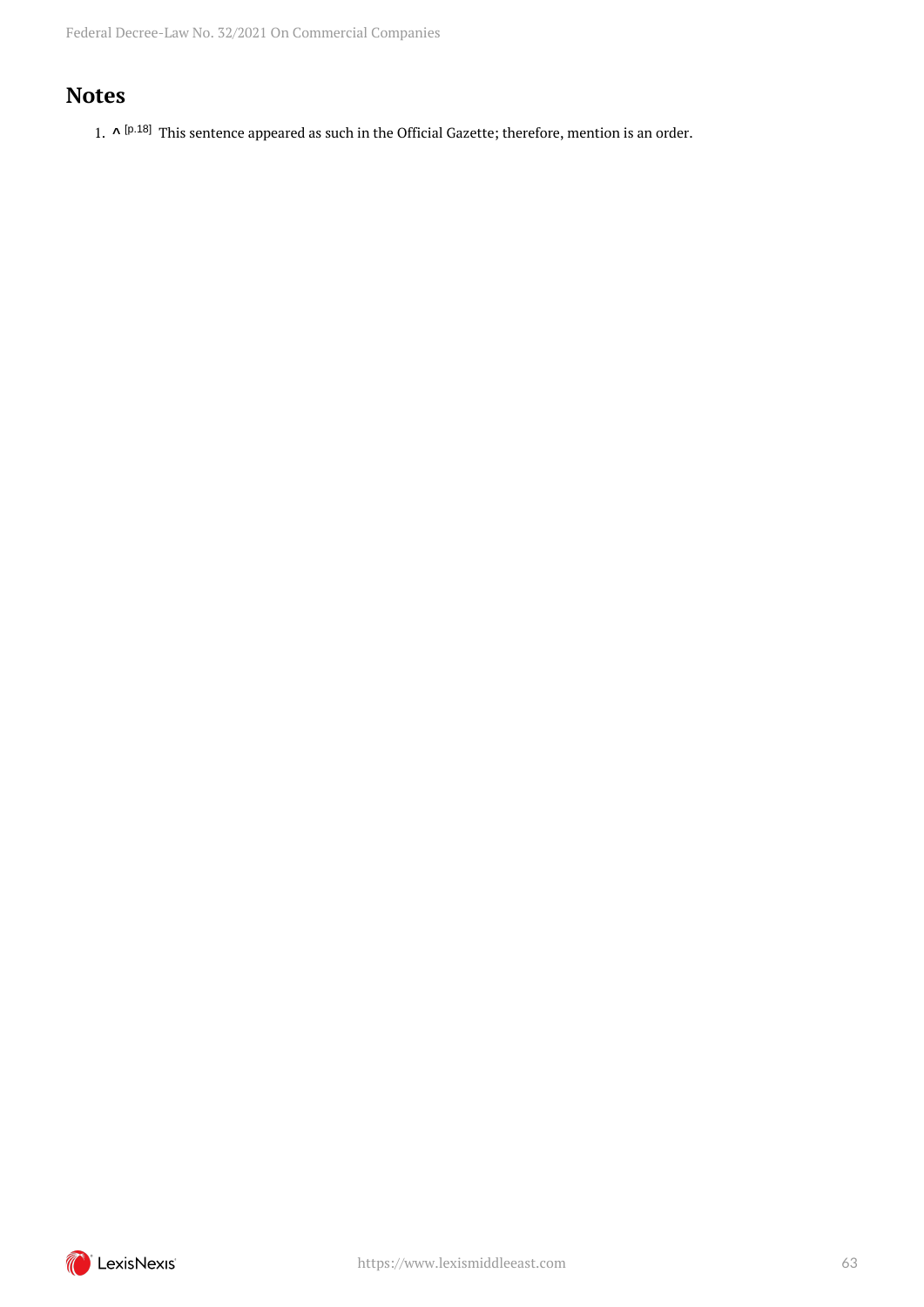## Notes

1. ^ [p.18] This sentence appeared as such in the Official Gazette; therefore, mention is an order.